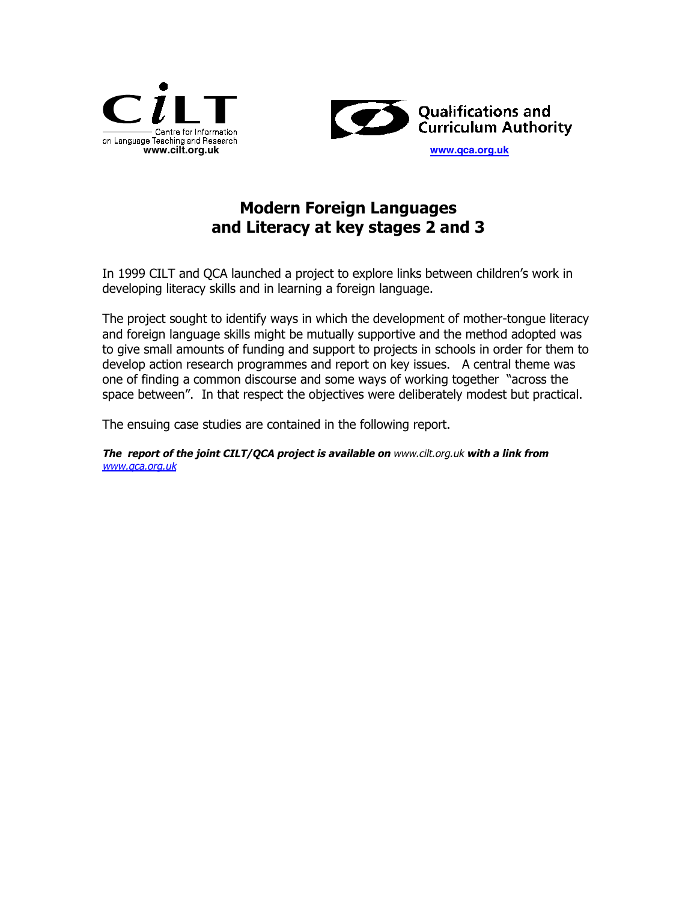CiLT

Centre for Information on Language Teaching and Research

www.cilt.org.uk

Qualifications and Curriculum Authority

www.qca.org.uk

# Modern Foreign Languages and Literacy at key stages 2 and 3

In 1999 CILT and QCA launched a project to explore links between children's work in developing literacy skills and in learning a foreign language.

The project sought to identify ways in which the development of mother-tongue literacy and foreign language skills might be mutually supportive and the method adopted was to give small amounts of funding and support to projects in schools in order for them to develop action research programmes and report on key issues. A central theme was one of finding a common discourse and some ways of working together "across the space between". In that respect the objectives were deliberately modest but practical.

The ensuing case studies are contained in the following report.

***The report of the joint CILT/QCA project is available on** www.cilt.org.uk **with a link from** www.qca.org.uk*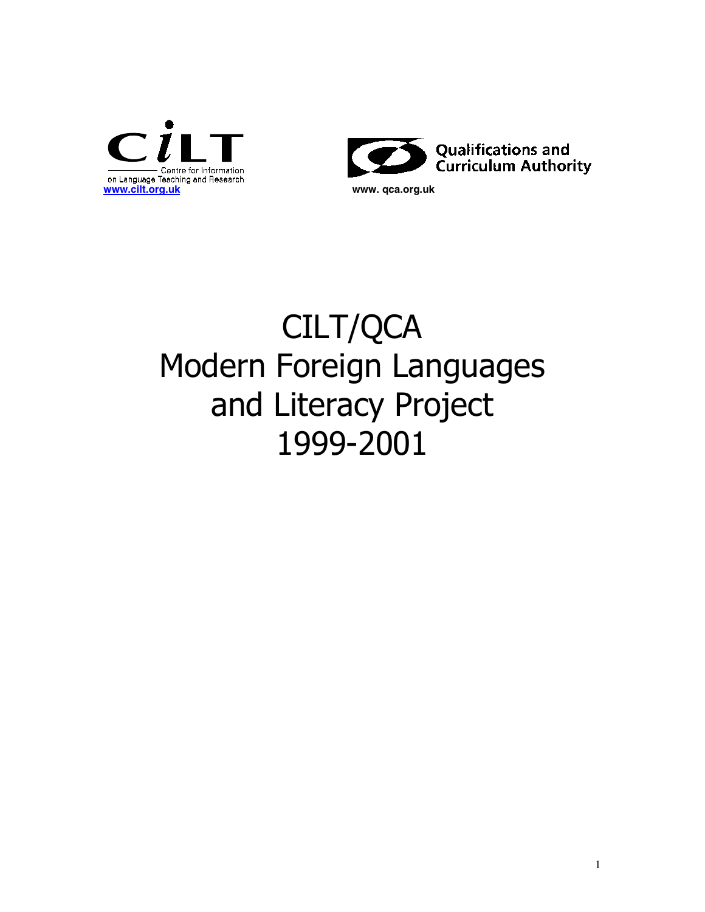Centre for Information on Language Teaching and Research

www.cilt.org.uk

Qualifications and Curriculum Authority

www. qca.org.uk

# CILT/QCA Modern Foreign Languages and Literacy Project 1999-2001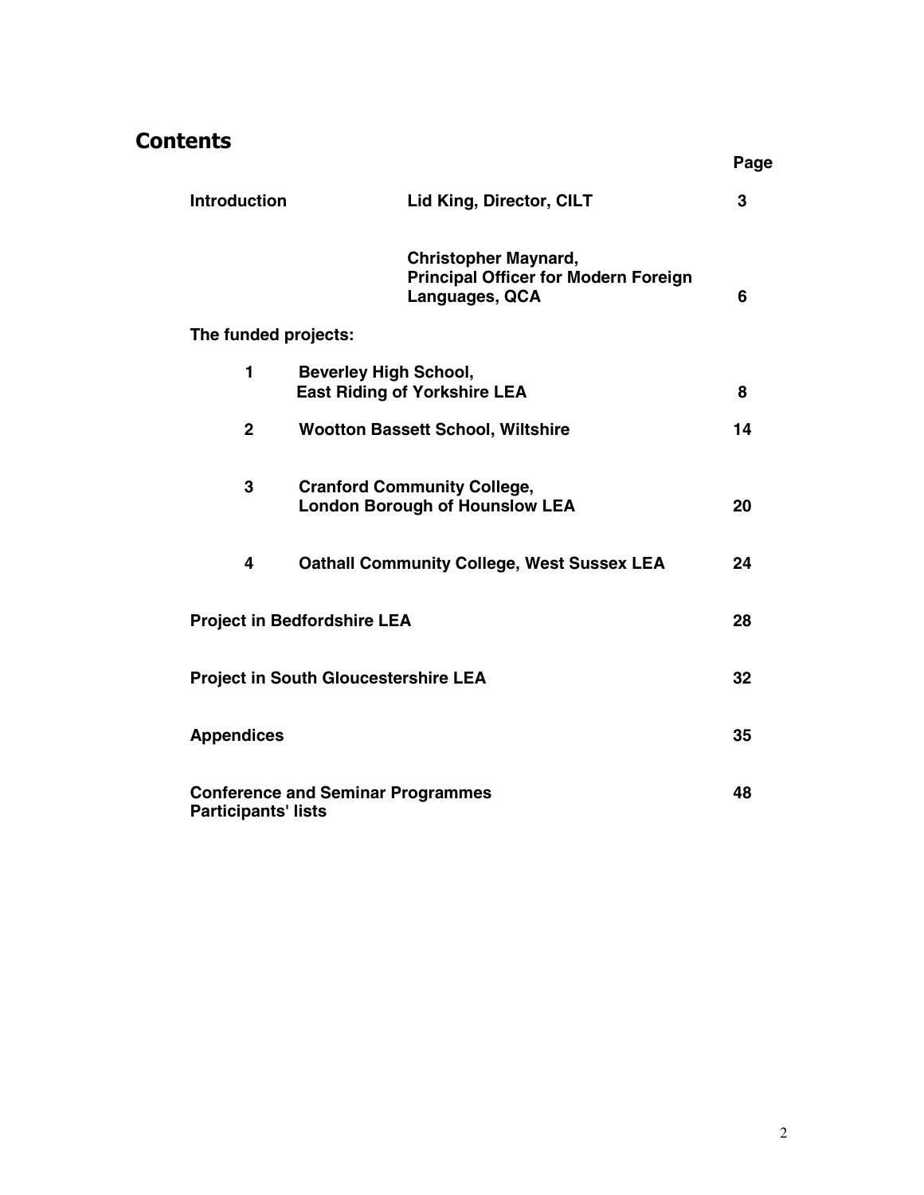# Contents

| | | Page |
|---|---|---|
| **Introduction** | **Lid King, Director, CILT** | **3** |
| | **Christopher Maynard, Principal Officer for Modern Foreign Languages, QCA** | **6** |
| **The funded projects:** | | |
| **1** | **Beverley High School, East Riding of Yorkshire LEA** | **8** |
| **2** | **Wootton Bassett School, Wiltshire** | **14** |
| **3** | **Cranford Community College, London Borough of Hounslow LEA** | **20** |
| **4** | **Oathall Community College, West Sussex LEA** | **24** |
| **Project in Bedfordshire LEA** | | **28** |
| **Project in South Gloucestershire LEA** | | **32** |
| **Appendices** | | **35** |
| **Conference and Seminar Programmes Participants' lists** | | **48** |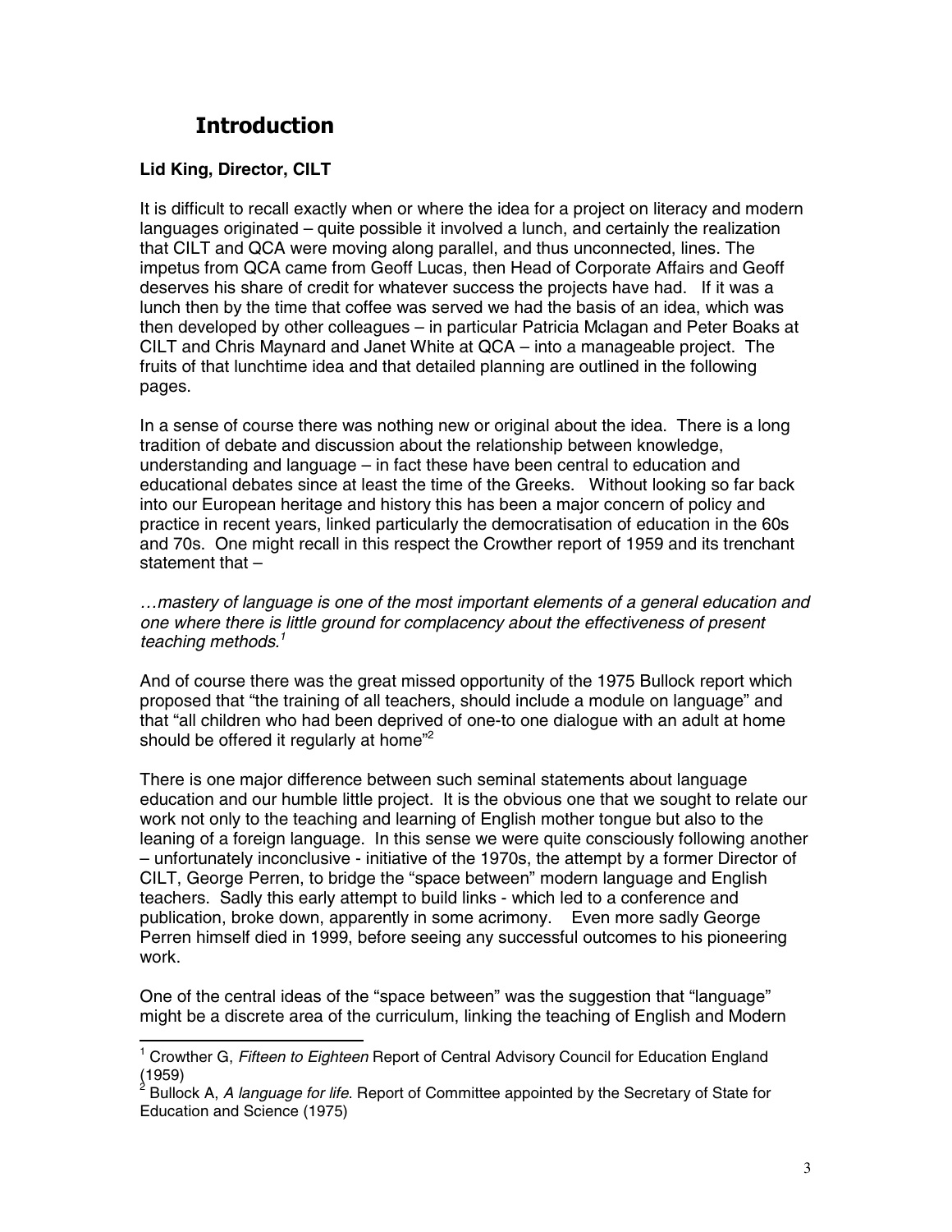# Introduction

**Lid King, Director, CILT**

It is difficult to recall exactly when or where the idea for a project on literacy and modern languages originated – quite possible it involved a lunch, and certainly the realization that CILT and QCA were moving along parallel, and thus unconnected, lines. The impetus from QCA came from Geoff Lucas, then Head of Corporate Affairs and Geoff deserves his share of credit for whatever success the projects have had. If it was a lunch then by the time that coffee was served we had the basis of an idea, which was then developed by other colleagues – in particular Patricia Mclagan and Peter Boaks at CILT and Chris Maynard and Janet White at QCA – into a manageable project. The fruits of that lunchtime idea and that detailed planning are outlined in the following pages.

In a sense of course there was nothing new or original about the idea. There is a long tradition of debate and discussion about the relationship between knowledge, understanding and language – in fact these have been central to education and educational debates since at least the time of the Greeks. Without looking so far back into our European heritage and history this has been a major concern of policy and practice in recent years, linked particularly the democratisation of education in the 60s and 70s. One might recall in this respect the Crowther report of 1959 and its trenchant statement that –

*…mastery of language is one of the most important elements of a general education and one where there is little ground for complacency about the effectiveness of present teaching methods.*[1]

And of course there was the great missed opportunity of the 1975 Bullock report which proposed that "the training of all teachers, should include a module on language" and that "all children who had been deprived of one-to one dialogue with an adult at home should be offered it regularly at home"[2]

There is one major difference between such seminal statements about language education and our humble little project. It is the obvious one that we sought to relate our work not only to the teaching and learning of English mother tongue but also to the leaning of a foreign language. In this sense we were quite consciously following another – unfortunately inconclusive - initiative of the 1970s, the attempt by a former Director of CILT, George Perren, to bridge the "space between" modern language and English teachers. Sadly this early attempt to build links - which led to a conference and publication, broke down, apparently in some acrimony. Even more sadly George Perren himself died in 1999, before seeing any successful outcomes to his pioneering work.

One of the central ideas of the "space between" was the suggestion that "language" might be a discrete area of the curriculum, linking the teaching of English and Modern

---

[1] Crowther G, *Fifteen to Eighteen* Report of Central Advisory Council for Education England (1959)

[2] Bullock A, *A language for life*. Report of Committee appointed by the Secretary of State for Education and Science (1975)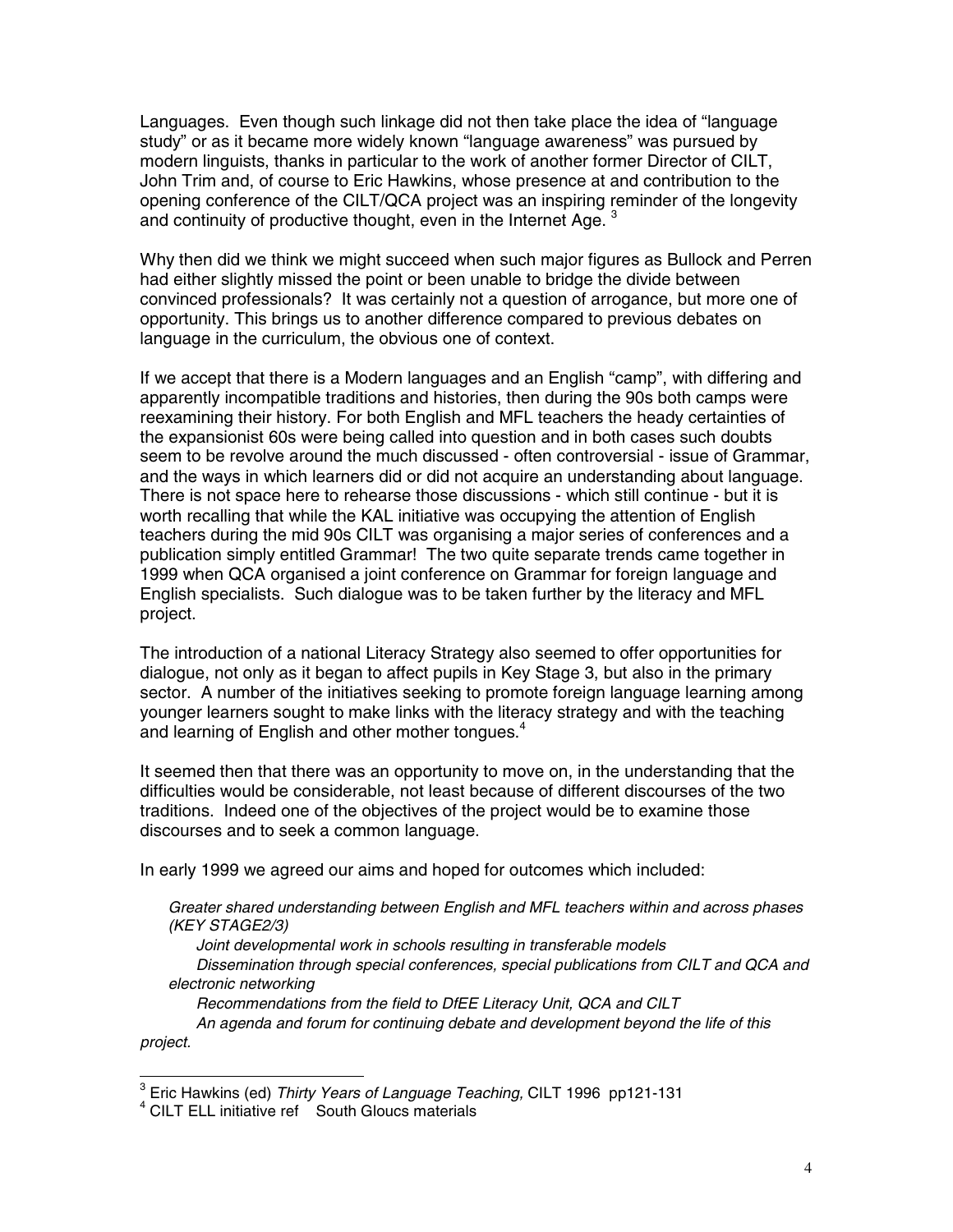Languages. Even though such linkage did not then take place the idea of "language study" or as it became more widely known "language awareness" was pursued by modern linguists, thanks in particular to the work of another former Director of CILT, John Trim and, of course to Eric Hawkins, whose presence at and contribution to the opening conference of the CILT/QCA project was an inspiring reminder of the longevity and continuity of productive thought, even in the Internet Age. [3]

Why then did we think we might succeed when such major figures as Bullock and Perren had either slightly missed the point or been unable to bridge the divide between convinced professionals? It was certainly not a question of arrogance, but more one of opportunity. This brings us to another difference compared to previous debates on language in the curriculum, the obvious one of context.

If we accept that there is a Modern languages and an English "camp", with differing and apparently incompatible traditions and histories, then during the 90s both camps were reexamining their history. For both English and MFL teachers the heady certainties of the expansionist 60s were being called into question and in both cases such doubts seem to be revolve around the much discussed - often controversial - issue of Grammar, and the ways in which learners did or did not acquire an understanding about language. There is not space here to rehearse those discussions - which still continue - but it is worth recalling that while the KAL initiative was occupying the attention of English teachers during the mid 90s CILT was organising a major series of conferences and a publication simply entitled Grammar! The two quite separate trends came together in 1999 when QCA organised a joint conference on Grammar for foreign language and English specialists. Such dialogue was to be taken further by the literacy and MFL project.

The introduction of a national Literacy Strategy also seemed to offer opportunities for dialogue, not only as it began to affect pupils in Key Stage 3, but also in the primary sector. A number of the initiatives seeking to promote foreign language learning among younger learners sought to make links with the literacy strategy and with the teaching and learning of English and other mother tongues.[4]

It seemed then that there was an opportunity to move on, in the understanding that the difficulties would be considerable, not least because of different discourses of the two traditions. Indeed one of the objectives of the project would be to examine those discourses and to seek a common language.

In early 1999 we agreed our aims and hoped for outcomes which included:

*Greater shared understanding between English and MFL teachers within and across phases (KEY STAGE2/3)*

*Joint developmental work in schools resulting in transferable models*

*Dissemination through special conferences, special publications from CILT and QCA and electronic networking*

*Recommendations from the field to DfEE Literacy Unit, QCA and CILT*

*An agenda and forum for continuing debate and development beyond the life of this project.*

---

[3] Eric Hawkins (ed) *Thirty Years of Language Teaching,* CILT 1996 pp121-131

[4] CILT ELL initiative ref South Gloucs materials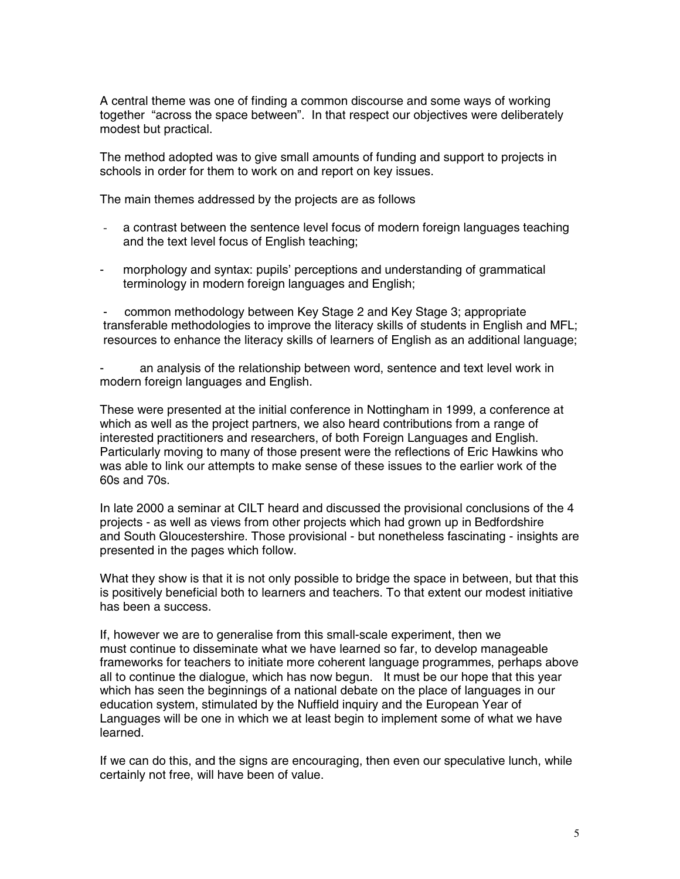A central theme was one of finding a common discourse and some ways of working together "across the space between". In that respect our objectives were deliberately modest but practical.

The method adopted was to give small amounts of funding and support to projects in schools in order for them to work on and report on key issues.

The main themes addressed by the projects are as follows

- a contrast between the sentence level focus of modern foreign languages teaching and the text level focus of English teaching;
- morphology and syntax: pupils' perceptions and understanding of grammatical terminology in modern foreign languages and English;
- common methodology between Key Stage 2 and Key Stage 3; appropriate transferable methodologies to improve the literacy skills of students in English and MFL; resources to enhance the literacy skills of learners of English as an additional language;
- an analysis of the relationship between word, sentence and text level work in modern foreign languages and English.

These were presented at the initial conference in Nottingham in 1999, a conference at which as well as the project partners, we also heard contributions from a range of interested practitioners and researchers, of both Foreign Languages and English. Particularly moving to many of those present were the reflections of Eric Hawkins who was able to link our attempts to make sense of these issues to the earlier work of the 60s and 70s.

In late 2000 a seminar at CILT heard and discussed the provisional conclusions of the 4 projects - as well as views from other projects which had grown up in Bedfordshire and South Gloucestershire. Those provisional - but nonetheless fascinating - insights are presented in the pages which follow.

What they show is that it is not only possible to bridge the space in between, but that this is positively beneficial both to learners and teachers. To that extent our modest initiative has been a success.

If, however we are to generalise from this small-scale experiment, then we must continue to disseminate what we have learned so far, to develop manageable frameworks for teachers to initiate more coherent language programmes, perhaps above all to continue the dialogue, which has now begun. It must be our hope that this year which has seen the beginnings of a national debate on the place of languages in our education system, stimulated by the Nuffield inquiry and the European Year of Languages will be one in which we at least begin to implement some of what we have learned.

If we can do this, and the signs are encouraging, then even our speculative lunch, while certainly not free, will have been of value.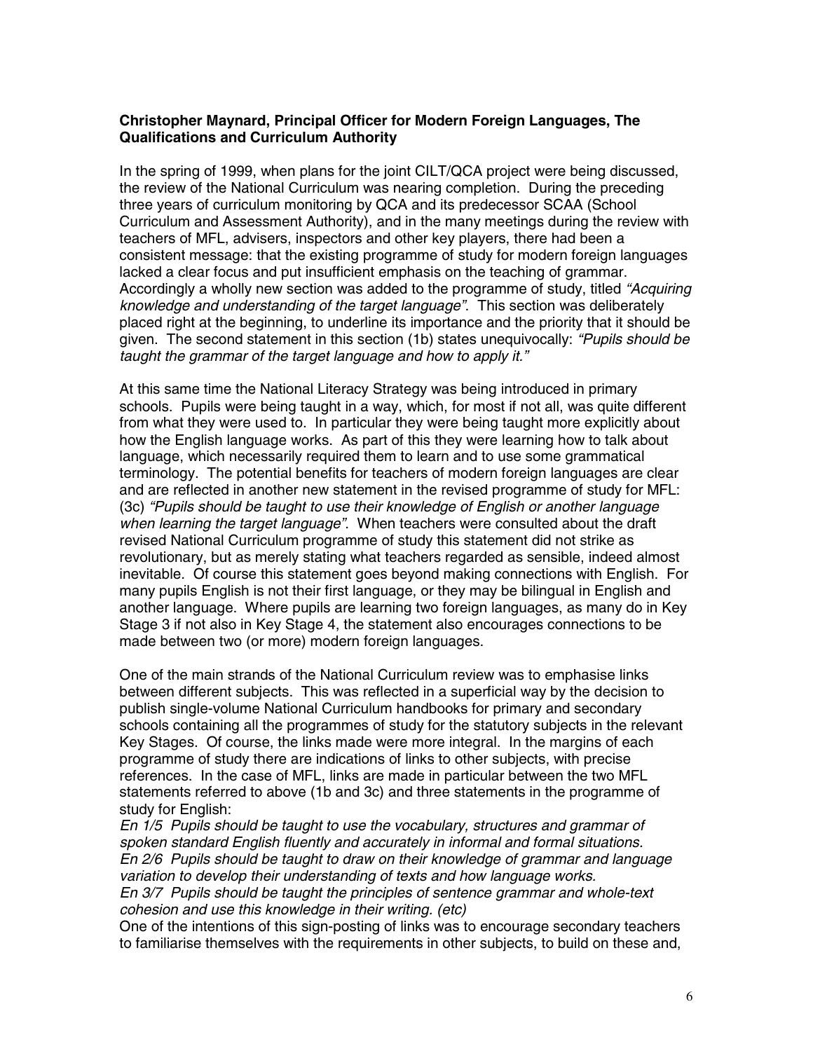**Christopher Maynard, Principal Officer for Modern Foreign Languages, The Qualifications and Curriculum Authority**

In the spring of 1999, when plans for the joint CILT/QCA project were being discussed, the review of the National Curriculum was nearing completion. During the preceding three years of curriculum monitoring by QCA and its predecessor SCAA (School Curriculum and Assessment Authority), and in the many meetings during the review with teachers of MFL, advisers, inspectors and other key players, there had been a consistent message: that the existing programme of study for modern foreign languages lacked a clear focus and put insufficient emphasis on the teaching of grammar. Accordingly a wholly new section was added to the programme of study, titled *"Acquiring knowledge and understanding of the target language"*. This section was deliberately placed right at the beginning, to underline its importance and the priority that it should be given. The second statement in this section (1b) states unequivocally: *"Pupils should be taught the grammar of the target language and how to apply it."*

At this same time the National Literacy Strategy was being introduced in primary schools. Pupils were being taught in a way, which, for most if not all, was quite different from what they were used to. In particular they were being taught more explicitly about how the English language works. As part of this they were learning how to talk about language, which necessarily required them to learn and to use some grammatical terminology. The potential benefits for teachers of modern foreign languages are clear and are reflected in another new statement in the revised programme of study for MFL: (3c) *"Pupils should be taught to use their knowledge of English or another language when learning the target language"*. When teachers were consulted about the draft revised National Curriculum programme of study this statement did not strike as revolutionary, but as merely stating what teachers regarded as sensible, indeed almost inevitable. Of course this statement goes beyond making connections with English. For many pupils English is not their first language, or they may be bilingual in English and another language. Where pupils are learning two foreign languages, as many do in Key Stage 3 if not also in Key Stage 4, the statement also encourages connections to be made between two (or more) modern foreign languages.

One of the main strands of the National Curriculum review was to emphasise links between different subjects. This was reflected in a superficial way by the decision to publish single-volume National Curriculum handbooks for primary and secondary schools containing all the programmes of study for the statutory subjects in the relevant Key Stages. Of course, the links made were more integral. In the margins of each programme of study there are indications of links to other subjects, with precise references. In the case of MFL, links are made in particular between the two MFL statements referred to above (1b and 3c) and three statements in the programme of study for English:

*En 1/5 Pupils should be taught to use the vocabulary, structures and grammar of spoken standard English fluently and accurately in informal and formal situations.*
*En 2/6 Pupils should be taught to draw on their knowledge of grammar and language variation to develop their understanding of texts and how language works.*
*En 3/7 Pupils should be taught the principles of sentence grammar and whole-text cohesion and use this knowledge in their writing. (etc)*

One of the intentions of this sign-posting of links was to encourage secondary teachers to familiarise themselves with the requirements in other subjects, to build on these and,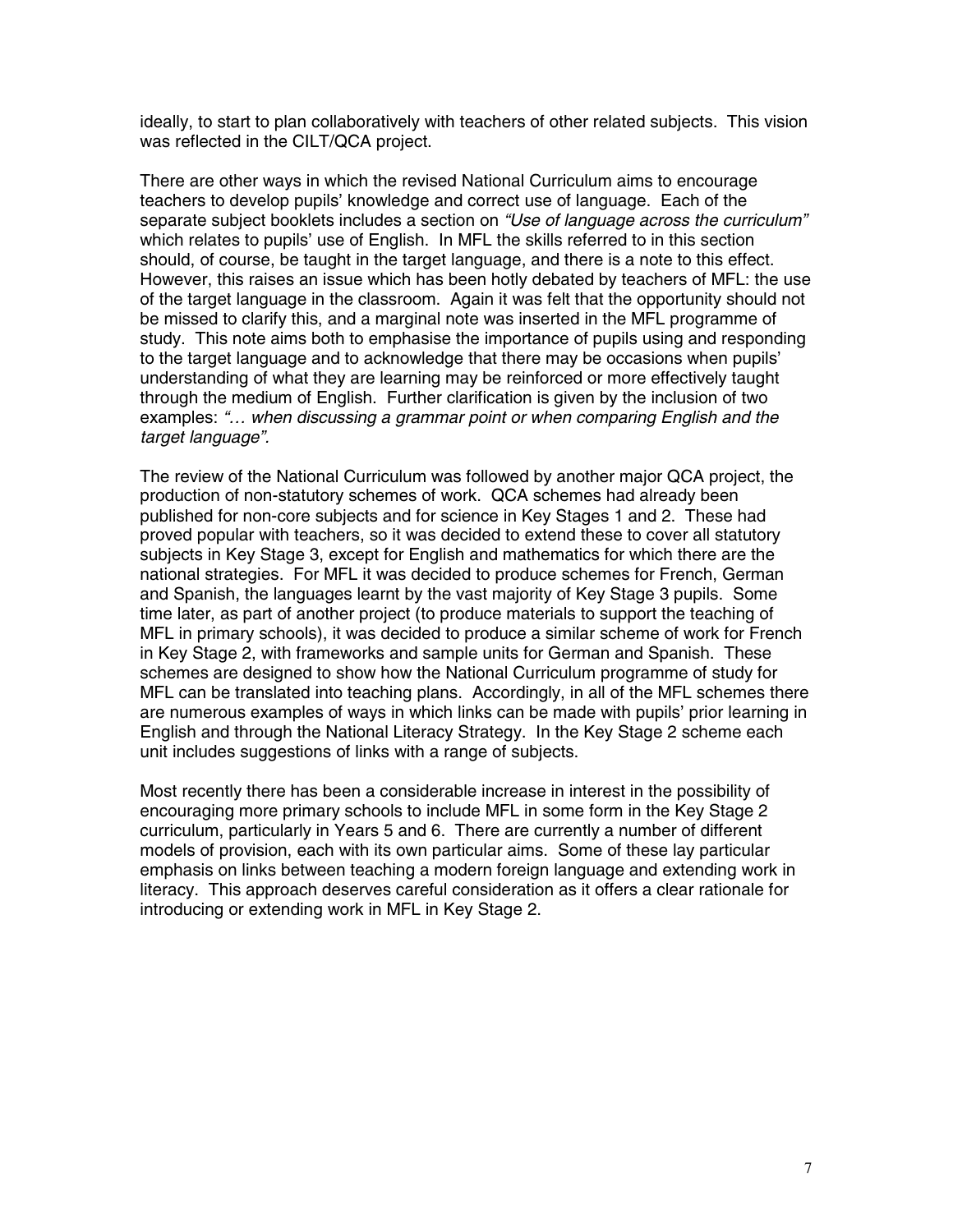ideally, to start to plan collaboratively with teachers of other related subjects. This vision was reflected in the CILT/QCA project.

There are other ways in which the revised National Curriculum aims to encourage teachers to develop pupils' knowledge and correct use of language. Each of the separate subject booklets includes a section on *"Use of language across the curriculum"* which relates to pupils' use of English. In MFL the skills referred to in this section should, of course, be taught in the target language, and there is a note to this effect. However, this raises an issue which has been hotly debated by teachers of MFL: the use of the target language in the classroom. Again it was felt that the opportunity should not be missed to clarify this, and a marginal note was inserted in the MFL programme of study. This note aims both to emphasise the importance of pupils using and responding to the target language and to acknowledge that there may be occasions when pupils' understanding of what they are learning may be reinforced or more effectively taught through the medium of English. Further clarification is given by the inclusion of two examples: *"… when discussing a grammar point or when comparing English and the target language".*

The review of the National Curriculum was followed by another major QCA project, the production of non-statutory schemes of work. QCA schemes had already been published for non-core subjects and for science in Key Stages 1 and 2. These had proved popular with teachers, so it was decided to extend these to cover all statutory subjects in Key Stage 3, except for English and mathematics for which there are the national strategies. For MFL it was decided to produce schemes for French, German and Spanish, the languages learnt by the vast majority of Key Stage 3 pupils. Some time later, as part of another project (to produce materials to support the teaching of MFL in primary schools), it was decided to produce a similar scheme of work for French in Key Stage 2, with frameworks and sample units for German and Spanish. These schemes are designed to show how the National Curriculum programme of study for MFL can be translated into teaching plans. Accordingly, in all of the MFL schemes there are numerous examples of ways in which links can be made with pupils' prior learning in English and through the National Literacy Strategy. In the Key Stage 2 scheme each unit includes suggestions of links with a range of subjects.

Most recently there has been a considerable increase in interest in the possibility of encouraging more primary schools to include MFL in some form in the Key Stage 2 curriculum, particularly in Years 5 and 6. There are currently a number of different models of provision, each with its own particular aims. Some of these lay particular emphasis on links between teaching a modern foreign language and extending work in literacy. This approach deserves careful consideration as it offers a clear rationale for introducing or extending work in MFL in Key Stage 2.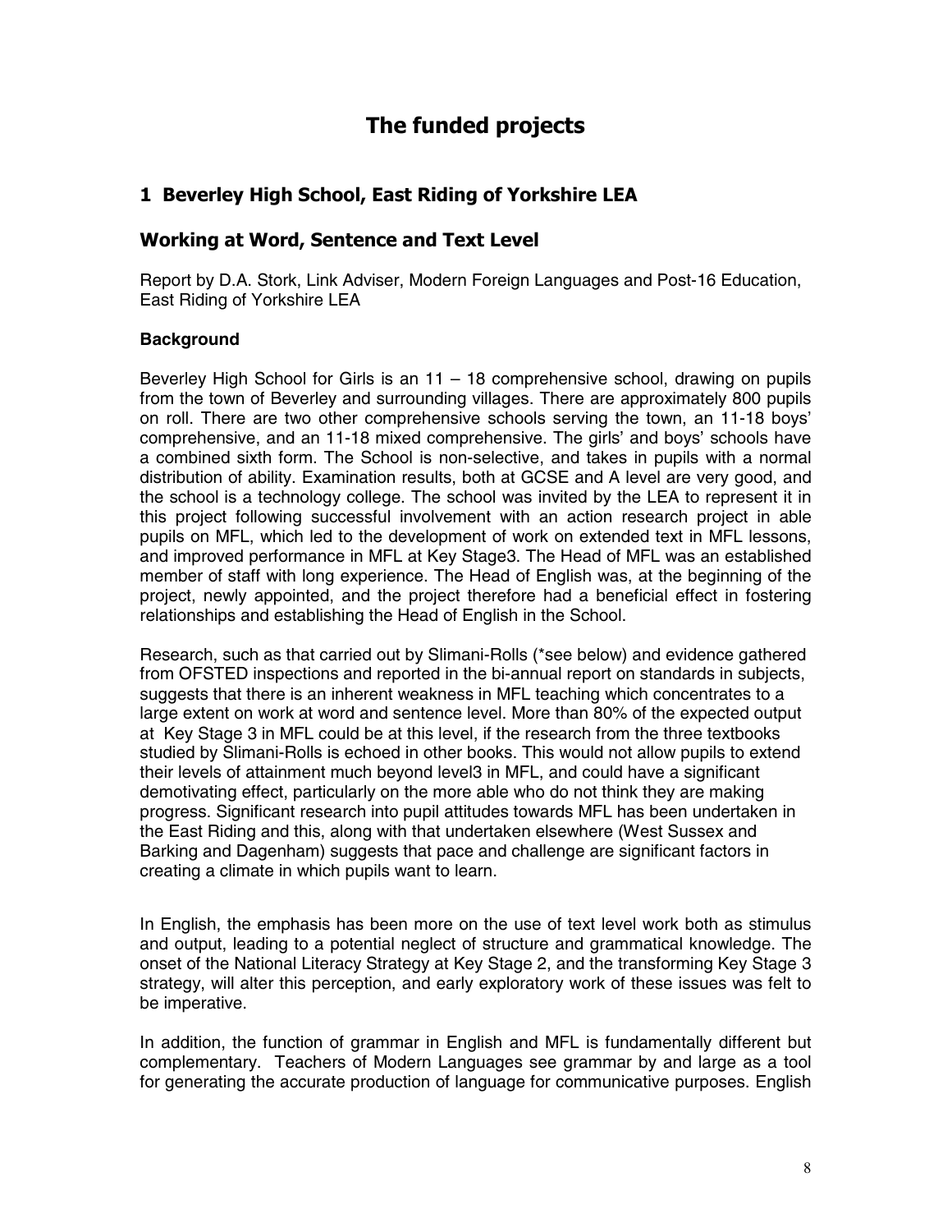# The funded projects

## 1 Beverley High School, East Riding of Yorkshire LEA

## Working at Word, Sentence and Text Level

Report by D.A. Stork, Link Adviser, Modern Foreign Languages and Post-16 Education, East Riding of Yorkshire LEA

### Background

Beverley High School for Girls is an 11 – 18 comprehensive school, drawing on pupils from the town of Beverley and surrounding villages. There are approximately 800 pupils on roll. There are two other comprehensive schools serving the town, an 11-18 boys' comprehensive, and an 11-18 mixed comprehensive. The girls' and boys' schools have a combined sixth form. The School is non-selective, and takes in pupils with a normal distribution of ability. Examination results, both at GCSE and A level are very good, and the school is a technology college. The school was invited by the LEA to represent it in this project following successful involvement with an action research project in able pupils on MFL, which led to the development of work on extended text in MFL lessons, and improved performance in MFL at Key Stage3. The Head of MFL was an established member of staff with long experience. The Head of English was, at the beginning of the project, newly appointed, and the project therefore had a beneficial effect in fostering relationships and establishing the Head of English in the School.

Research, such as that carried out by Slimani-Rolls (*see below) and evidence gathered from OFSTED inspections and reported in the bi-annual report on standards in subjects, suggests that there is an inherent weakness in MFL teaching which concentrates to a large extent on work at word and sentence level. More than 80% of the expected output at Key Stage 3 in MFL could be at this level, if the research from the three textbooks studied by Slimani-Rolls is echoed in other books. This would not allow pupils to extend their levels of attainment much beyond level3 in MFL, and could have a significant demotivating effect, particularly on the more able who do not think they are making progress. Significant research into pupil attitudes towards MFL has been undertaken in the East Riding and this, along with that undertaken elsewhere (West Sussex and Barking and Dagenham) suggests that pace and challenge are significant factors in creating a climate in which pupils want to learn.

In English, the emphasis has been more on the use of text level work both as stimulus and output, leading to a potential neglect of structure and grammatical knowledge. The onset of the National Literacy Strategy at Key Stage 2, and the transforming Key Stage 3 strategy, will alter this perception, and early exploratory work of these issues was felt to be imperative.

In addition, the function of grammar in English and MFL is fundamentally different but complementary. Teachers of Modern Languages see grammar by and large as a tool for generating the accurate production of language for communicative purposes. English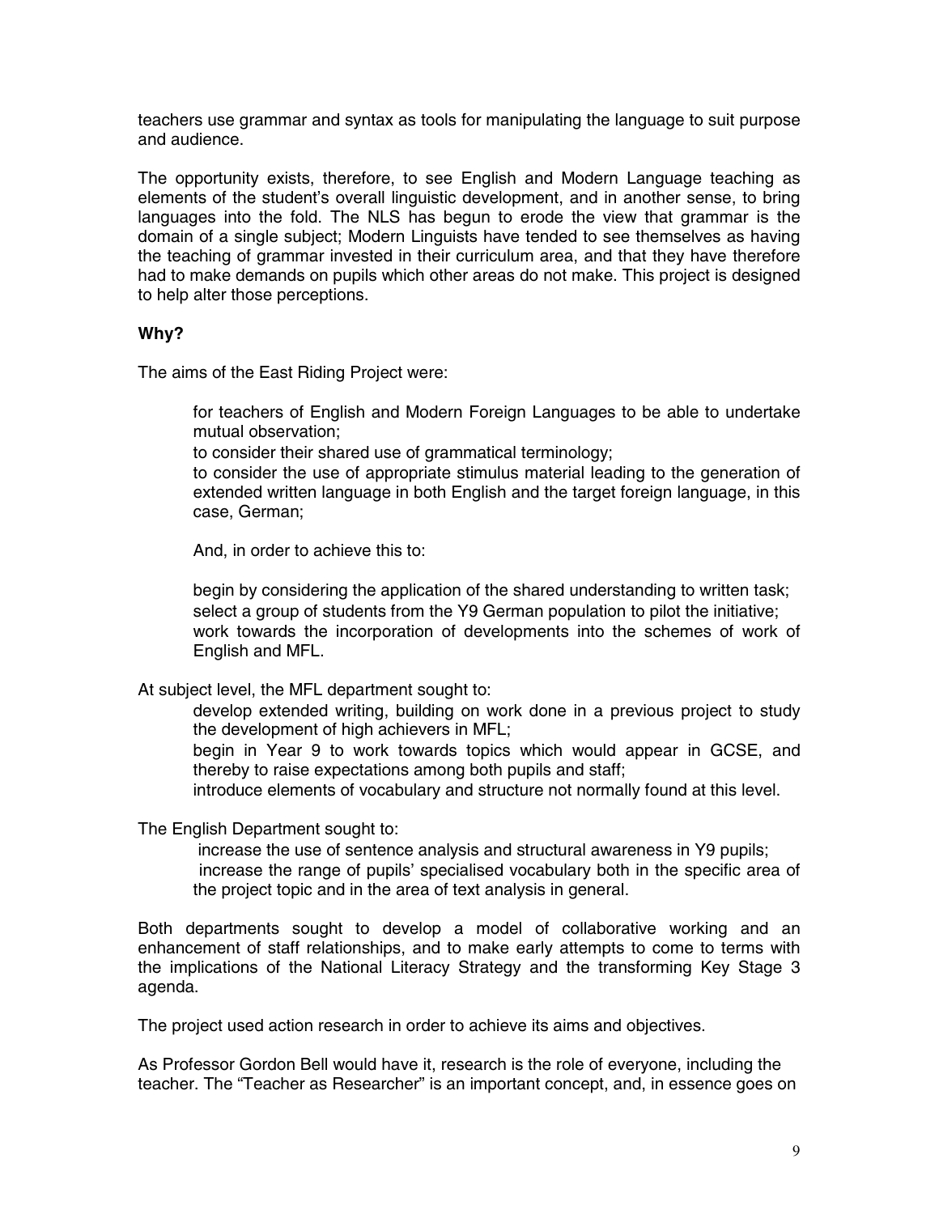teachers use grammar and syntax as tools for manipulating the language to suit purpose and audience.

The opportunity exists, therefore, to see English and Modern Language teaching as elements of the student's overall linguistic development, and in another sense, to bring languages into the fold. The NLS has begun to erode the view that grammar is the domain of a single subject; Modern Linguists have tended to see themselves as having the teaching of grammar invested in their curriculum area, and that they have therefore had to make demands on pupils which other areas do not make. This project is designed to help alter those perceptions.

**Why?**

The aims of the East Riding Project were:

> for teachers of English and Modern Foreign Languages to be able to undertake mutual observation;
> to consider their shared use of grammatical terminology;
> to consider the use of appropriate stimulus material leading to the generation of extended written language in both English and the target foreign language, in this case, German;
>
> And, in order to achieve this to:
>
> begin by considering the application of the shared understanding to written task;
> select a group of students from the Y9 German population to pilot the initiative;
> work towards the incorporation of developments into the schemes of work of English and MFL.

At subject level, the MFL department sought to:

> develop extended writing, building on work done in a previous project to study the development of high achievers in MFL;
> begin in Year 9 to work towards topics which would appear in GCSE, and thereby to raise expectations among both pupils and staff;
> introduce elements of vocabulary and structure not normally found at this level.

The English Department sought to:

> increase the use of sentence analysis and structural awareness in Y9 pupils;
> increase the range of pupils' specialised vocabulary both in the specific area of the project topic and in the area of text analysis in general.

Both departments sought to develop a model of collaborative working and an enhancement of staff relationships, and to make early attempts to come to terms with the implications of the National Literacy Strategy and the transforming Key Stage 3 agenda.

The project used action research in order to achieve its aims and objectives.

As Professor Gordon Bell would have it, research is the role of everyone, including the teacher. The "Teacher as Researcher" is an important concept, and, in essence goes on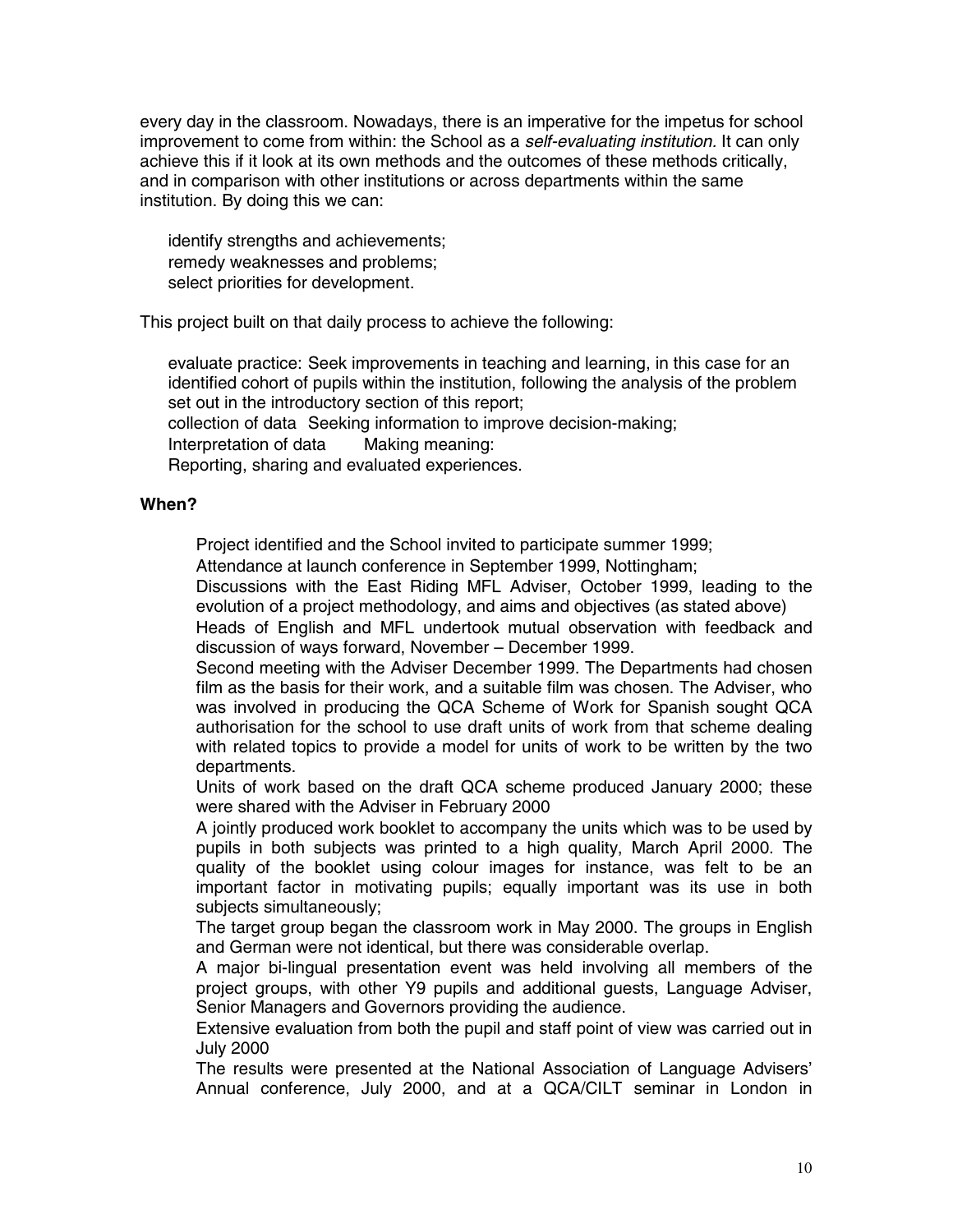every day in the classroom. Nowadays, there is an imperative for the impetus for school improvement to come from within: the School as a *self-evaluating institution.* It can only achieve this if it look at its own methods and the outcomes of these methods critically, and in comparison with other institutions or across departments within the same institution. By doing this we can:

- identify strengths and achievements;
- remedy weaknesses and problems;
- select priorities for development.

This project built on that daily process to achieve the following:

- evaluate practice: Seek improvements in teaching and learning, in this case for an identified cohort of pupils within the institution, following the analysis of the problem set out in the introductory section of this report;
- collection of data Seeking information to improve decision-making;
- Interpretation of data Making meaning:
- Reporting, sharing and evaluated experiences.

**When?**

- Project identified and the School invited to participate summer 1999;
- Attendance at launch conference in September 1999, Nottingham;
- Discussions with the East Riding MFL Adviser, October 1999, leading to the evolution of a project methodology, and aims and objectives (as stated above)
- Heads of English and MFL undertook mutual observation with feedback and discussion of ways forward, November – December 1999.
- Second meeting with the Adviser December 1999. The Departments had chosen film as the basis for their work, and a suitable film was chosen. The Adviser, who was involved in producing the QCA Scheme of Work for Spanish sought QCA authorisation for the school to use draft units of work from that scheme dealing with related topics to provide a model for units of work to be written by the two departments.
- Units of work based on the draft QCA scheme produced January 2000; these were shared with the Adviser in February 2000
- A jointly produced work booklet to accompany the units which was to be used by pupils in both subjects was printed to a high quality, March April 2000. The quality of the booklet using colour images for instance, was felt to be an important factor in motivating pupils; equally important was its use in both subjects simultaneously;
- The target group began the classroom work in May 2000. The groups in English and German were not identical, but there was considerable overlap.
- A major bi-lingual presentation event was held involving all members of the project groups, with other Y9 pupils and additional guests, Language Adviser, Senior Managers and Governors providing the audience.
- Extensive evaluation from both the pupil and staff point of view was carried out in July 2000
- The results were presented at the National Association of Language Advisers' Annual conference, July 2000, and at a QCA/CILT seminar in London in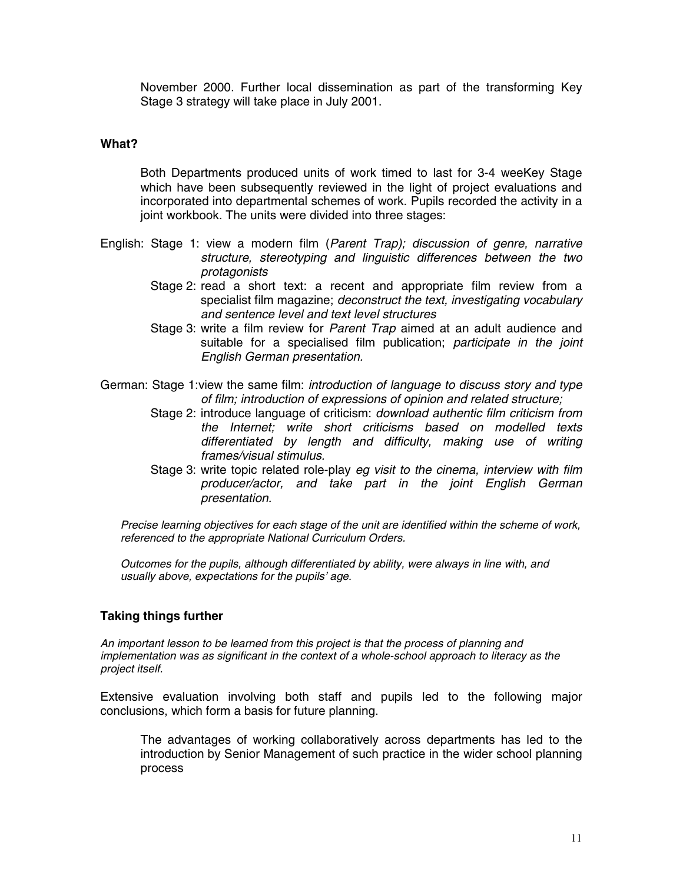November 2000. Further local dissemination as part of the transforming Key Stage 3 strategy will take place in July 2001.

### What?

Both Departments produced units of work timed to last for 3-4 weeKey Stage which have been subsequently reviewed in the light of project evaluations and incorporated into departmental schemes of work. Pupils recorded the activity in a joint workbook. The units were divided into three stages:

English: Stage 1: view a modern film (*Parent Trap); discussion of genre, narrative structure, stereotyping and linguistic differences between the two protagonists*

Stage 2: read a short text: a recent and appropriate film review from a specialist film magazine; *deconstruct the text, investigating vocabulary and sentence level and text level structures*

Stage 3: write a film review for *Parent Trap* aimed at an adult audience and suitable for a specialised film publication; *participate in the joint English German presentation.*

German: Stage 1:view the same film: *introduction of language to discuss story and type of film; introduction of expressions of opinion and related structure;*

Stage 2: introduce language of criticism: *download authentic film criticism from the Internet; write short criticisms based on modelled texts differentiated by length and difficulty, making use of writing frames/visual stimulus.*

Stage 3: write topic related role-play *eg visit to the cinema, interview with film producer/actor, and take part in the joint English German presentation.*

*Precise learning objectives for each stage of the unit are identified within the scheme of work, referenced to the appropriate National Curriculum Orders.*

*Outcomes for the pupils, although differentiated by ability, were always in line with, and usually above, expectations for the pupils' age.*

### Taking things further

*An important lesson to be learned from this project is that the process of planning and implementation was as significant in the context of a whole-school approach to literacy as the project itself.*

Extensive evaluation involving both staff and pupils led to the following major conclusions, which form a basis for future planning.

The advantages of working collaboratively across departments has led to the introduction by Senior Management of such practice in the wider school planning process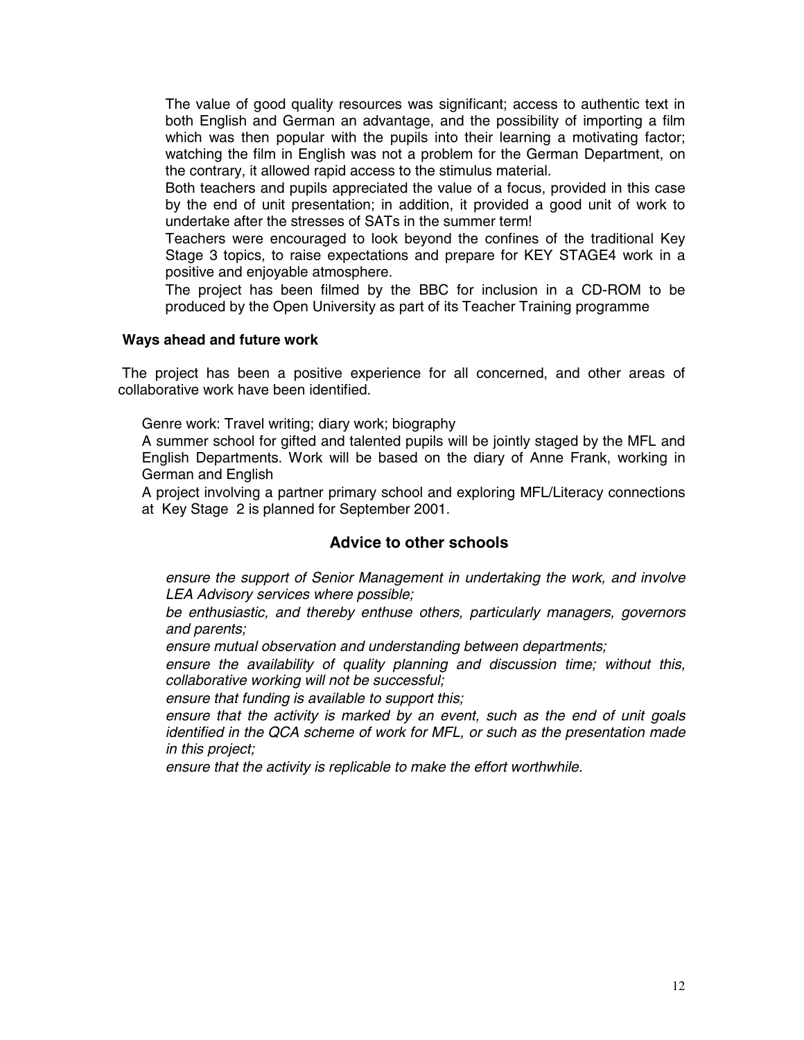The value of good quality resources was significant; access to authentic text in both English and German an advantage, and the possibility of importing a film which was then popular with the pupils into their learning a motivating factor; watching the film in English was not a problem for the German Department, on the contrary, it allowed rapid access to the stimulus material.

Both teachers and pupils appreciated the value of a focus, provided in this case by the end of unit presentation; in addition, it provided a good unit of work to undertake after the stresses of SATs in the summer term!

Teachers were encouraged to look beyond the confines of the traditional Key Stage 3 topics, to raise expectations and prepare for KEY STAGE4 work in a positive and enjoyable atmosphere.

The project has been filmed by the BBC for inclusion in a CD-ROM to be produced by the Open University as part of its Teacher Training programme

**Ways ahead and future work**

The project has been a positive experience for all concerned, and other areas of collaborative work have been identified.

Genre work: Travel writing; diary work; biography

A summer school for gifted and talented pupils will be jointly staged by the MFL and English Departments. Work will be based on the diary of Anne Frank, working in German and English

A project involving a partner primary school and exploring MFL/Literacy connections at Key Stage 2 is planned for September 2001.

## Advice to other schools

*ensure the support of Senior Management in undertaking the work, and involve LEA Advisory services where possible;*

*be enthusiastic, and thereby enthuse others, particularly managers, governors and parents;*

*ensure mutual observation and understanding between departments;*

*ensure the availability of quality planning and discussion time; without this, collaborative working will not be successful;*

*ensure that funding is available to support this;*

*ensure that the activity is marked by an event, such as the end of unit goals identified in the QCA scheme of work for MFL, or such as the presentation made in this project;*

*ensure that the activity is replicable to make the effort worthwhile.*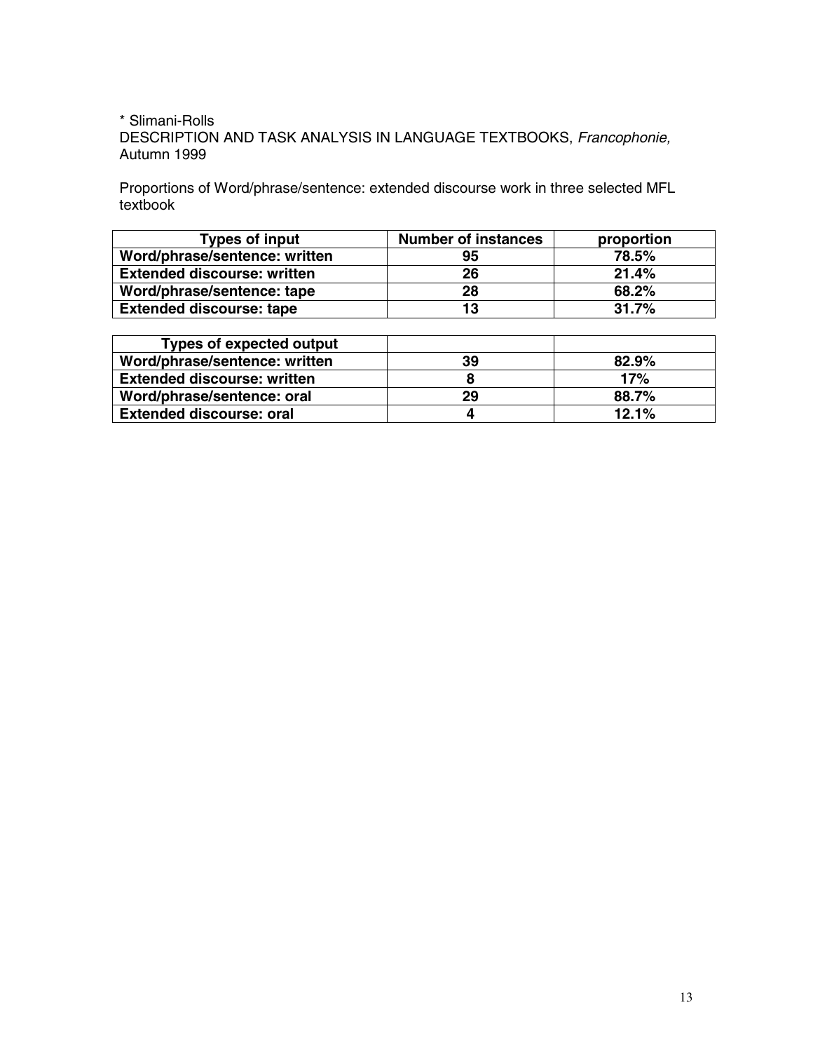\* Slimani-Rolls
DESCRIPTION AND TASK ANALYSIS IN LANGUAGE TEXTBOOKS, *Francophonie,* Autumn 1999

Proportions of Word/phrase/sentence: extended discourse work in three selected MFL textbook

| Types of input | Number of instances | proportion |
|---|---|---|
| **Word/phrase/sentence: written** | **95** | **78.5%** |
| **Extended discourse: written** | **26** | **21.4%** |
| **Word/phrase/sentence: tape** | **28** | **68.2%** |
| **Extended discourse: tape** | **13** | **31.7%** |

| Types of expected output | | |
|---|---|---|
| **Word/phrase/sentence: written** | **39** | **82.9%** |
| **Extended discourse: written** | **8** | **17%** |
| **Word/phrase/sentence: oral** | **29** | **88.7%** |
| **Extended discourse: oral** | **4** | **12.1%** |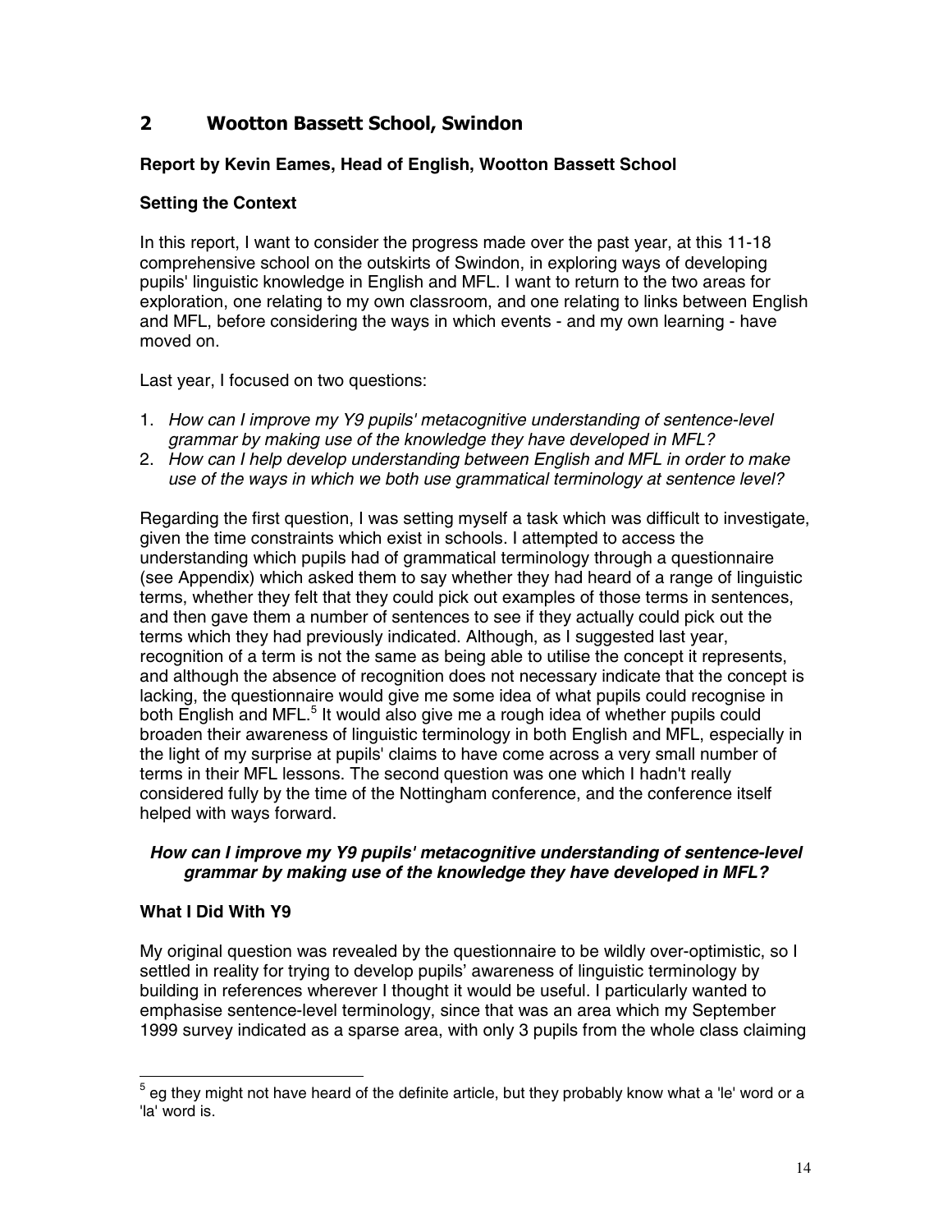## 2 Wootton Bassett School, Swindon

**Report by Kevin Eames, Head of English, Wootton Bassett School**

**Setting the Context**

In this report, I want to consider the progress made over the past year, at this 11-18 comprehensive school on the outskirts of Swindon, in exploring ways of developing pupils' linguistic knowledge in English and MFL. I want to return to the two areas for exploration, one relating to my own classroom, and one relating to links between English and MFL, before considering the ways in which events - and my own learning - have moved on.

Last year, I focused on two questions:

1. *How can I improve my Y9 pupils' metacognitive understanding of sentence-level grammar by making use of the knowledge they have developed in MFL?*
2. *How can I help develop understanding between English and MFL in order to make use of the ways in which we both use grammatical terminology at sentence level?*

Regarding the first question, I was setting myself a task which was difficult to investigate, given the time constraints which exist in schools. I attempted to access the understanding which pupils had of grammatical terminology through a questionnaire (see Appendix) which asked them to say whether they had heard of a range of linguistic terms, whether they felt that they could pick out examples of those terms in sentences, and then gave them a number of sentences to see if they actually could pick out the terms which they had previously indicated. Although, as I suggested last year, recognition of a term is not the same as being able to utilise the concept it represents, and although the absence of recognition does not necessary indicate that the concept is lacking, the questionnaire would give me some idea of what pupils could recognise in both English and MFL.[5] It would also give me a rough idea of whether pupils could broaden their awareness of linguistic terminology in both English and MFL, especially in the light of my surprise at pupils' claims to have come across a very small number of terms in their MFL lessons. The second question was one which I hadn't really considered fully by the time of the Nottingham conference, and the conference itself helped with ways forward.

***How can I improve my Y9 pupils' metacognitive understanding of sentence-level grammar by making use of the knowledge they have developed in MFL?***

**What I Did With Y9**

My original question was revealed by the questionnaire to be wildly over-optimistic, so I settled in reality for trying to develop pupils' awareness of linguistic terminology by building in references wherever I thought it would be useful. I particularly wanted to emphasise sentence-level terminology, since that was an area which my September 1999 survey indicated as a sparse area, with only 3 pupils from the whole class claiming

[5] eg they might not have heard of the definite article, but they probably know what a 'le' word or a 'la' word is.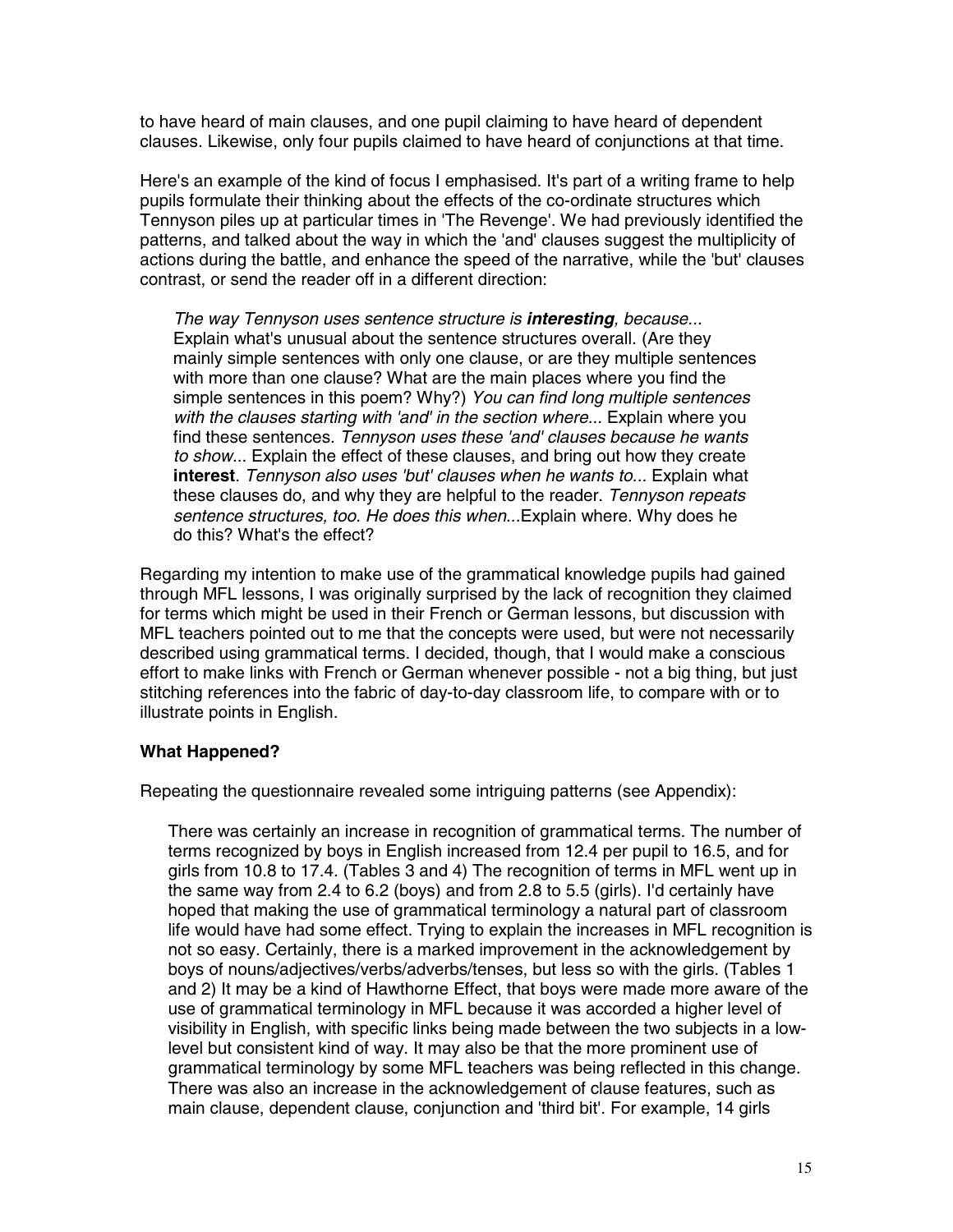to have heard of main clauses, and one pupil claiming to have heard of dependent clauses. Likewise, only four pupils claimed to have heard of conjunctions at that time.

Here's an example of the kind of focus I emphasised. It's part of a writing frame to help pupils formulate their thinking about the effects of the co-ordinate structures which Tennyson piles up at particular times in 'The Revenge'. We had previously identified the patterns, and talked about the way in which the 'and' clauses suggest the multiplicity of actions during the battle, and enhance the speed of the narrative, while the 'but' clauses contrast, or send the reader off in a different direction:

> *The way Tennyson uses sentence structure is* ***interesting****, because...* Explain what's unusual about the sentence structures overall. (Are they mainly simple sentences with only one clause, or are they multiple sentences with more than one clause? What are the main places where you find the simple sentences in this poem? Why?) *You can find long multiple sentences with the clauses starting with 'and' in the section where...* Explain where you find these sentences. *Tennyson uses these 'and' clauses because he wants to show...* Explain the effect of these clauses, and bring out how they create **interest**. *Tennyson also uses 'but' clauses when he wants to...* Explain what these clauses do, and why they are helpful to the reader. *Tennyson repeats sentence structures, too. He does this when...*Explain where. Why does he do this? What's the effect?

Regarding my intention to make use of the grammatical knowledge pupils had gained through MFL lessons, I was originally surprised by the lack of recognition they claimed for terms which might be used in their French or German lessons, but discussion with MFL teachers pointed out to me that the concepts were used, but were not necessarily described using grammatical terms. I decided, though, that I would make a conscious effort to make links with French or German whenever possible - not a big thing, but just stitching references into the fabric of day-to-day classroom life, to compare with or to illustrate points in English.

### What Happened?

Repeating the questionnaire revealed some intriguing patterns (see Appendix):

> There was certainly an increase in recognition of grammatical terms. The number of terms recognized by boys in English increased from 12.4 per pupil to 16.5, and for girls from 10.8 to 17.4. (Tables 3 and 4) The recognition of terms in MFL went up in the same way from 2.4 to 6.2 (boys) and from 2.8 to 5.5 (girls). I'd certainly have hoped that making the use of grammatical terminology a natural part of classroom life would have had some effect. Trying to explain the increases in MFL recognition is not so easy. Certainly, there is a marked improvement in the acknowledgement by boys of nouns/adjectives/verbs/adverbs/tenses, but less so with the girls. (Tables 1 and 2) It may be a kind of Hawthorne Effect, that boys were made more aware of the use of grammatical terminology in MFL because it was accorded a higher level of visibility in English, with specific links being made between the two subjects in a low-level but consistent kind of way. It may also be that the more prominent use of grammatical terminology by some MFL teachers was being reflected in this change. There was also an increase in the acknowledgement of clause features, such as main clause, dependent clause, conjunction and 'third bit'. For example, 14 girls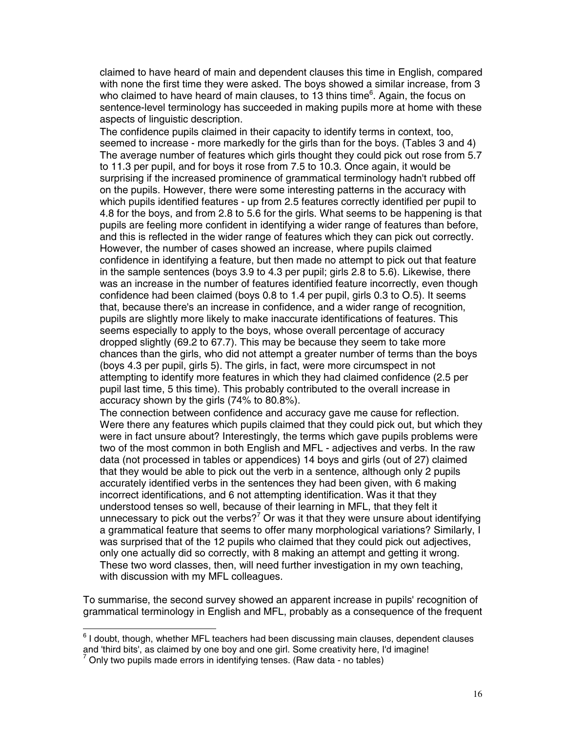claimed to have heard of main and dependent clauses this time in English, compared with none the first time they were asked. The boys showed a similar increase, from 3 who claimed to have heard of main clauses, to 13 thins time[6]. Again, the focus on sentence-level terminology has succeeded in making pupils more at home with these aspects of linguistic description.

The confidence pupils claimed in their capacity to identify terms in context, too, seemed to increase - more markedly for the girls than for the boys. (Tables 3 and 4) The average number of features which girls thought they could pick out rose from 5.7 to 11.3 per pupil, and for boys it rose from 7.5 to 10.3. Once again, it would be surprising if the increased prominence of grammatical terminology hadn't rubbed off on the pupils. However, there were some interesting patterns in the accuracy with which pupils identified features - up from 2.5 features correctly identified per pupil to 4.8 for the boys, and from 2.8 to 5.6 for the girls. What seems to be happening is that pupils are feeling more confident in identifying a wider range of features than before, and this is reflected in the wider range of features which they can pick out correctly. However, the number of cases showed an increase, where pupils claimed confidence in identifying a feature, but then made no attempt to pick out that feature in the sample sentences (boys 3.9 to 4.3 per pupil; girls 2.8 to 5.6). Likewise, there was an increase in the number of features identified feature incorrectly, even though confidence had been claimed (boys 0.8 to 1.4 per pupil, girls 0.3 to O.5). It seems that, because there's an increase in confidence, and a wider range of recognition, pupils are slightly more likely to make inaccurate identifications of features. This seems especially to apply to the boys, whose overall percentage of accuracy dropped slightly (69.2 to 67.7). This may be because they seem to take more chances than the girls, who did not attempt a greater number of terms than the boys (boys 4.3 per pupil, girls 5). The girls, in fact, were more circumspect in not attempting to identify more features in which they had claimed confidence (2.5 per pupil last time, 5 this time). This probably contributed to the overall increase in accuracy shown by the girls (74% to 80.8%).

The connection between confidence and accuracy gave me cause for reflection. Were there any features which pupils claimed that they could pick out, but which they were in fact unsure about? Interestingly, the terms which gave pupils problems were two of the most common in both English and MFL - adjectives and verbs. In the raw data (not processed in tables or appendices) 14 boys and girls (out of 27) claimed that they would be able to pick out the verb in a sentence, although only 2 pupils accurately identified verbs in the sentences they had been given, with 6 making incorrect identifications, and 6 not attempting identification. Was it that they understood tenses so well, because of their learning in MFL, that they felt it unnecessary to pick out the verbs?[7] Or was it that they were unsure about identifying a grammatical feature that seems to offer many morphological variations? Similarly, I was surprised that of the 12 pupils who claimed that they could pick out adjectives, only one actually did so correctly, with 8 making an attempt and getting it wrong. These two word classes, then, will need further investigation in my own teaching, with discussion with my MFL colleagues.

To summarise, the second survey showed an apparent increase in pupils' recognition of grammatical terminology in English and MFL, probably as a consequence of the frequent

---

[6] I doubt, though, whether MFL teachers had been discussing main clauses, dependent clauses and 'third bits', as claimed by one boy and one girl. Some creativity here, I'd imagine!

[7] Only two pupils made errors in identifying tenses. (Raw data - no tables)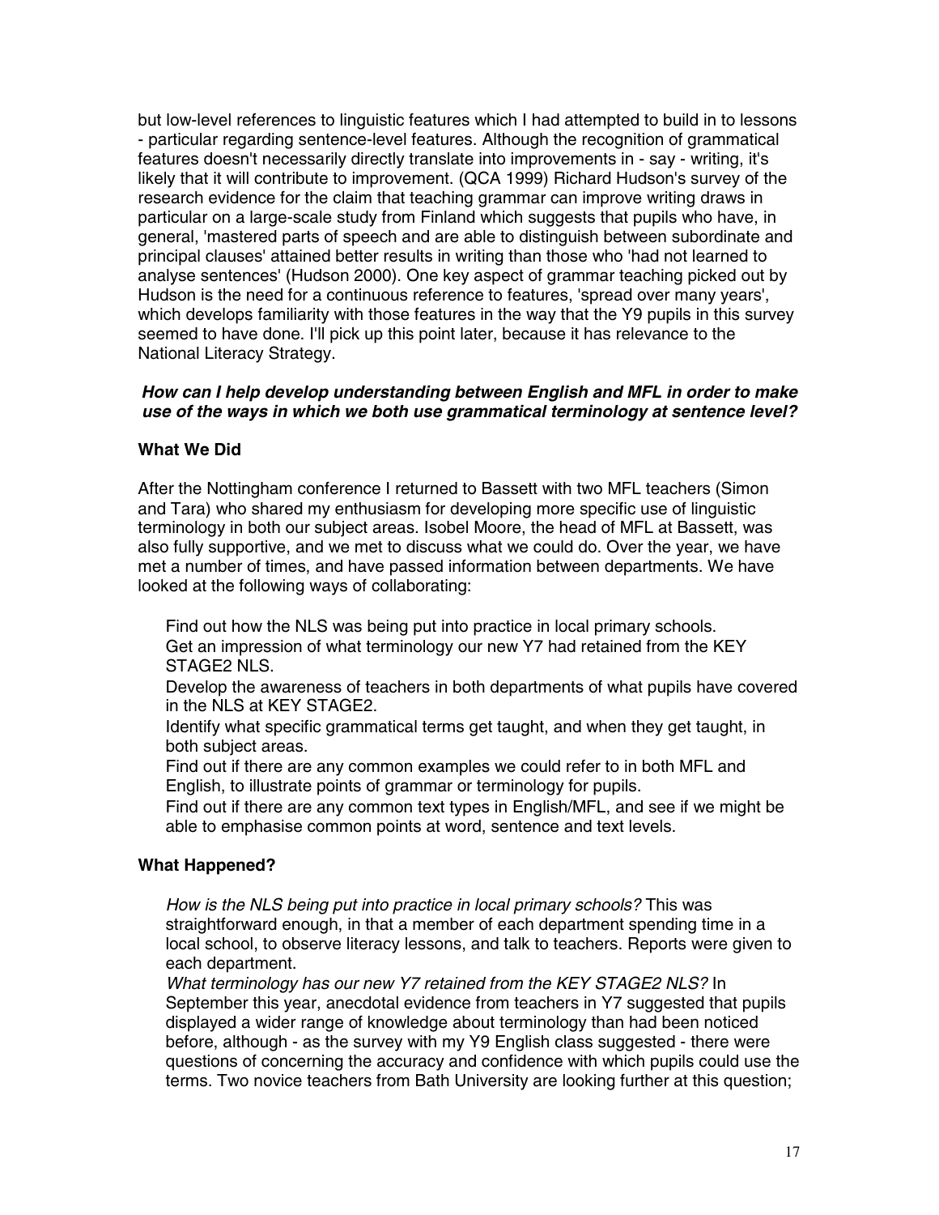but low-level references to linguistic features which I had attempted to build in to lessons - particular regarding sentence-level features. Although the recognition of grammatical features doesn't necessarily directly translate into improvements in - say - writing, it's likely that it will contribute to improvement. (QCA 1999) Richard Hudson's survey of the research evidence for the claim that teaching grammar can improve writing draws in particular on a large-scale study from Finland which suggests that pupils who have, in general, 'mastered parts of speech and are able to distinguish between subordinate and principal clauses' attained better results in writing than those who 'had not learned to analyse sentences' (Hudson 2000). One key aspect of grammar teaching picked out by Hudson is the need for a continuous reference to features, 'spread over many years', which develops familiarity with those features in the way that the Y9 pupils in this survey seemed to have done. I'll pick up this point later, because it has relevance to the National Literacy Strategy.

***How can I help develop understanding between English and MFL in order to make use of the ways in which we both use grammatical terminology at sentence level?***

**What We Did**

After the Nottingham conference I returned to Bassett with two MFL teachers (Simon and Tara) who shared my enthusiasm for developing more specific use of linguistic terminology in both our subject areas. Isobel Moore, the head of MFL at Bassett, was also fully supportive, and we met to discuss what we could do. Over the year, we have met a number of times, and have passed information between departments. We have looked at the following ways of collaborating:

- Find out how the NLS was being put into practice in local primary schools.
- Get an impression of what terminology our new Y7 had retained from the KEY STAGE2 NLS.
- Develop the awareness of teachers in both departments of what pupils have covered in the NLS at KEY STAGE2.
- Identify what specific grammatical terms get taught, and when they get taught, in both subject areas.
- Find out if there are any common examples we could refer to in both MFL and English, to illustrate points of grammar or terminology for pupils.
- Find out if there are any common text types in English/MFL, and see if we might be able to emphasise common points at word, sentence and text levels.

**What Happened?**

- *How is the NLS being put into practice in local primary schools?* This was straightforward enough, in that a member of each department spending time in a local school, to observe literacy lessons, and talk to teachers. Reports were given to each department.
- *What terminology has our new Y7 retained from the KEY STAGE2 NLS?* In September this year, anecdotal evidence from teachers in Y7 suggested that pupils displayed a wider range of knowledge about terminology than had been noticed before, although - as the survey with my Y9 English class suggested - there were questions of concerning the accuracy and confidence with which pupils could use the terms. Two novice teachers from Bath University are looking further at this question;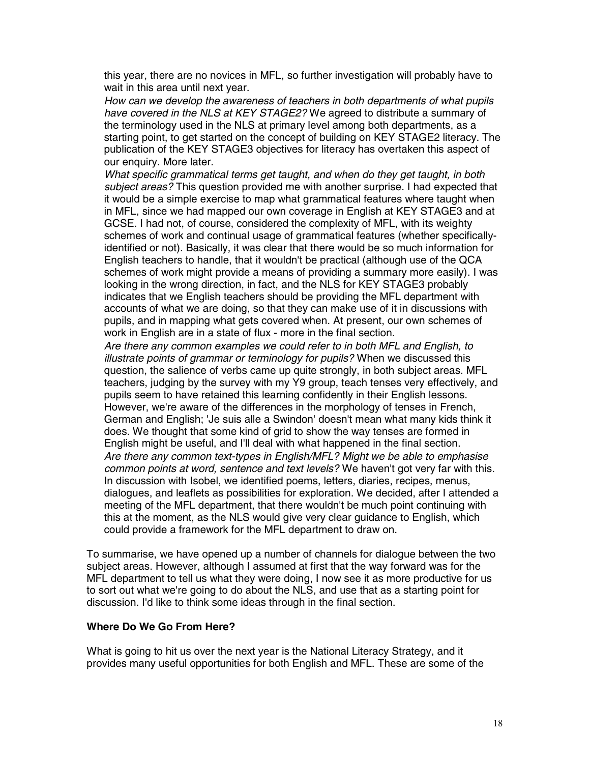this year, there are no novices in MFL, so further investigation will probably have to wait in this area until next year.

*How can we develop the awareness of teachers in both departments of what pupils have covered in the NLS at KEY STAGE2?* We agreed to distribute a summary of the terminology used in the NLS at primary level among both departments, as a starting point, to get started on the concept of building on KEY STAGE2 literacy. The publication of the KEY STAGE3 objectives for literacy has overtaken this aspect of our enquiry. More later.

*What specific grammatical terms get taught, and when do they get taught, in both subject areas?* This question provided me with another surprise. I had expected that it would be a simple exercise to map what grammatical features where taught when in MFL, since we had mapped our own coverage in English at KEY STAGE3 and at GCSE. I had not, of course, considered the complexity of MFL, with its weighty schemes of work and continual usage of grammatical features (whether specifically-identified or not). Basically, it was clear that there would be so much information for English teachers to handle, that it wouldn't be practical (although use of the QCA schemes of work might provide a means of providing a summary more easily). I was looking in the wrong direction, in fact, and the NLS for KEY STAGE3 probably indicates that we English teachers should be providing the MFL department with accounts of what we are doing, so that they can make use of it in discussions with pupils, and in mapping what gets covered when. At present, our own schemes of work in English are in a state of flux - more in the final section.

*Are there any common examples we could refer to in both MFL and English, to illustrate points of grammar or terminology for pupils?* When we discussed this question, the salience of verbs came up quite strongly, in both subject areas. MFL teachers, judging by the survey with my Y9 group, teach tenses very effectively, and pupils seem to have retained this learning confidently in their English lessons. However, we're aware of the differences in the morphology of tenses in French, German and English; 'Je suis alle a Swindon' doesn't mean what many kids think it does. We thought that some kind of grid to show the way tenses are formed in English might be useful, and I'll deal with what happened in the final section.

*Are there any common text-types in English/MFL? Might we be able to emphasise common points at word, sentence and text levels?* We haven't got very far with this. In discussion with Isobel, we identified poems, letters, diaries, recipes, menus, dialogues, and leaflets as possibilities for exploration. We decided, after I attended a meeting of the MFL department, that there wouldn't be much point continuing with this at the moment, as the NLS would give very clear guidance to English, which could provide a framework for the MFL department to draw on.

To summarise, we have opened up a number of channels for dialogue between the two subject areas. However, although I assumed at first that the way forward was for the MFL department to tell us what they were doing, I now see it as more productive for us to sort out what we're going to do about the NLS, and use that as a starting point for discussion. I'd like to think some ideas through in the final section.

**Where Do We Go From Here?**

What is going to hit us over the next year is the National Literacy Strategy, and it provides many useful opportunities for both English and MFL. These are some of the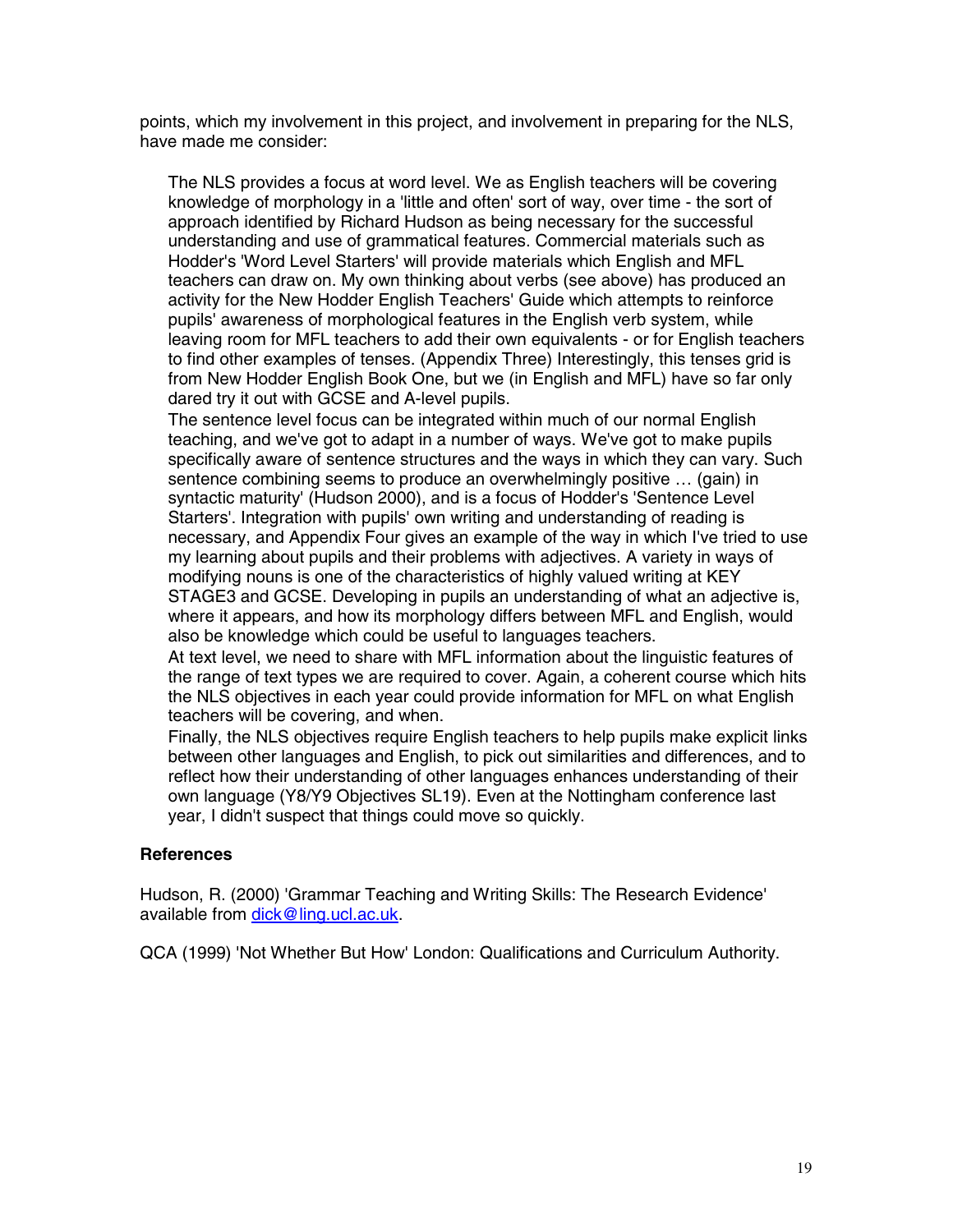points, which my involvement in this project, and involvement in preparing for the NLS, have made me consider:

The NLS provides a focus at word level. We as English teachers will be covering knowledge of morphology in a 'little and often' sort of way, over time - the sort of approach identified by Richard Hudson as being necessary for the successful understanding and use of grammatical features. Commercial materials such as Hodder's 'Word Level Starters' will provide materials which English and MFL teachers can draw on. My own thinking about verbs (see above) has produced an activity for the New Hodder English Teachers' Guide which attempts to reinforce pupils' awareness of morphological features in the English verb system, while leaving room for MFL teachers to add their own equivalents - or for English teachers to find other examples of tenses. (Appendix Three) Interestingly, this tenses grid is from New Hodder English Book One, but we (in English and MFL) have so far only dared try it out with GCSE and A-level pupils.

The sentence level focus can be integrated within much of our normal English teaching, and we've got to adapt in a number of ways. We've got to make pupils specifically aware of sentence structures and the ways in which they can vary. Such sentence combining seems to produce an overwhelmingly positive … (gain) in syntactic maturity' (Hudson 2000), and is a focus of Hodder's 'Sentence Level Starters'. Integration with pupils' own writing and understanding of reading is necessary, and Appendix Four gives an example of the way in which I've tried to use my learning about pupils and their problems with adjectives. A variety in ways of modifying nouns is one of the characteristics of highly valued writing at KEY STAGE3 and GCSE. Developing in pupils an understanding of what an adjective is, where it appears, and how its morphology differs between MFL and English, would also be knowledge which could be useful to languages teachers.

At text level, we need to share with MFL information about the linguistic features of the range of text types we are required to cover. Again, a coherent course which hits the NLS objectives in each year could provide information for MFL on what English teachers will be covering, and when.

Finally, the NLS objectives require English teachers to help pupils make explicit links between other languages and English, to pick out similarities and differences, and to reflect how their understanding of other languages enhances understanding of their own language (Y8/Y9 Objectives SL19). Even at the Nottingham conference last year, I didn't suspect that things could move so quickly.

**References**

Hudson, R. (2000) 'Grammar Teaching and Writing Skills: The Research Evidence' available from dick@ling.ucl.ac.uk.

QCA (1999) 'Not Whether But How' London: Qualifications and Curriculum Authority.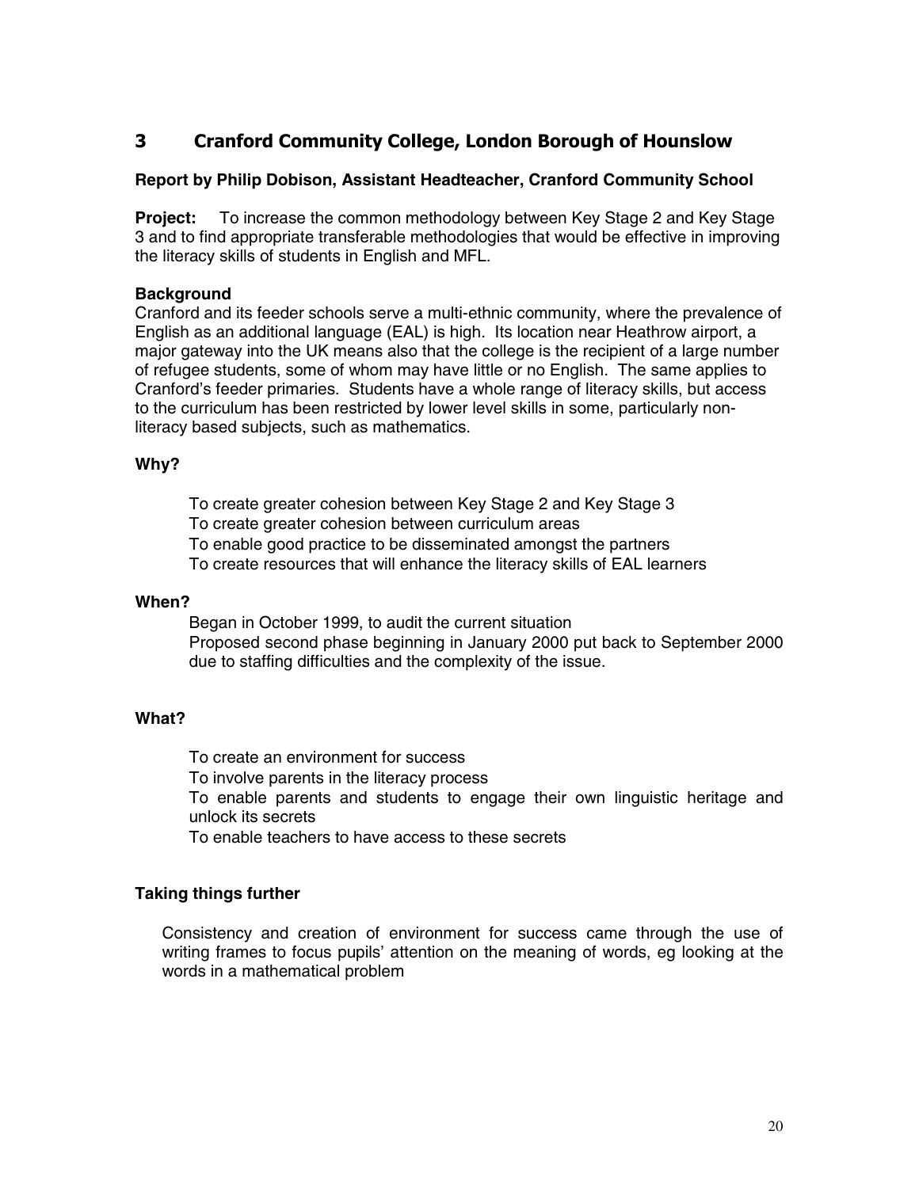## 3 Cranford Community College, London Borough of Hounslow

**Report by Philip Dobison, Assistant Headteacher, Cranford Community School**

**Project:** To increase the common methodology between Key Stage 2 and Key Stage 3 and to find appropriate transferable methodologies that would be effective in improving the literacy skills of students in English and MFL.

**Background**

Cranford and its feeder schools serve a multi-ethnic community, where the prevalence of English as an additional language (EAL) is high. Its location near Heathrow airport, a major gateway into the UK means also that the college is the recipient of a large number of refugee students, some of whom may have little or no English. The same applies to Cranford's feeder primaries. Students have a whole range of literacy skills, but access to the curriculum has been restricted by lower level skills in some, particularly non-literacy based subjects, such as mathematics.

**Why?**

To create greater cohesion between Key Stage 2 and Key Stage 3
To create greater cohesion between curriculum areas
To enable good practice to be disseminated amongst the partners
To create resources that will enhance the literacy skills of EAL learners

**When?**

Began in October 1999, to audit the current situation
Proposed second phase beginning in January 2000 put back to September 2000 due to staffing difficulties and the complexity of the issue.

**What?**

To create an environment for success
To involve parents in the literacy process
To enable parents and students to engage their own linguistic heritage and unlock its secrets
To enable teachers to have access to these secrets

**Taking things further**

Consistency and creation of environment for success came through the use of writing frames to focus pupils' attention on the meaning of words, eg looking at the words in a mathematical problem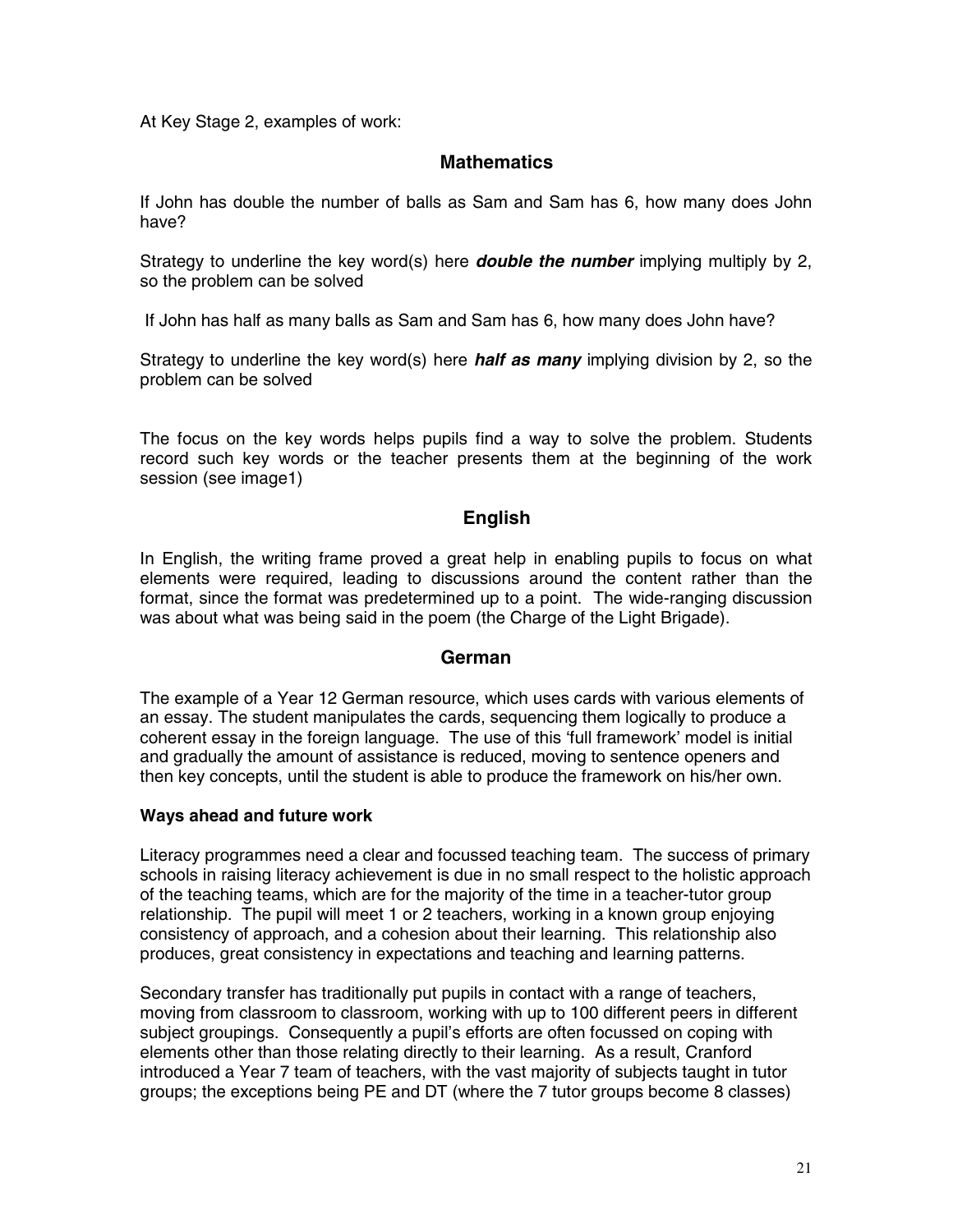At Key Stage 2, examples of work:

## Mathematics

If John has double the number of balls as Sam and Sam has 6, how many does John have?

Strategy to underline the key word(s) here ***double the number*** implying multiply by 2, so the problem can be solved

If John has half as many balls as Sam and Sam has 6, how many does John have?

Strategy to underline the key word(s) here ***half as many*** implying division by 2, so the problem can be solved

The focus on the key words helps pupils find a way to solve the problem. Students record such key words or the teacher presents them at the beginning of the work session (see image1)

## English

In English, the writing frame proved a great help in enabling pupils to focus on what elements were required, leading to discussions around the content rather than the format, since the format was predetermined up to a point. The wide-ranging discussion was about what was being said in the poem (the Charge of the Light Brigade).

## German

The example of a Year 12 German resource, which uses cards with various elements of an essay. The student manipulates the cards, sequencing them logically to produce a coherent essay in the foreign language. The use of this 'full framework' model is initial and gradually the amount of assistance is reduced, moving to sentence openers and then key concepts, until the student is able to produce the framework on his/her own.

### Ways ahead and future work

Literacy programmes need a clear and focussed teaching team. The success of primary schools in raising literacy achievement is due in no small respect to the holistic approach of the teaching teams, which are for the majority of the time in a teacher-tutor group relationship. The pupil will meet 1 or 2 teachers, working in a known group enjoying consistency of approach, and a cohesion about their learning. This relationship also produces, great consistency in expectations and teaching and learning patterns.

Secondary transfer has traditionally put pupils in contact with a range of teachers, moving from classroom to classroom, working with up to 100 different peers in different subject groupings. Consequently a pupil's efforts are often focussed on coping with elements other than those relating directly to their learning. As a result, Cranford introduced a Year 7 team of teachers, with the vast majority of subjects taught in tutor groups; the exceptions being PE and DT (where the 7 tutor groups become 8 classes)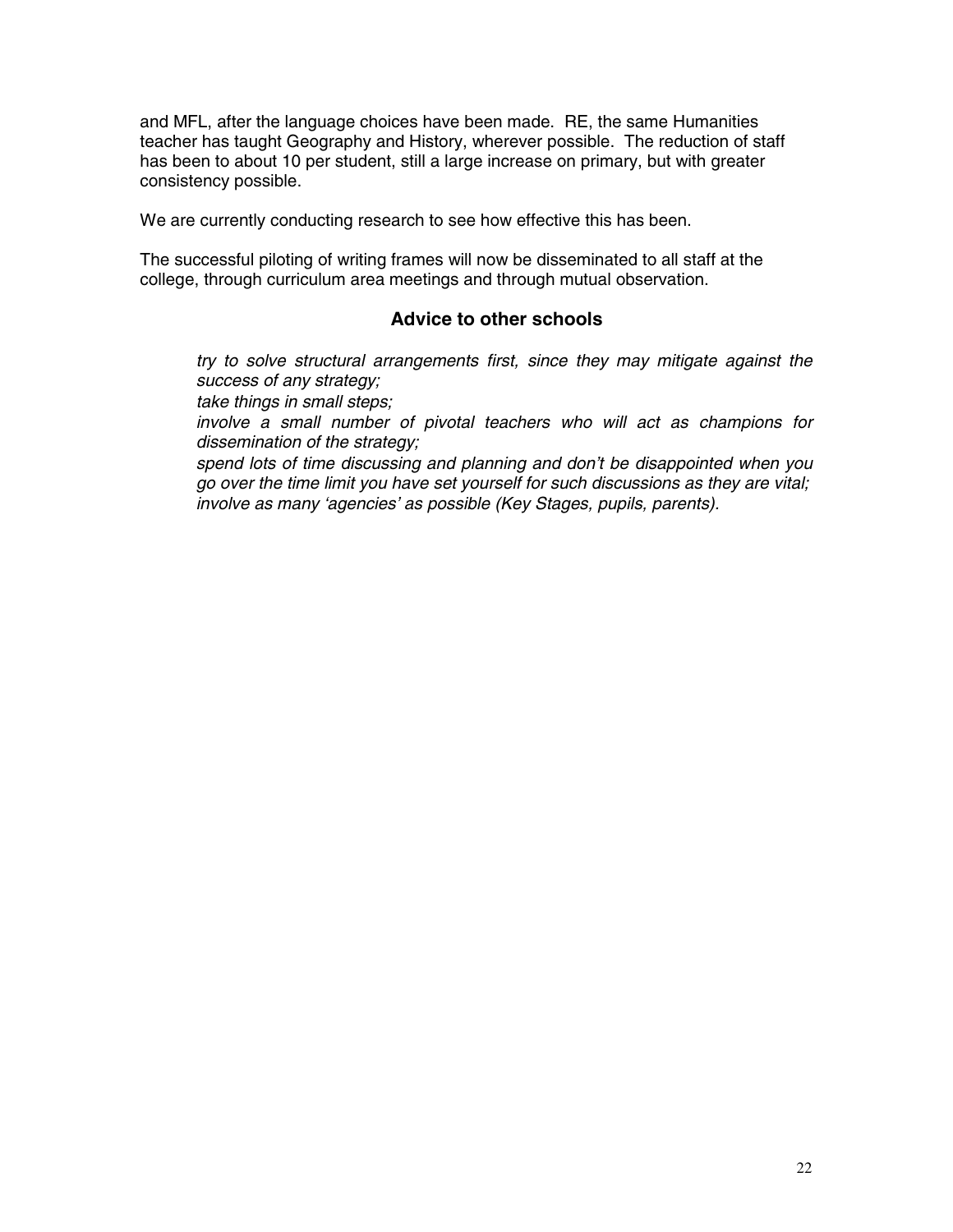and MFL, after the language choices have been made. RE, the same Humanities teacher has taught Geography and History, wherever possible. The reduction of staff has been to about 10 per student, still a large increase on primary, but with greater consistency possible.

We are currently conducting research to see how effective this has been.

The successful piloting of writing frames will now be disseminated to all staff at the college, through curriculum area meetings and through mutual observation.

## Advice to other schools

*try to solve structural arrangements first, since they may mitigate against the success of any strategy;*

*take things in small steps;*

*involve a small number of pivotal teachers who will act as champions for dissemination of the strategy;*

*spend lots of time discussing and planning and don't be disappointed when you go over the time limit you have set yourself for such discussions as they are vital;*

*involve as many 'agencies' as possible (Key Stages, pupils, parents).*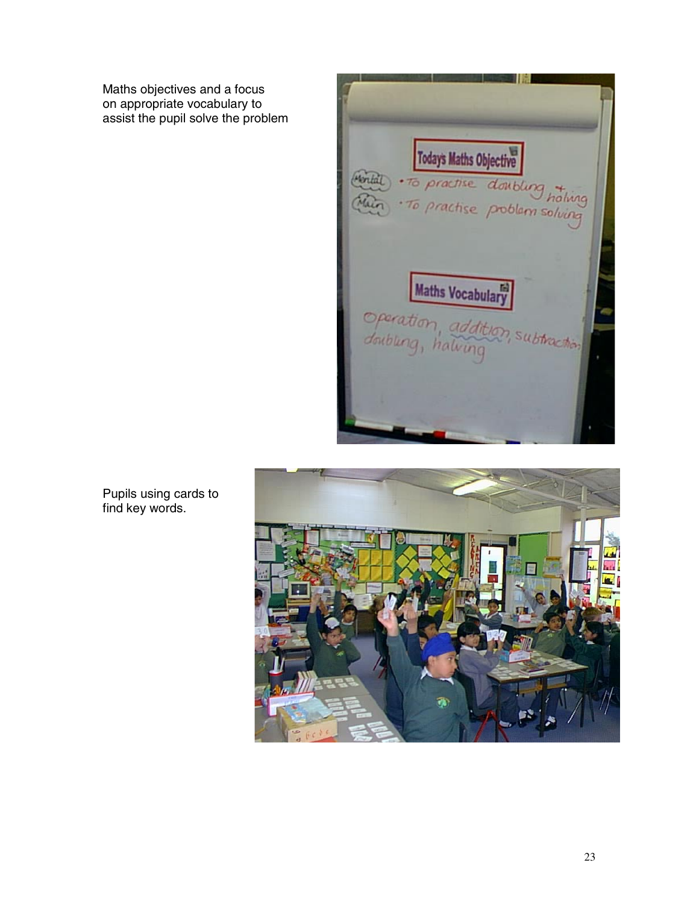Maths objectives and a focus on appropriate vocabulary to assist the pupil solve the problem

Pupils using cards to find key words.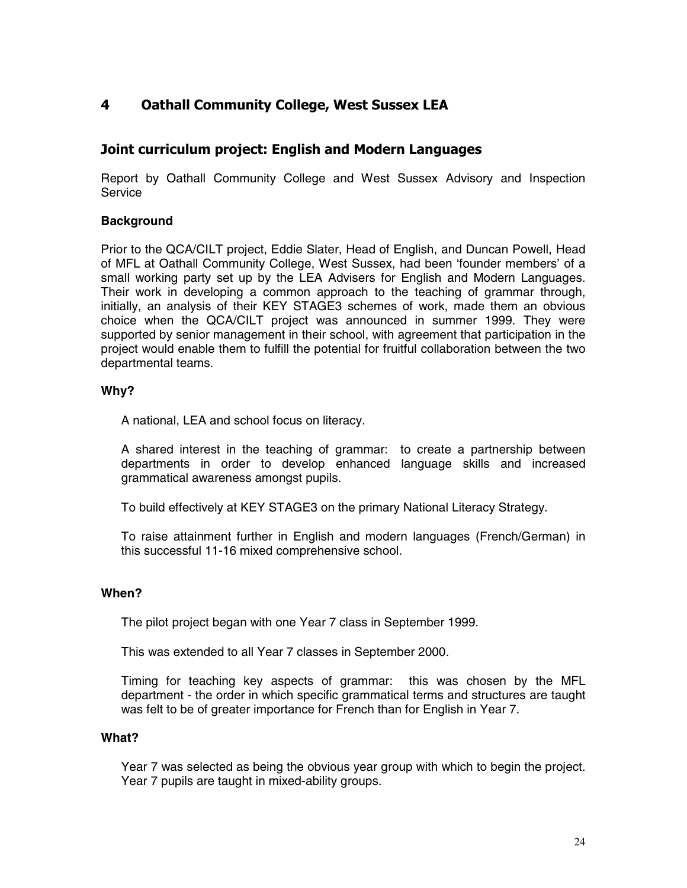## 4 Oathall Community College, West Sussex LEA

## Joint curriculum project: English and Modern Languages

Report by Oathall Community College and West Sussex Advisory and Inspection Service

### Background

Prior to the QCA/CILT project, Eddie Slater, Head of English, and Duncan Powell, Head of MFL at Oathall Community College, West Sussex, had been 'founder members' of a small working party set up by the LEA Advisers for English and Modern Languages. Their work in developing a common approach to the teaching of grammar through, initially, an analysis of their KEY STAGE3 schemes of work, made them an obvious choice when the QCA/CILT project was announced in summer 1999. They were supported by senior management in their school, with agreement that participation in the project would enable them to fulfill the potential for fruitful collaboration between the two departmental teams.

### Why?

A national, LEA and school focus on literacy.

A shared interest in the teaching of grammar: to create a partnership between departments in order to develop enhanced language skills and increased grammatical awareness amongst pupils.

To build effectively at KEY STAGE3 on the primary National Literacy Strategy.

To raise attainment further in English and modern languages (French/German) in this successful 11-16 mixed comprehensive school.

### When?

The pilot project began with one Year 7 class in September 1999.

This was extended to all Year 7 classes in September 2000.

Timing for teaching key aspects of grammar: this was chosen by the MFL department - the order in which specific grammatical terms and structures are taught was felt to be of greater importance for French than for English in Year 7.

### What?

Year 7 was selected as being the obvious year group with which to begin the project. Year 7 pupils are taught in mixed-ability groups.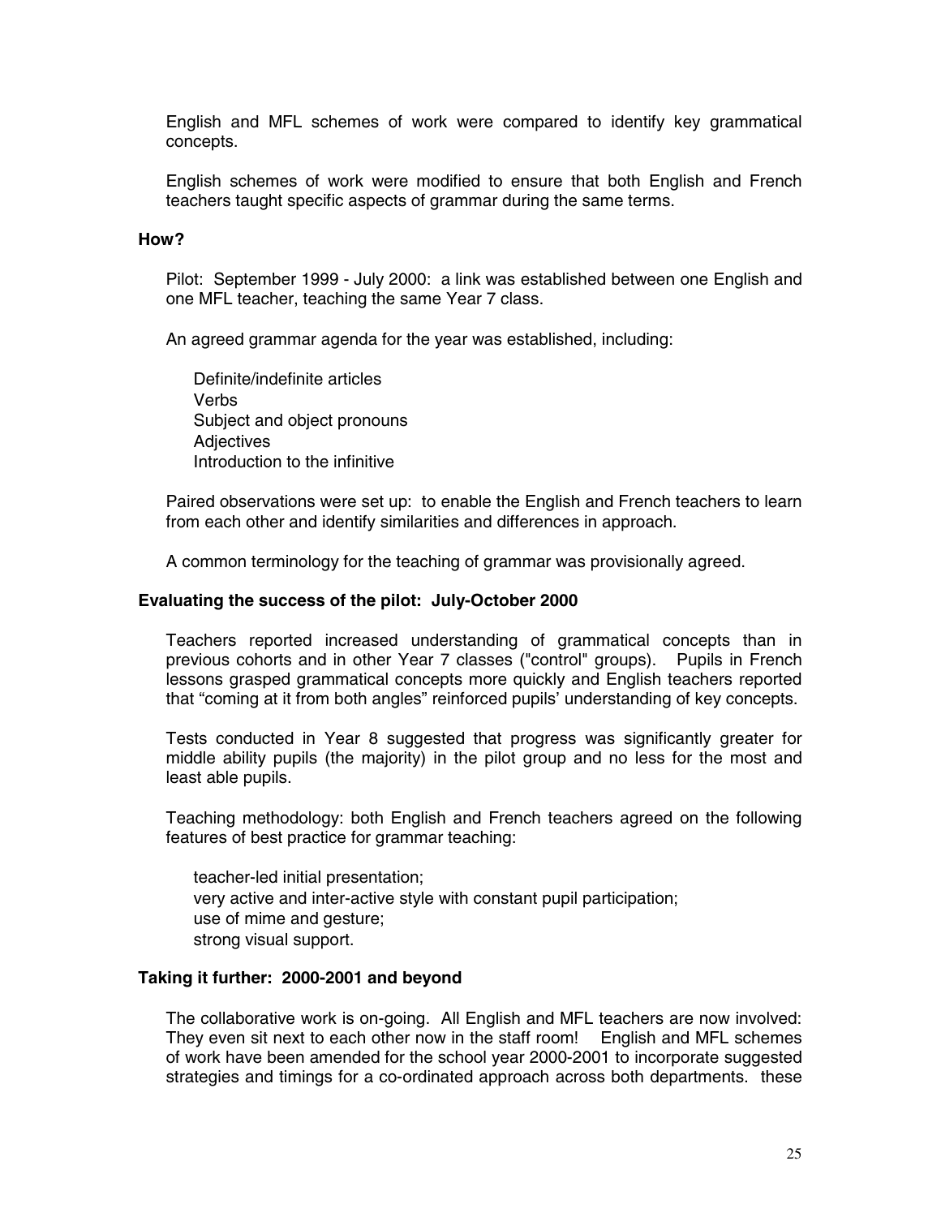English and MFL schemes of work were compared to identify key grammatical concepts.

English schemes of work were modified to ensure that both English and French teachers taught specific aspects of grammar during the same terms.

**How?**

Pilot: September 1999 - July 2000: a link was established between one English and one MFL teacher, teaching the same Year 7 class.

An agreed grammar agenda for the year was established, including:

- Definite/indefinite articles
- Verbs
- Subject and object pronouns
- Adjectives
- Introduction to the infinitive

Paired observations were set up: to enable the English and French teachers to learn from each other and identify similarities and differences in approach.

A common terminology for the teaching of grammar was provisionally agreed.

**Evaluating the success of the pilot: July-October 2000**

Teachers reported increased understanding of grammatical concepts than in previous cohorts and in other Year 7 classes ("control" groups). Pupils in French lessons grasped grammatical concepts more quickly and English teachers reported that “coming at it from both angles” reinforced pupils’ understanding of key concepts.

Tests conducted in Year 8 suggested that progress was significantly greater for middle ability pupils (the majority) in the pilot group and no less for the most and least able pupils.

Teaching methodology: both English and French teachers agreed on the following features of best practice for grammar teaching:

- teacher-led initial presentation;
- very active and inter-active style with constant pupil participation;
- use of mime and gesture;
- strong visual support.

**Taking it further: 2000-2001 and beyond**

The collaborative work is on-going. All English and MFL teachers are now involved: They even sit next to each other now in the staff room! English and MFL schemes of work have been amended for the school year 2000-2001 to incorporate suggested strategies and timings for a co-ordinated approach across both departments. these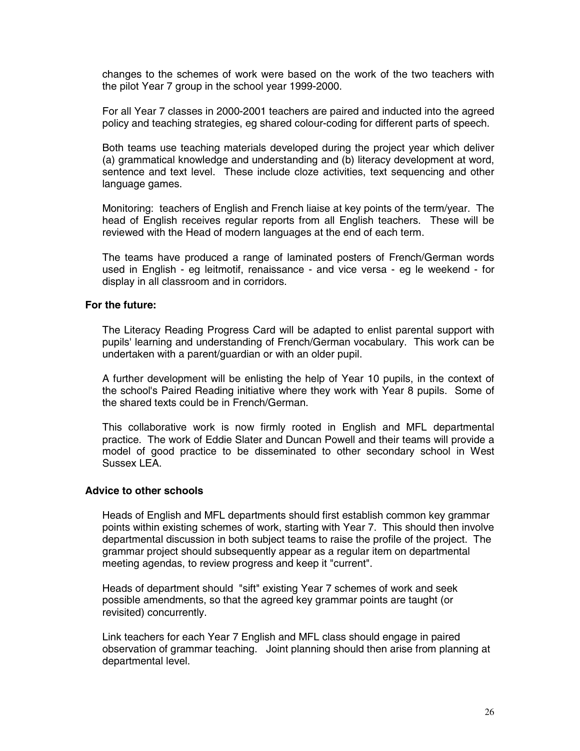changes to the schemes of work were based on the work of the two teachers with the pilot Year 7 group in the school year 1999-2000.

For all Year 7 classes in 2000-2001 teachers are paired and inducted into the agreed policy and teaching strategies, eg shared colour-coding for different parts of speech.

Both teams use teaching materials developed during the project year which deliver (a) grammatical knowledge and understanding and (b) literacy development at word, sentence and text level. These include cloze activities, text sequencing and other language games.

Monitoring: teachers of English and French liaise at key points of the term/year. The head of English receives regular reports from all English teachers. These will be reviewed with the Head of modern languages at the end of each term.

The teams have produced a range of laminated posters of French/German words used in English - eg leitmotif, renaissance - and vice versa - eg le weekend - for display in all classroom and in corridors.

**For the future:**

The Literacy Reading Progress Card will be adapted to enlist parental support with pupils' learning and understanding of French/German vocabulary. This work can be undertaken with a parent/guardian or with an older pupil.

A further development will be enlisting the help of Year 10 pupils, in the context of the school's Paired Reading initiative where they work with Year 8 pupils. Some of the shared texts could be in French/German.

This collaborative work is now firmly rooted in English and MFL departmental practice. The work of Eddie Slater and Duncan Powell and their teams will provide a model of good practice to be disseminated to other secondary school in West Sussex LEA.

**Advice to other schools**

Heads of English and MFL departments should first establish common key grammar points within existing schemes of work, starting with Year 7. This should then involve departmental discussion in both subject teams to raise the profile of the project. The grammar project should subsequently appear as a regular item on departmental meeting agendas, to review progress and keep it "current".

Heads of department should "sift" existing Year 7 schemes of work and seek possible amendments, so that the agreed key grammar points are taught (or revisited) concurrently.

Link teachers for each Year 7 English and MFL class should engage in paired observation of grammar teaching. Joint planning should then arise from planning at departmental level.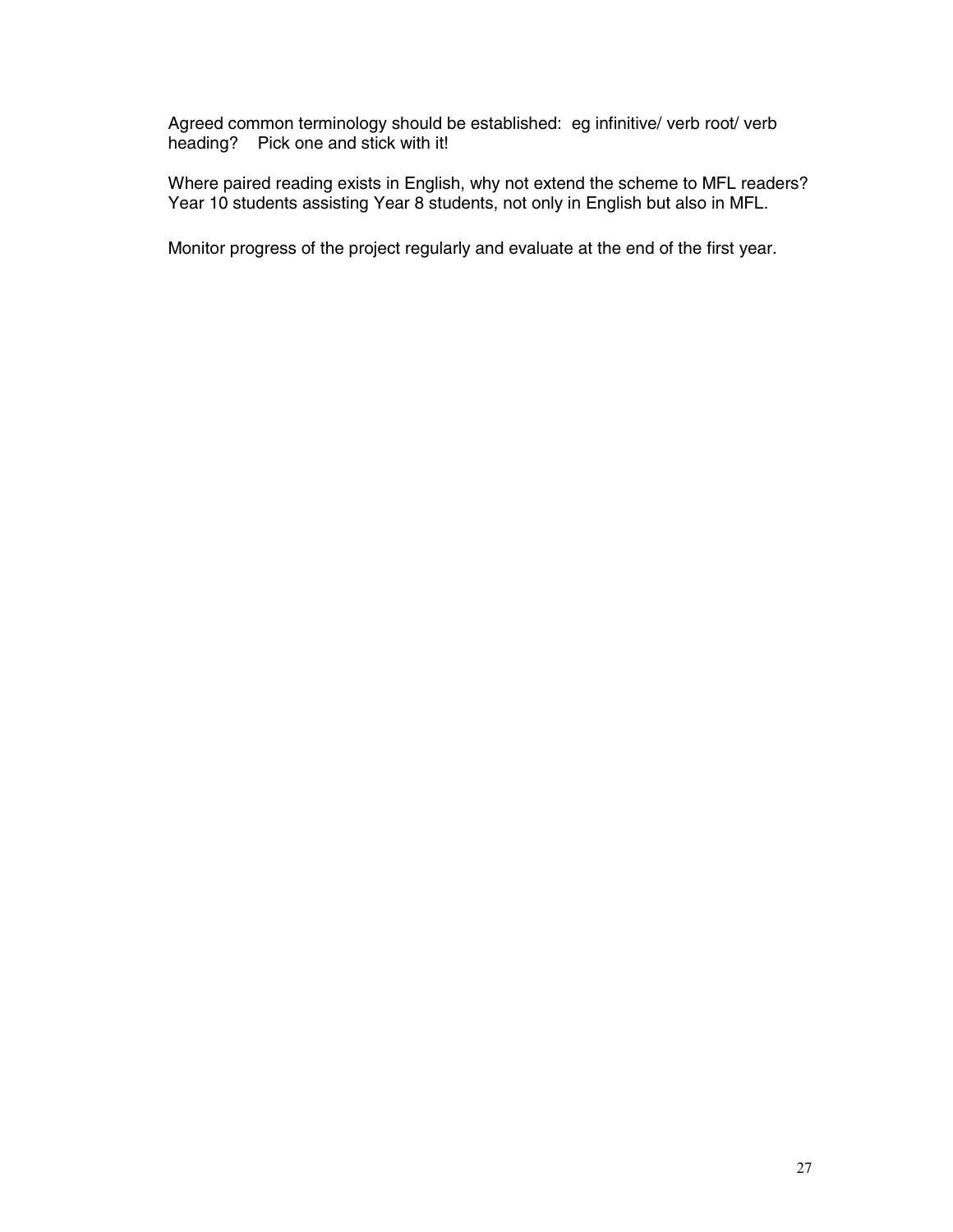Agreed common terminology should be established: eg infinitive/ verb root/ verb heading? Pick one and stick with it!

Where paired reading exists in English, why not extend the scheme to MFL readers? Year 10 students assisting Year 8 students, not only in English but also in MFL.

Monitor progress of the project regularly and evaluate at the end of the first year.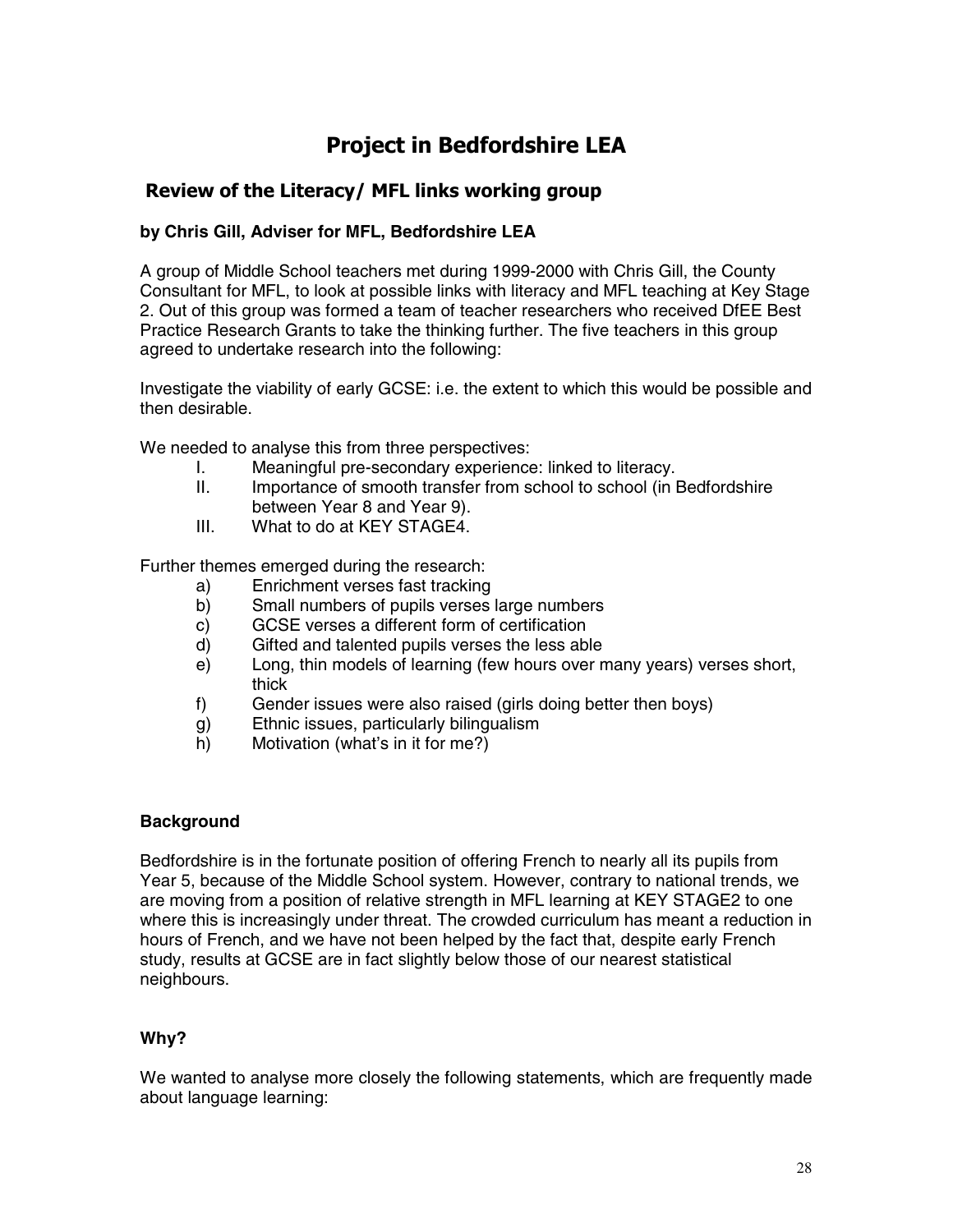# Project in Bedfordshire LEA

## Review of the Literacy/ MFL links working group

**by Chris Gill, Adviser for MFL, Bedfordshire LEA**

A group of Middle School teachers met during 1999-2000 with Chris Gill, the County Consultant for MFL, to look at possible links with literacy and MFL teaching at Key Stage 2. Out of this group was formed a team of teacher researchers who received DfEE Best Practice Research Grants to take the thinking further. The five teachers in this group agreed to undertake research into the following:

Investigate the viability of early GCSE: i.e. the extent to which this would be possible and then desirable.

We needed to analyse this from three perspectives:

I. Meaningful pre-secondary experience: linked to literacy.
II. Importance of smooth transfer from school to school (in Bedfordshire between Year 8 and Year 9).
III. What to do at KEY STAGE4.

Further themes emerged during the research:

a) Enrichment verses fast tracking
b) Small numbers of pupils verses large numbers
c) GCSE verses a different form of certification
d) Gifted and talented pupils verses the less able
e) Long, thin models of learning (few hours over many years) verses short, thick
f) Gender issues were also raised (girls doing better then boys)
g) Ethnic issues, particularly bilingualism
h) Motivation (what's in it for me?)

**Background**

Bedfordshire is in the fortunate position of offering French to nearly all its pupils from Year 5, because of the Middle School system. However, contrary to national trends, we are moving from a position of relative strength in MFL learning at KEY STAGE2 to one where this is increasingly under threat. The crowded curriculum has meant a reduction in hours of French, and we have not been helped by the fact that, despite early French study, results at GCSE are in fact slightly below those of our nearest statistical neighbours.

**Why?**

We wanted to analyse more closely the following statements, which are frequently made about language learning: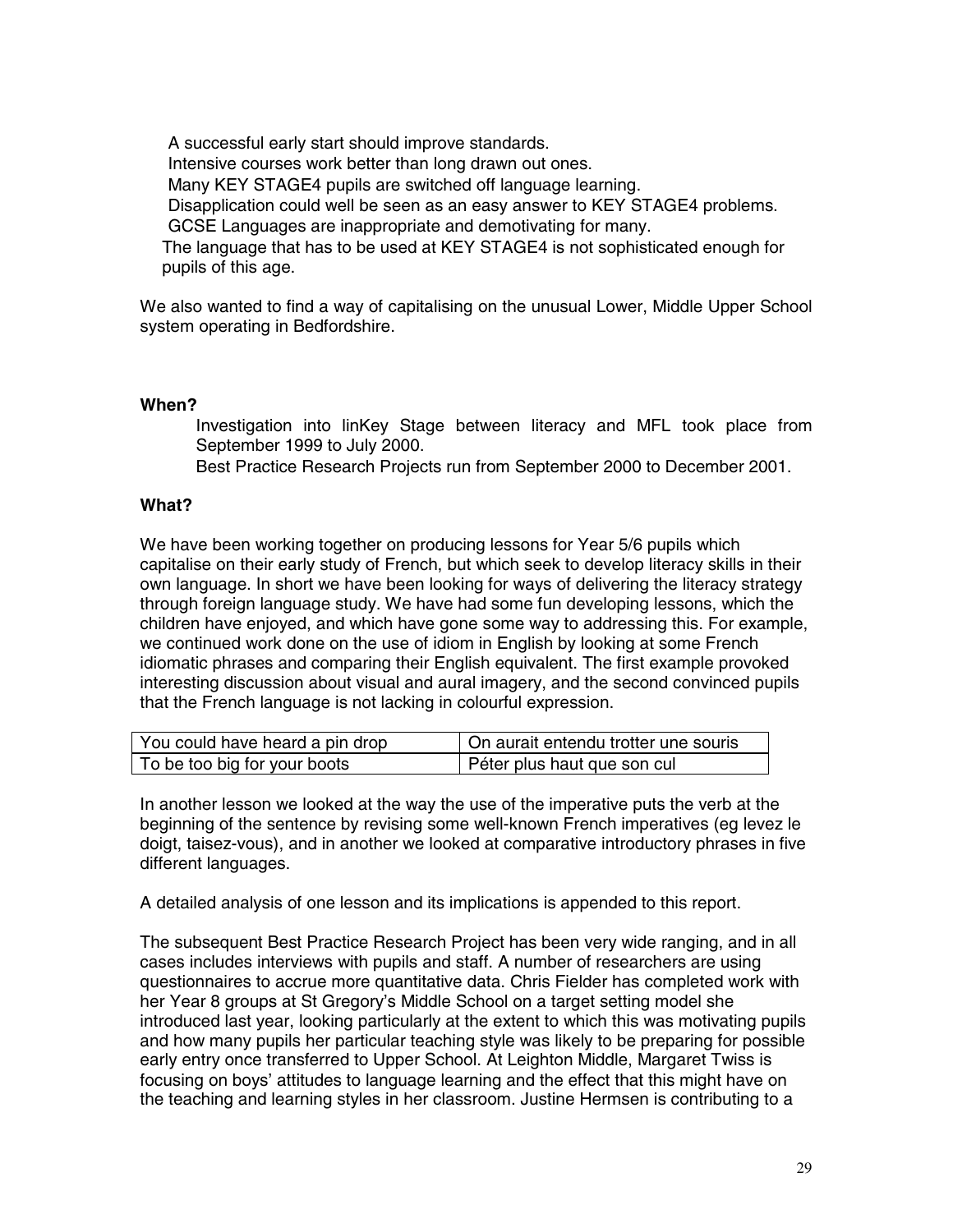A successful early start should improve standards.
Intensive courses work better than long drawn out ones.
Many KEY STAGE4 pupils are switched off language learning.
Disapplication could well be seen as an easy answer to KEY STAGE4 problems.
GCSE Languages are inappropriate and demotivating for many.
The language that has to be used at KEY STAGE4 is not sophisticated enough for pupils of this age.

We also wanted to find a way of capitalising on the unusual Lower, Middle Upper School system operating in Bedfordshire.

**When?**

Investigation into linKey Stage between literacy and MFL took place from September 1999 to July 2000.
Best Practice Research Projects run from September 2000 to December 2001.

**What?**

We have been working together on producing lessons for Year 5/6 pupils which capitalise on their early study of French, but which seek to develop literacy skills in their own language. In short we have been looking for ways of delivering the literacy strategy through foreign language study. We have had some fun developing lessons, which the children have enjoyed, and which have gone some way to addressing this. For example, we continued work done on the use of idiom in English by looking at some French idiomatic phrases and comparing their English equivalent. The first example provoked interesting discussion about visual and aural imagery, and the second convinced pupils that the French language is not lacking in colourful expression.

| You could have heard a pin drop | On aurait entendu trotter une souris |
|---|---|
| To be too big for your boots | Péter plus haut que son cul |

In another lesson we looked at the way the use of the imperative puts the verb at the beginning of the sentence by revising some well-known French imperatives (eg levez le doigt, taisez-vous), and in another we looked at comparative introductory phrases in five different languages.

A detailed analysis of one lesson and its implications is appended to this report.

The subsequent Best Practice Research Project has been very wide ranging, and in all cases includes interviews with pupils and staff. A number of researchers are using questionnaires to accrue more quantitative data. Chris Fielder has completed work with her Year 8 groups at St Gregory's Middle School on a target setting model she introduced last year, looking particularly at the extent to which this was motivating pupils and how many pupils her particular teaching style was likely to be preparing for possible early entry once transferred to Upper School. At Leighton Middle, Margaret Twiss is focusing on boys' attitudes to language learning and the effect that this might have on the teaching and learning styles in her classroom. Justine Hermsen is contributing to a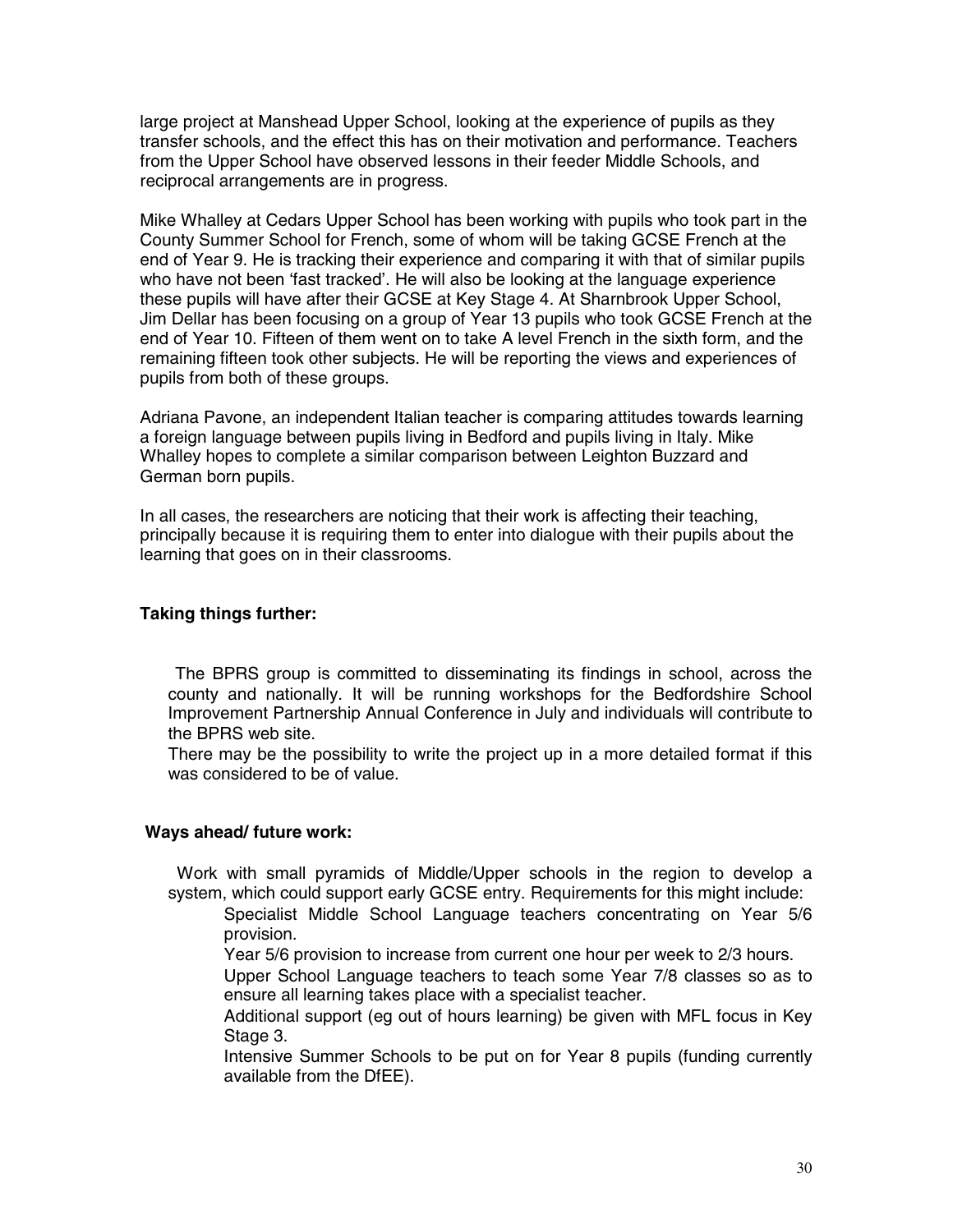large project at Manshead Upper School, looking at the experience of pupils as they transfer schools, and the effect this has on their motivation and performance. Teachers from the Upper School have observed lessons in their feeder Middle Schools, and reciprocal arrangements are in progress.

Mike Whalley at Cedars Upper School has been working with pupils who took part in the County Summer School for French, some of whom will be taking GCSE French at the end of Year 9. He is tracking their experience and comparing it with that of similar pupils who have not been 'fast tracked'. He will also be looking at the language experience these pupils will have after their GCSE at Key Stage 4. At Sharnbrook Upper School, Jim Dellar has been focusing on a group of Year 13 pupils who took GCSE French at the end of Year 10. Fifteen of them went on to take A level French in the sixth form, and the remaining fifteen took other subjects. He will be reporting the views and experiences of pupils from both of these groups.

Adriana Pavone, an independent Italian teacher is comparing attitudes towards learning a foreign language between pupils living in Bedford and pupils living in Italy. Mike Whalley hopes to complete a similar comparison between Leighton Buzzard and German born pupils.

In all cases, the researchers are noticing that their work is affecting their teaching, principally because it is requiring them to enter into dialogue with their pupils about the learning that goes on in their classrooms.

**Taking things further:**

The BPRS group is committed to disseminating its findings in school, across the county and nationally. It will be running workshops for the Bedfordshire School Improvement Partnership Annual Conference in July and individuals will contribute to the BPRS web site.

There may be the possibility to write the project up in a more detailed format if this was considered to be of value.

**Ways ahead/ future work:**

Work with small pyramids of Middle/Upper schools in the region to develop a system, which could support early GCSE entry. Requirements for this might include:

- Specialist Middle School Language teachers concentrating on Year 5/6 provision.
- Year 5/6 provision to increase from current one hour per week to 2/3 hours.
- Upper School Language teachers to teach some Year 7/8 classes so as to ensure all learning takes place with a specialist teacher.
- Additional support (eg out of hours learning) be given with MFL focus in Key Stage 3.
- Intensive Summer Schools to be put on for Year 8 pupils (funding currently available from the DfEE).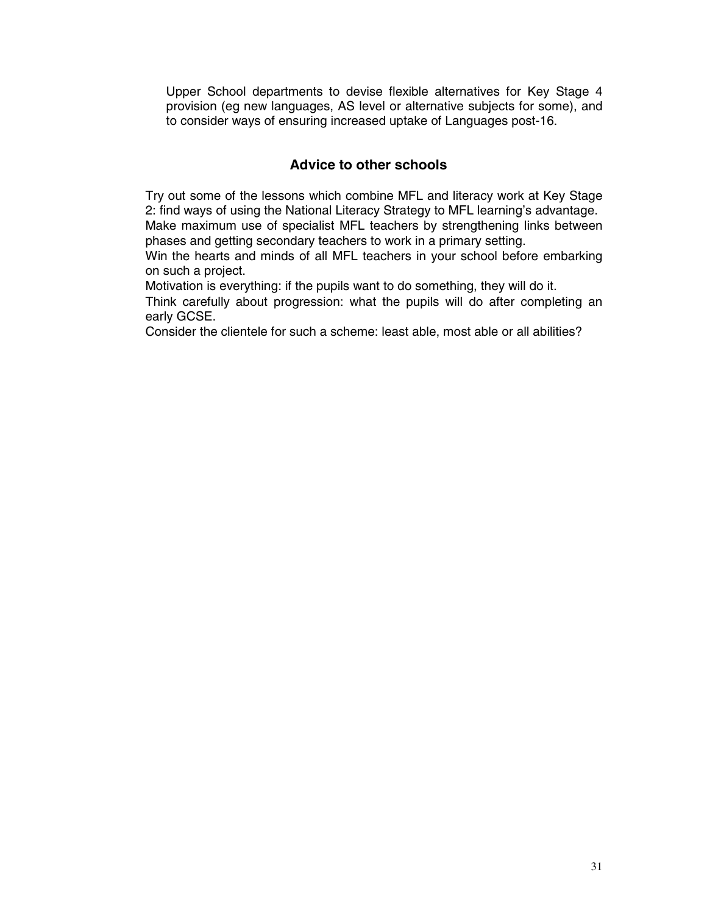Upper School departments to devise flexible alternatives for Key Stage 4 provision (eg new languages, AS level or alternative subjects for some), and to consider ways of ensuring increased uptake of Languages post-16.

## Advice to other schools

Try out some of the lessons which combine MFL and literacy work at Key Stage 2: find ways of using the National Literacy Strategy to MFL learning's advantage.

Make maximum use of specialist MFL teachers by strengthening links between phases and getting secondary teachers to work in a primary setting.

Win the hearts and minds of all MFL teachers in your school before embarking on such a project.

Motivation is everything: if the pupils want to do something, they will do it.

Think carefully about progression: what the pupils will do after completing an early GCSE.

Consider the clientele for such a scheme: least able, most able or all abilities?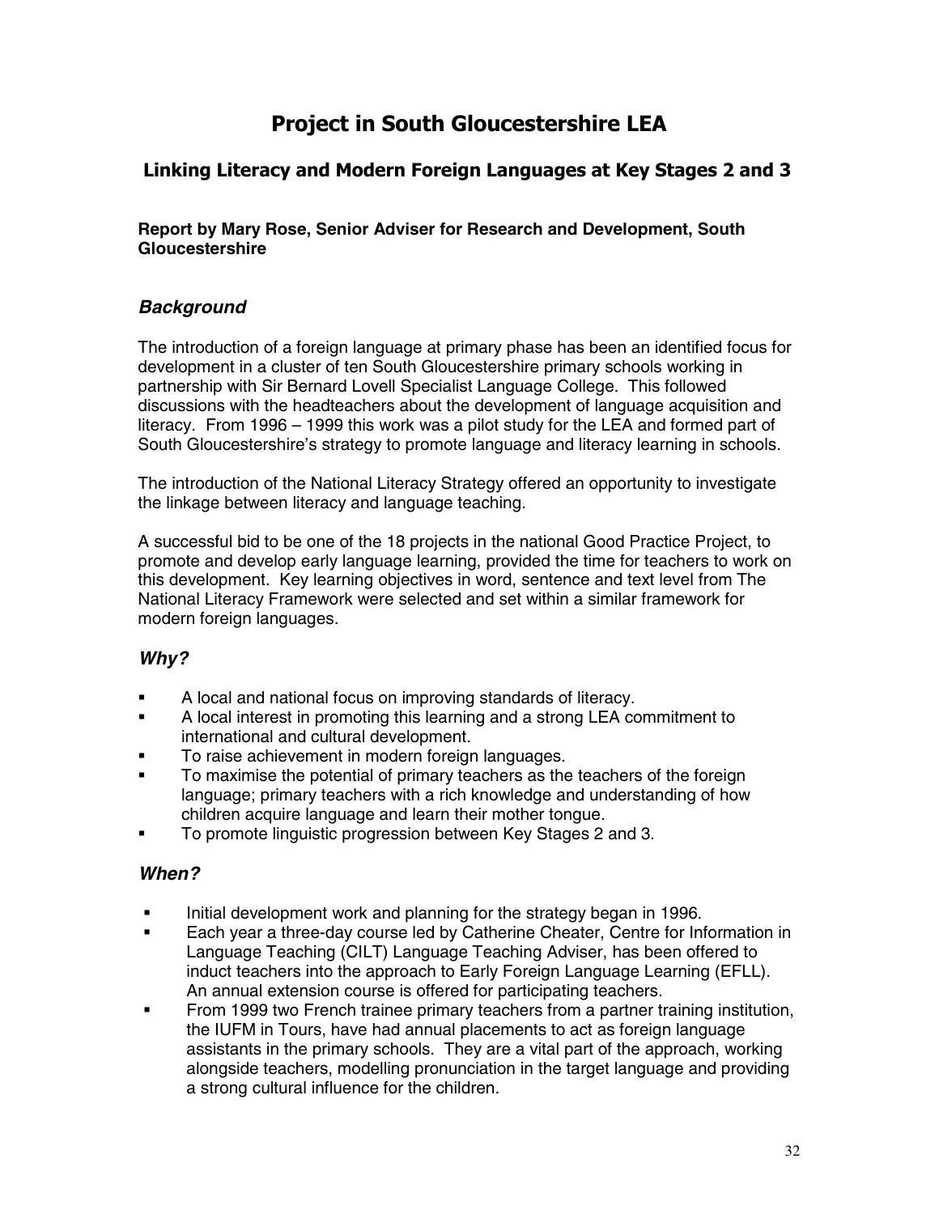# Project in South Gloucestershire LEA

## Linking Literacy and Modern Foreign Languages at Key Stages 2 and 3

**Report by Mary Rose, Senior Adviser for Research and Development, South Gloucestershire**

### *Background*

The introduction of a foreign language at primary phase has been an identified focus for development in a cluster of ten South Gloucestershire primary schools working in partnership with Sir Bernard Lovell Specialist Language College. This followed discussions with the headteachers about the development of language acquisition and literacy. From 1996 – 1999 this work was a pilot study for the LEA and formed part of South Gloucestershire's strategy to promote language and literacy learning in schools.

The introduction of the National Literacy Strategy offered an opportunity to investigate the linkage between literacy and language teaching.

A successful bid to be one of the 18 projects in the national Good Practice Project, to promote and develop early language learning, provided the time for teachers to work on this development. Key learning objectives in word, sentence and text level from The National Literacy Framework were selected and set within a similar framework for modern foreign languages.

### *Why?*

- A local and national focus on improving standards of literacy.
- A local interest in promoting this learning and a strong LEA commitment to international and cultural development.
- To raise achievement in modern foreign languages.
- To maximise the potential of primary teachers as the teachers of the foreign language; primary teachers with a rich knowledge and understanding of how children acquire language and learn their mother tongue.
- To promote linguistic progression between Key Stages 2 and 3.

### *When?*

- Initial development work and planning for the strategy began in 1996.
- Each year a three-day course led by Catherine Cheater, Centre for Information in Language Teaching (CILT) Language Teaching Adviser, has been offered to induct teachers into the approach to Early Foreign Language Learning (EFLL). An annual extension course is offered for participating teachers.
- From 1999 two French trainee primary teachers from a partner training institution, the IUFM in Tours, have had annual placements to act as foreign language assistants in the primary schools. They are a vital part of the approach, working alongside teachers, modelling pronunciation in the target language and providing a strong cultural influence for the children.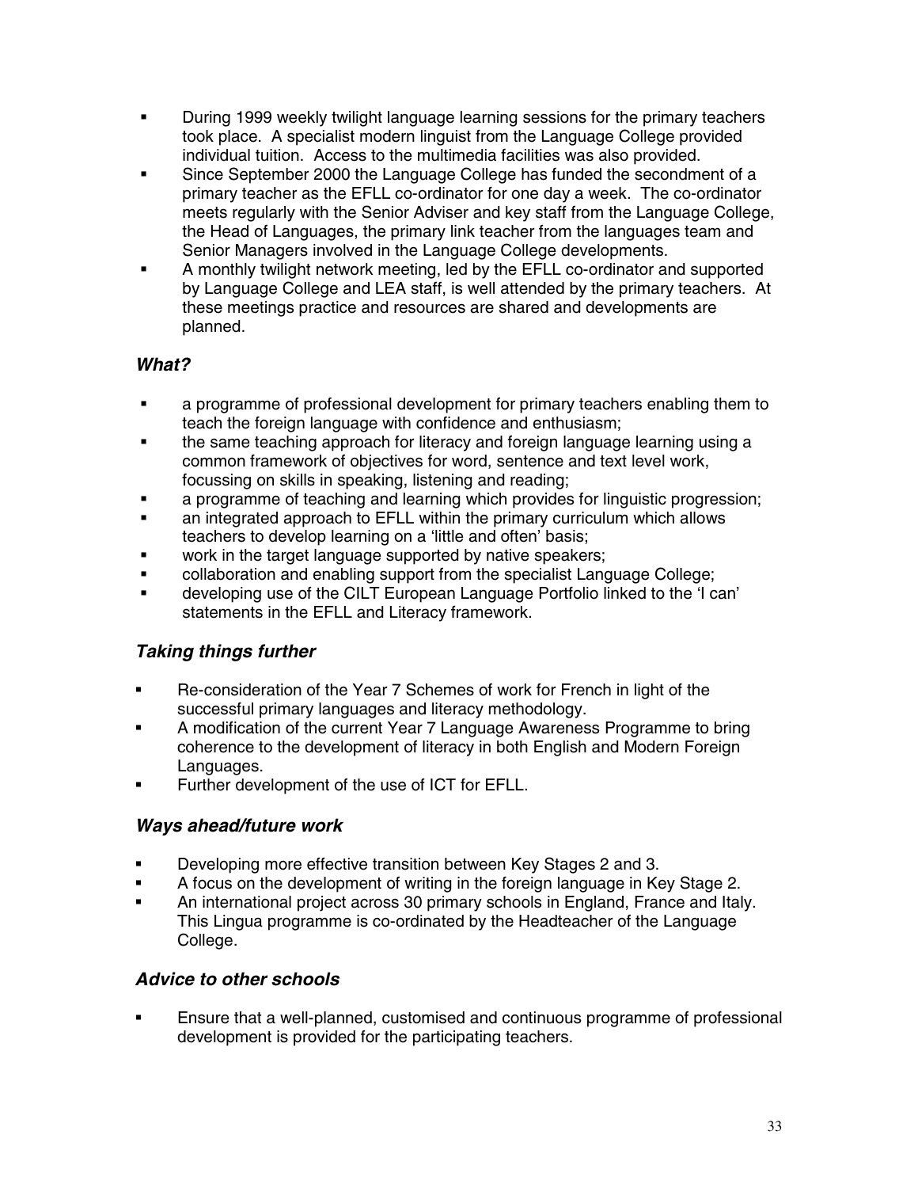- During 1999 weekly twilight language learning sessions for the primary teachers took place. A specialist modern linguist from the Language College provided individual tuition. Access to the multimedia facilities was also provided.
- Since September 2000 the Language College has funded the secondment of a primary teacher as the EFLL co-ordinator for one day a week. The co-ordinator meets regularly with the Senior Adviser and key staff from the Language College, the Head of Languages, the primary link teacher from the languages team and Senior Managers involved in the Language College developments.
- A monthly twilight network meeting, led by the EFLL co-ordinator and supported by Language College and LEA staff, is well attended by the primary teachers. At these meetings practice and resources are shared and developments are planned.

### *What?*

- a programme of professional development for primary teachers enabling them to teach the foreign language with confidence and enthusiasm;
- the same teaching approach for literacy and foreign language learning using a common framework of objectives for word, sentence and text level work, focussing on skills in speaking, listening and reading;
- a programme of teaching and learning which provides for linguistic progression;
- an integrated approach to EFLL within the primary curriculum which allows teachers to develop learning on a 'little and often' basis;
- work in the target language supported by native speakers;
- collaboration and enabling support from the specialist Language College;
- developing use of the CILT European Language Portfolio linked to the 'I can' statements in the EFLL and Literacy framework.

### *Taking things further*

- Re-consideration of the Year 7 Schemes of work for French in light of the successful primary languages and literacy methodology.
- A modification of the current Year 7 Language Awareness Programme to bring coherence to the development of literacy in both English and Modern Foreign Languages.
- Further development of the use of ICT for EFLL.

### *Ways ahead/future work*

- Developing more effective transition between Key Stages 2 and 3.
- A focus on the development of writing in the foreign language in Key Stage 2.
- An international project across 30 primary schools in England, France and Italy. This Lingua programme is co-ordinated by the Headteacher of the Language College.

### *Advice to other schools*

- Ensure that a well-planned, customised and continuous programme of professional development is provided for the participating teachers.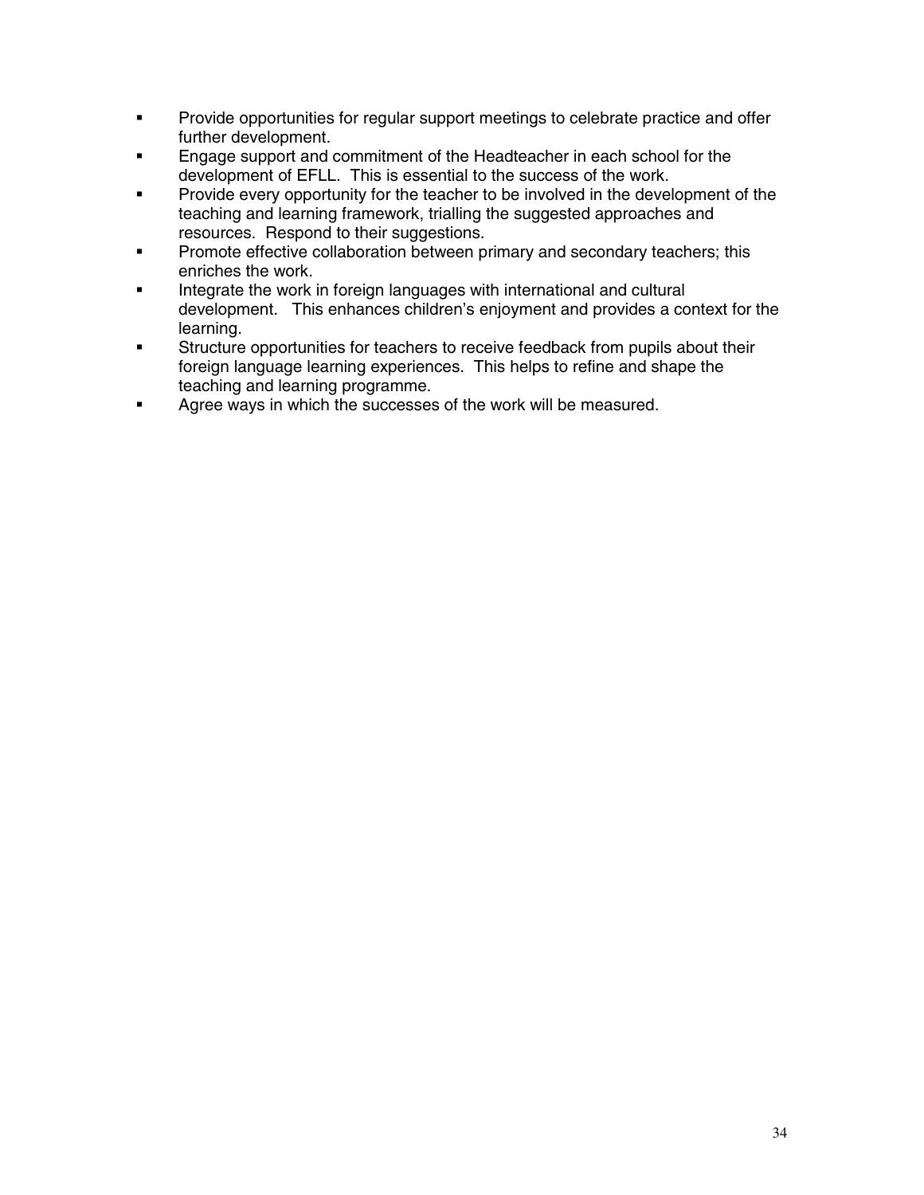- Provide opportunities for regular support meetings to celebrate practice and offer further development.
- Engage support and commitment of the Headteacher in each school for the development of EFLL. This is essential to the success of the work.
- Provide every opportunity for the teacher to be involved in the development of the teaching and learning framework, trialling the suggested approaches and resources. Respond to their suggestions.
- Promote effective collaboration between primary and secondary teachers; this enriches the work.
- Integrate the work in foreign languages with international and cultural development. This enhances children's enjoyment and provides a context for the learning.
- Structure opportunities for teachers to receive feedback from pupils about their foreign language learning experiences. This helps to refine and shape the teaching and learning programme.
- Agree ways in which the successes of the work will be measured.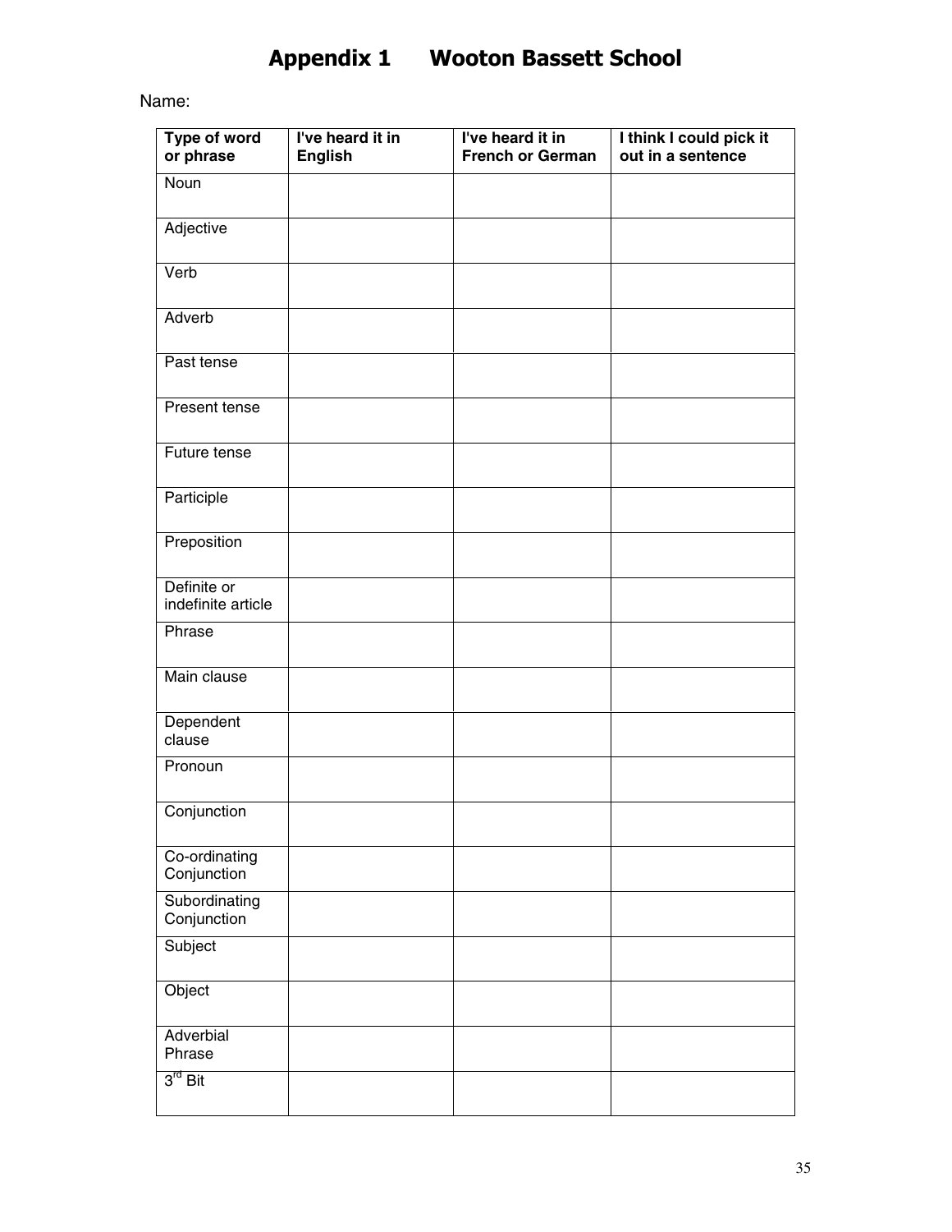# Appendix 1 Wooton Bassett School

Name:

| Type of word or phrase | I've heard it in English | I've heard it in French or German | I think I could pick it out in a sentence |
|---|---|---|---|
| Noun | | | |
| Adjective | | | |
| Verb | | | |
| Adverb | | | |
| Past tense | | | |
| Present tense | | | |
| Future tense | | | |
| Participle | | | |
| Preposition | | | |
| Definite or indefinite article | | | |
| Phrase | | | |
| Main clause | | | |
| Dependent clause | | | |
| Pronoun | | | |
| Conjunction | | | |
| Co-ordinating Conjunction | | | |
| Subordinating Conjunction | | | |
| Subject | | | |
| Object | | | |
| Adverbial Phrase | | | |
| 3rd Bit | | | |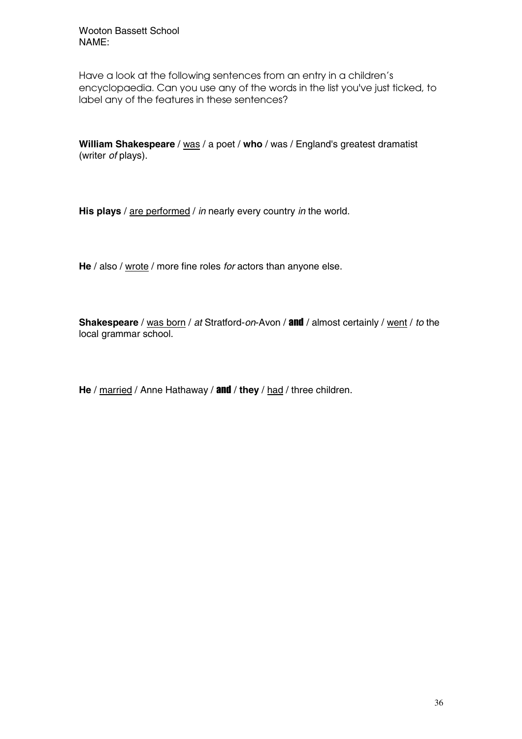Wooton Bassett School
NAME:

Have a look at the following sentences from an entry in a children's encyclopaedia. Can you use any of the words in the list you've just ticked, to label any of the features in these sentences?

**William Shakespeare** / <u>was</u> / a poet / **who** / was / England's greatest dramatist (writer *of* plays).

**His plays** / <u>are performed</u> / *in* nearly every country *in* the world.

**He** / also / <u>wrote</u> / more fine roles *for* actors than anyone else.

**Shakespeare** / <u>was born</u> / *at* Stratford-*on*-Avon / **and** / almost certainly / <u>went</u> / *to* the local grammar school.

**He** / <u>married</u> / Anne Hathaway / **and** / **they** / <u>had</u> / three children.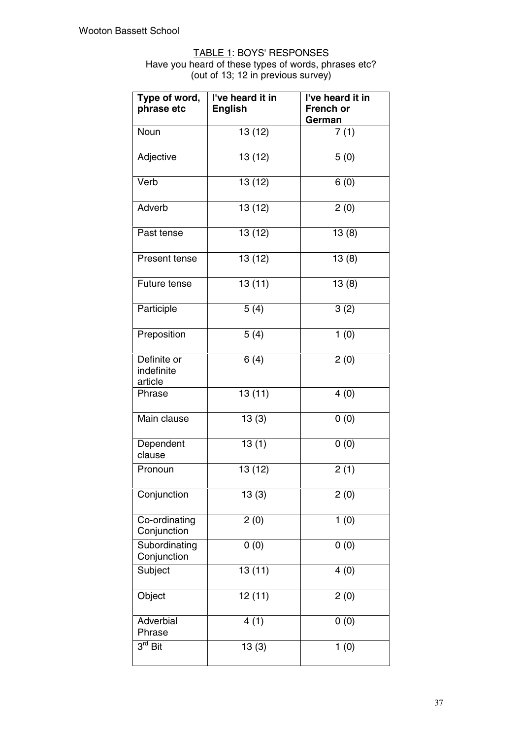Wooton Bassett School

TABLE 1: BOYS' RESPONSES
Have you heard of these types of words, phrases etc?
(out of 13; 12 in previous survey)

| Type of word, phrase etc | I've heard it in English | I've heard it in French or German |
|---|---|---|
| Noun | 13 (12) | 7 (1) |
| Adjective | 13 (12) | 5 (0) |
| Verb | 13 (12) | 6 (0) |
| Adverb | 13 (12) | 2 (0) |
| Past tense | 13 (12) | 13 (8) |
| Present tense | 13 (12) | 13 (8) |
| Future tense | 13 (11) | 13 (8) |
| Participle | 5 (4) | 3 (2) |
| Preposition | 5 (4) | 1 (0) |
| Definite or indefinite article | 6 (4) | 2 (0) |
| Phrase | 13 (11) | 4 (0) |
| Main clause | 13 (3) | 0 (0) |
| Dependent clause | 13 (1) | 0 (0) |
| Pronoun | 13 (12) | 2 (1) |
| Conjunction | 13 (3) | 2 (0) |
| Co-ordinating Conjunction | 2 (0) | 1 (0) |
| Subordinating Conjunction | 0 (0) | 0 (0) |
| Subject | 13 (11) | 4 (0) |
| Object | 12 (11) | 2 (0) |
| Adverbial Phrase | 4 (1) | 0 (0) |
| 3rd Bit | 13 (3) | 1 (0) |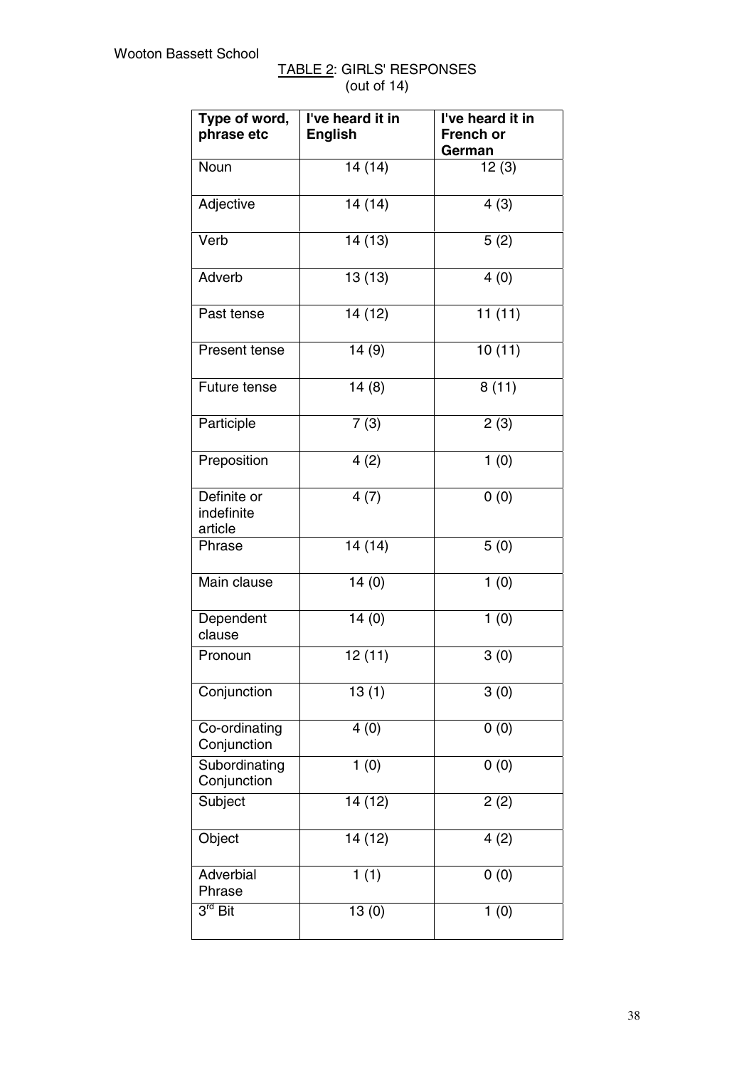Wooton Bassett School

TABLE 2: GIRLS' RESPONSES
(out of 14)

| Type of word, phrase etc | I've heard it in English | I've heard it in French or German |
|---|---|---|
| Noun | 14 (14) | 12 (3) |
| Adjective | 14 (14) | 4 (3) |
| Verb | 14 (13) | 5 (2) |
| Adverb | 13 (13) | 4 (0) |
| Past tense | 14 (12) | 11 (11) |
| Present tense | 14 (9) | 10 (11) |
| Future tense | 14 (8) | 8 (11) |
| Participle | 7 (3) | 2 (3) |
| Preposition | 4 (2) | 1 (0) |
| Definite or indefinite article | 4 (7) | 0 (0) |
| Phrase | 14 (14) | 5 (0) |
| Main clause | 14 (0) | 1 (0) |
| Dependent clause | 14 (0) | 1 (0) |
| Pronoun | 12 (11) | 3 (0) |
| Conjunction | 13 (1) | 3 (0) |
| Co-ordinating Conjunction | 4 (0) | 0 (0) |
| Subordinating Conjunction | 1 (0) | 0 (0) |
| Subject | 14 (12) | 2 (2) |
| Object | 14 (12) | 4 (2) |
| Adverbial Phrase | 1 (1) | 0 (0) |
| 3rd Bit | 13 (0) | 1 (0) |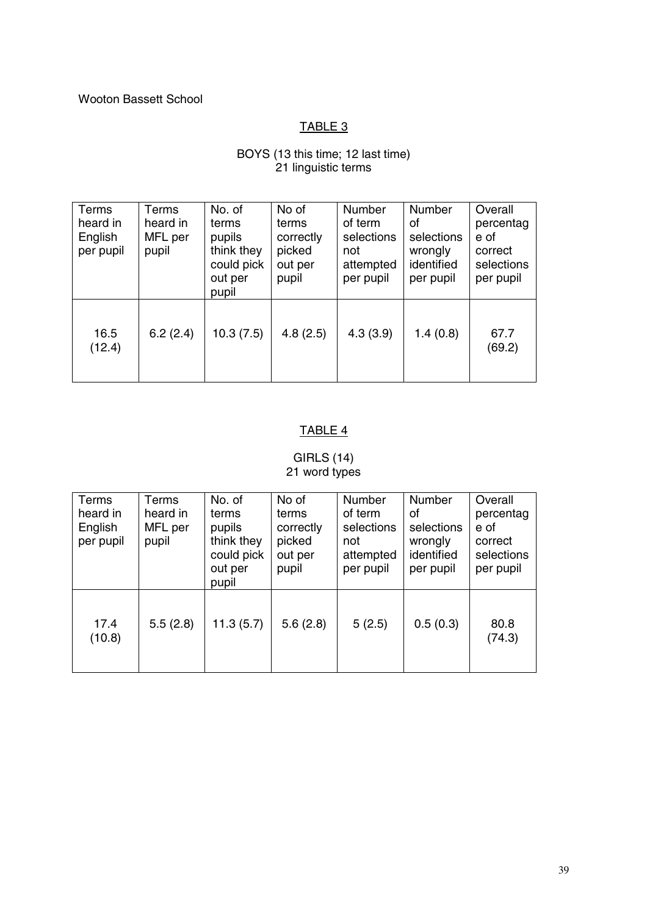Wooton Bassett School

## TABLE 3

BOYS (13 this time; 12 last time)
21 linguistic terms

| Terms heard in English per pupil | Terms heard in MFL per pupil | No. of terms pupils think they could pick out per pupil | No of terms correctly picked out per pupil | Number of term selections not attempted per pupil | Number of selections wrongly identified per pupil | Overall percentage of correct selections per pupil |
|---|---|---|---|---|---|---|
| 16.5 (12.4) | 6.2 (2.4) | 10.3 (7.5) | 4.8 (2.5) | 4.3 (3.9) | 1.4 (0.8) | 67.7 (69.2) |

## TABLE 4

GIRLS (14)
21 word types

| Terms heard in English per pupil | Terms heard in MFL per pupil | No. of terms pupils think they could pick out per pupil | No of terms correctly picked out per pupil | Number of term selections not attempted per pupil | Number of selections wrongly identified per pupil | Overall percentage of correct selections per pupil |
|---|---|---|---|---|---|---|
| 17.4 (10.8) | 5.5 (2.8) | 11.3 (5.7) | 5.6 (2.8) | 5 (2.5) | 0.5 (0.3) | 80.8 (74.3) |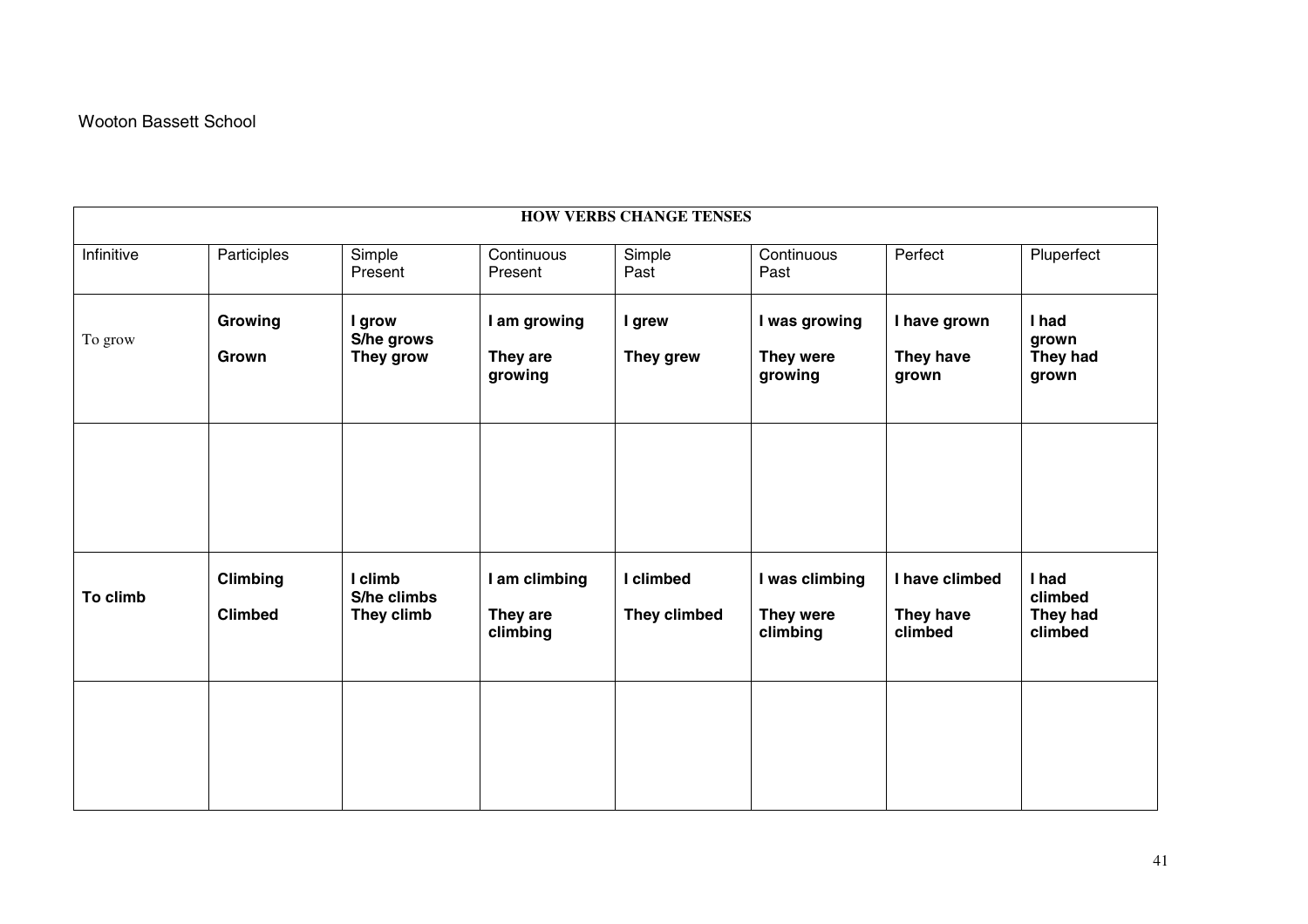Wooton Bassett School

| HOW VERBS CHANGE TENSES | | | | | | | |
|---|---|---|---|---|---|---|---|
| Infinitive | Participles | Simple Present | Continuous Present | Simple Past | Continuous Past | Perfect | Pluperfect |
| To grow | **Growing**<br>**Grown** | **I grow**<br>**S/he grows**<br>**They grow** | **I am growing**<br>**They are growing** | **I grew**<br>**They grew** | **I was growing**<br>**They were growing** | **I have grown**<br>**They have grown** | **I had grown**<br>**They had grown** |
| | | | | | | | |
| **To climb** | **Climbing**<br>**Climbed** | **I climb**<br>**S/he climbs**<br>**They climb** | **I am climbing**<br>**They are climbing** | **I climbed**<br>**They climbed** | **I was climbing**<br>**They were climbing** | **I have climbed**<br>**They have climbed** | **I had climbed**<br>**They had climbed** |
| | | | | | | | |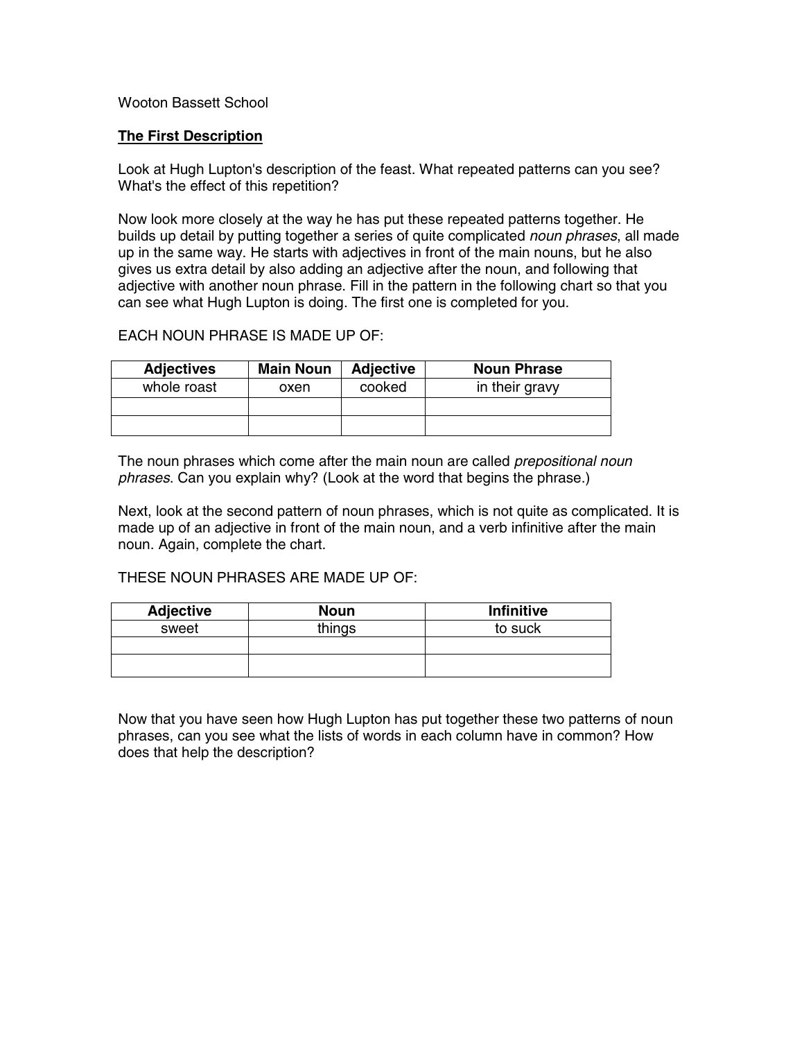Wooton Bassett School

**The First Description**

Look at Hugh Lupton's description of the feast. What repeated patterns can you see? What's the effect of this repetition?

Now look more closely at the way he has put these repeated patterns together. He builds up detail by putting together a series of quite complicated *noun phrases*, all made up in the same way. He starts with adjectives in front of the main nouns, but he also gives us extra detail by also adding an adjective after the noun, and following that adjective with another noun phrase. Fill in the pattern in the following chart so that you can see what Hugh Lupton is doing. The first one is completed for you.

EACH NOUN PHRASE IS MADE UP OF:

| Adjectives | Main Noun | Adjective | Noun Phrase |
|---|---|---|---|
| whole roast | oxen | cooked | in their gravy |
| | | | |
| | | | |

The noun phrases which come after the main noun are called *prepositional noun phrases*. Can you explain why? (Look at the word that begins the phrase.)

Next, look at the second pattern of noun phrases, which is not quite as complicated. It is made up of an adjective in front of the main noun, and a verb infinitive after the main noun. Again, complete the chart.

THESE NOUN PHRASES ARE MADE UP OF:

| Adjective | Noun | Infinitive |
|---|---|---|
| sweet | things | to suck |
| | | |
| | | |

Now that you have seen how Hugh Lupton has put together these two patterns of noun phrases, can you see what the lists of words in each column have in common? How does that help the description?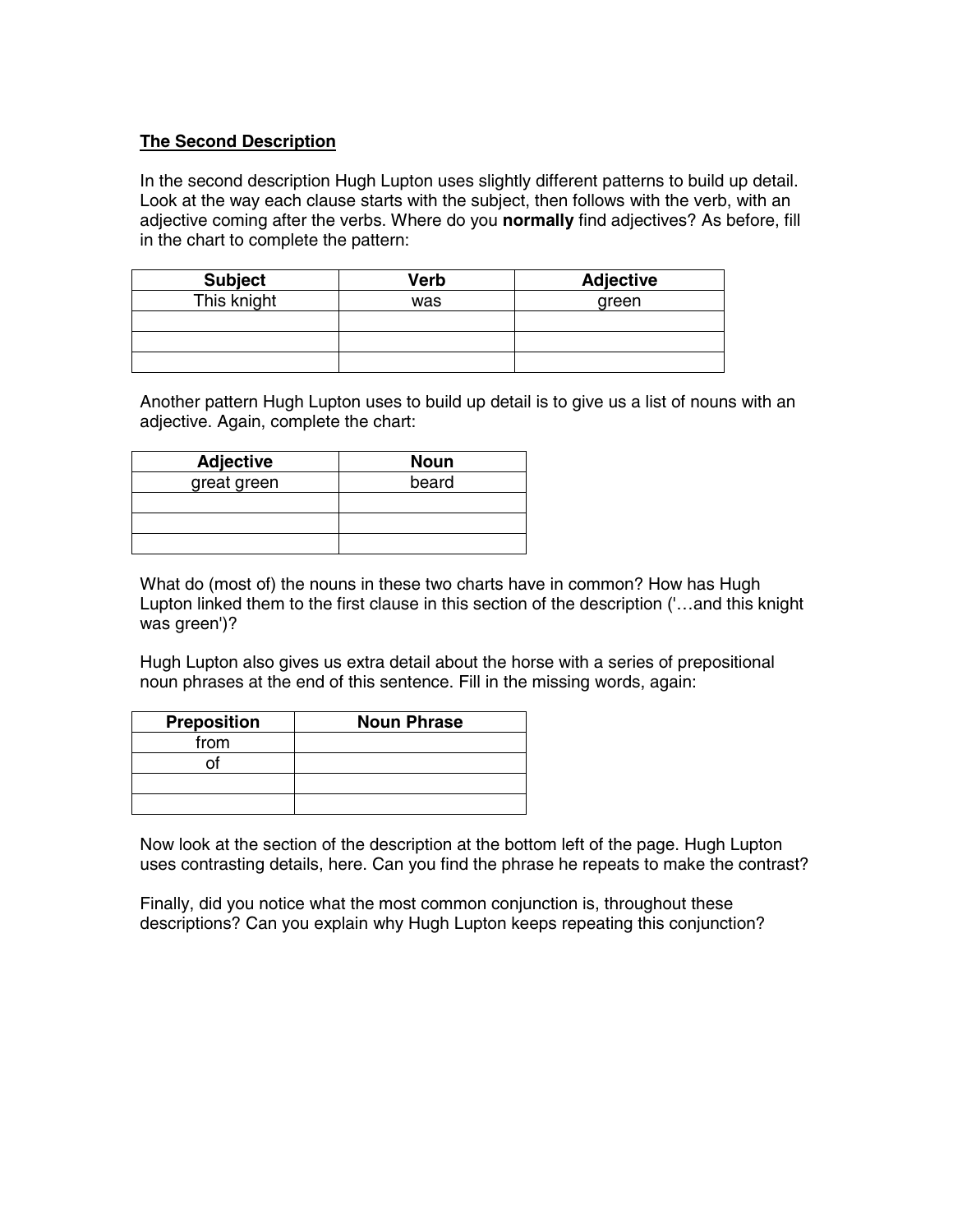**The Second Description**

In the second description Hugh Lupton uses slightly different patterns to build up detail. Look at the way each clause starts with the subject, then follows with the verb, with an adjective coming after the verbs. Where do you **normally** find adjectives? As before, fill in the chart to complete the pattern:

| Subject | Verb | Adjective |
|---|---|---|
| This knight | was | green |
| | | |
| | | |
| | | |

Another pattern Hugh Lupton uses to build up detail is to give us a list of nouns with an adjective. Again, complete the chart:

| Adjective | Noun |
|---|---|
| great green | beard |
| | |
| | |
| | |

What do (most of) the nouns in these two charts have in common? How has Hugh Lupton linked them to the first clause in this section of the description ('…and this knight was green')?

Hugh Lupton also gives us extra detail about the horse with a series of prepositional noun phrases at the end of this sentence. Fill in the missing words, again:

| Preposition | Noun Phrase |
|---|---|
| from | |
| of | |
| | |
| | |

Now look at the section of the description at the bottom left of the page. Hugh Lupton uses contrasting details, here. Can you find the phrase he repeats to make the contrast?

Finally, did you notice what the most common conjunction is, throughout these descriptions? Can you explain why Hugh Lupton keeps repeating this conjunction?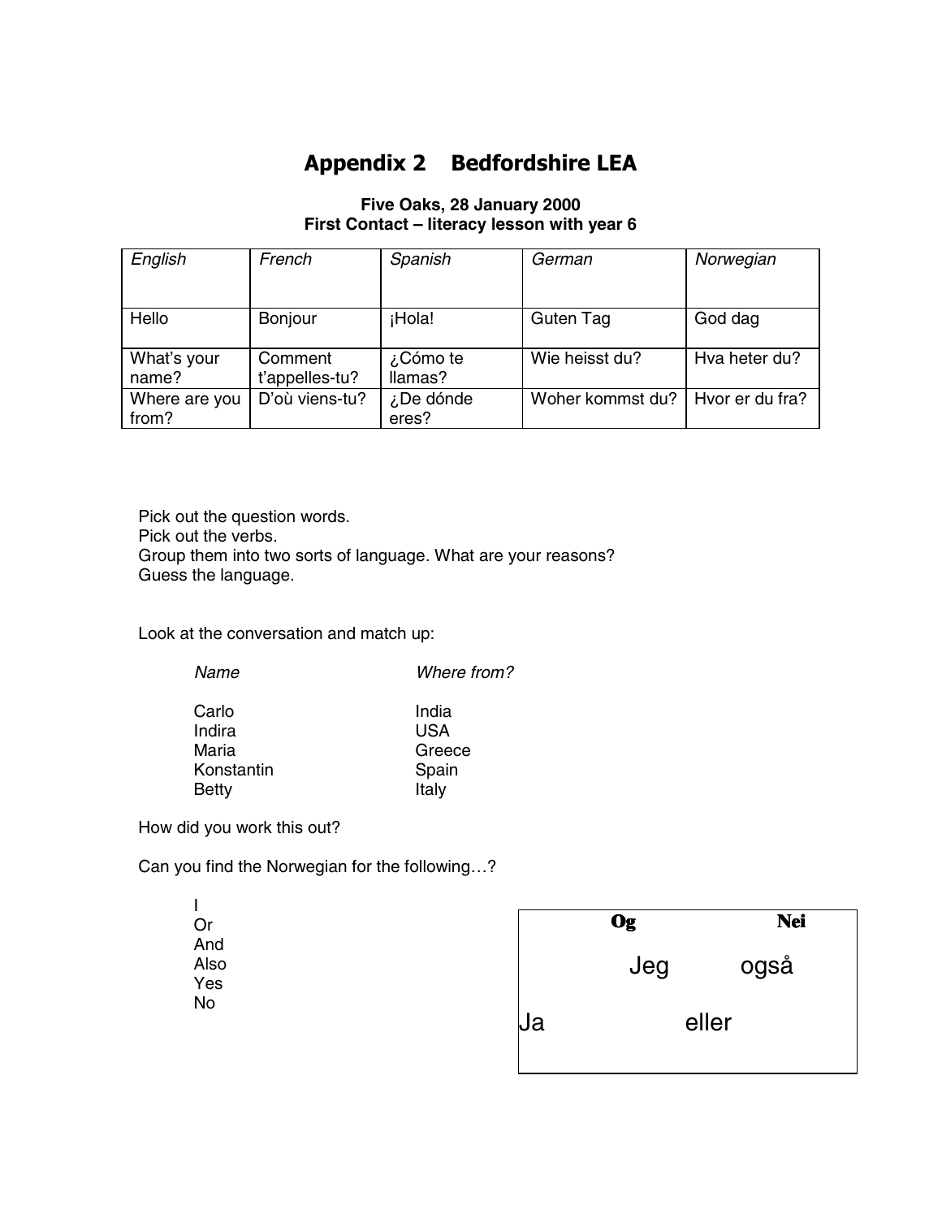# Appendix 2 Bedfordshire LEA

**Five Oaks, 28 January 2000**
**First Contact – literacy lesson with year 6**

| *English* | *French* | *Spanish* | *German* | *Norwegian* |
|---|---|---|---|---|
| Hello | Bonjour | ¡Hola! | Guten Tag | God dag |
| What's your name? | Comment t'appelles-tu? | ¿Cómo te llamas? | Wie heisst du? | Hva heter du? |
| Where are you from? | D'où viens-tu? | ¿De dónde eres? | Woher kommst du? | Hvor er du fra? |

Pick out the question words.
Pick out the verbs.
Group them into two sorts of language. What are your reasons?
Guess the language.

Look at the conversation and match up:

| *Name* | *Where from?* |
|---|---|
| Carlo | India |
| Indira | USA |
| Maria | Greece |
| Konstantin | Spain |
| Betty | Italy |

How did you work this out?

Can you find the Norwegian for the following…?

I
Or
And
Also
Yes
No

**Og** **Nei**

Jeg også

Ja eller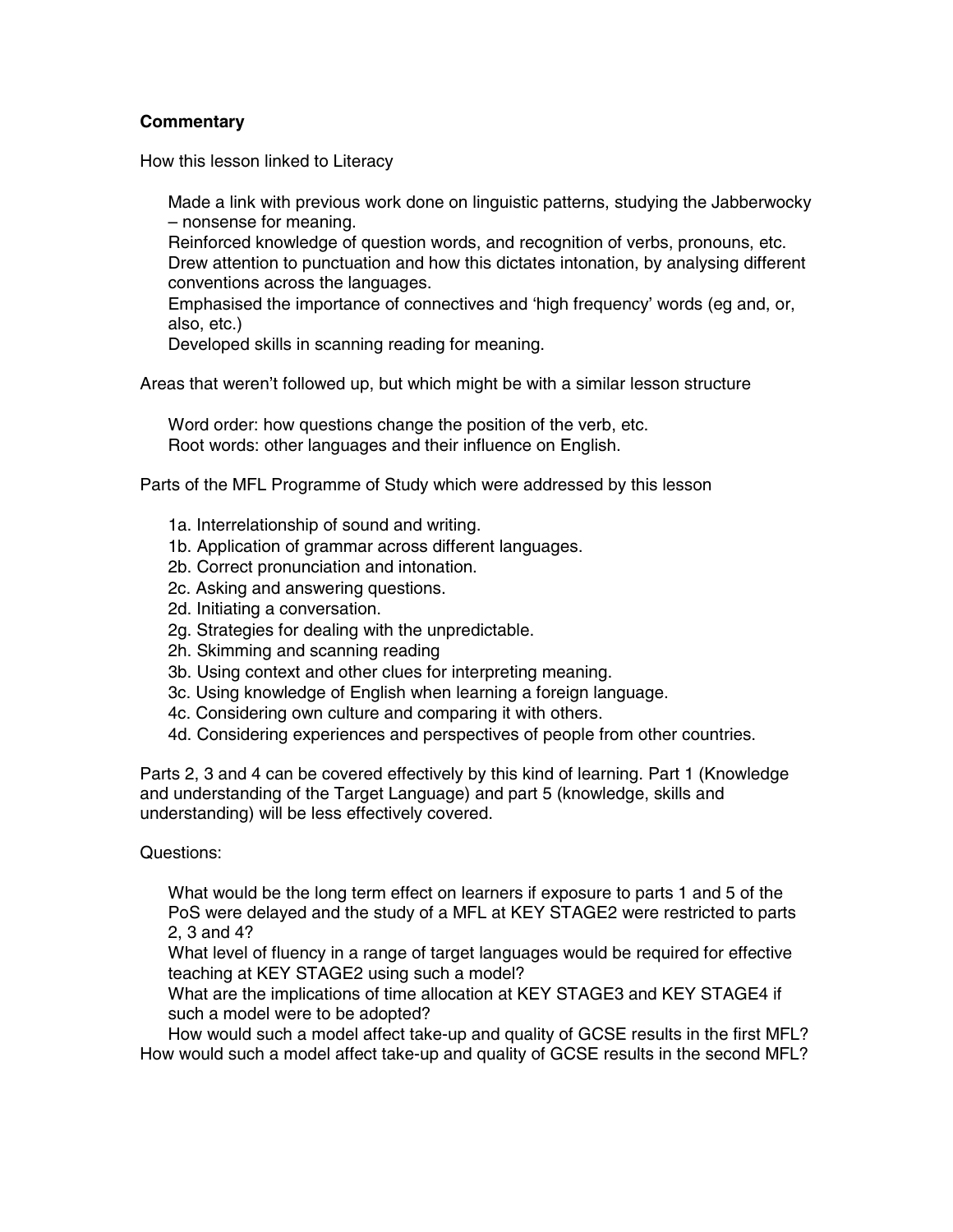**Commentary**

How this lesson linked to Literacy

Made a link with previous work done on linguistic patterns, studying the Jabberwocky – nonsense for meaning.
Reinforced knowledge of question words, and recognition of verbs, pronouns, etc.
Drew attention to punctuation and how this dictates intonation, by analysing different conventions across the languages.
Emphasised the importance of connectives and 'high frequency' words (eg and, or, also, etc.)
Developed skills in scanning reading for meaning.

Areas that weren't followed up, but which might be with a similar lesson structure

Word order: how questions change the position of the verb, etc.
Root words: other languages and their influence on English.

Parts of the MFL Programme of Study which were addressed by this lesson

1a. Interrelationship of sound and writing.
1b. Application of grammar across different languages.
2b. Correct pronunciation and intonation.
2c. Asking and answering questions.
2d. Initiating a conversation.
2g. Strategies for dealing with the unpredictable.
2h. Skimming and scanning reading
3b. Using context and other clues for interpreting meaning.
3c. Using knowledge of English when learning a foreign language.
4c. Considering own culture and comparing it with others.
4d. Considering experiences and perspectives of people from other countries.

Parts 2, 3 and 4 can be covered effectively by this kind of learning. Part 1 (Knowledge and understanding of the Target Language) and part 5 (knowledge, skills and understanding) will be less effectively covered.

Questions:

What would be the long term effect on learners if exposure to parts 1 and 5 of the PoS were delayed and the study of a MFL at KEY STAGE2 were restricted to parts 2, 3 and 4?
What level of fluency in a range of target languages would be required for effective teaching at KEY STAGE2 using such a model?
What are the implications of time allocation at KEY STAGE3 and KEY STAGE4 if such a model were to be adopted?
How would such a model affect take-up and quality of GCSE results in the first MFL?
How would such a model affect take-up and quality of GCSE results in the second MFL?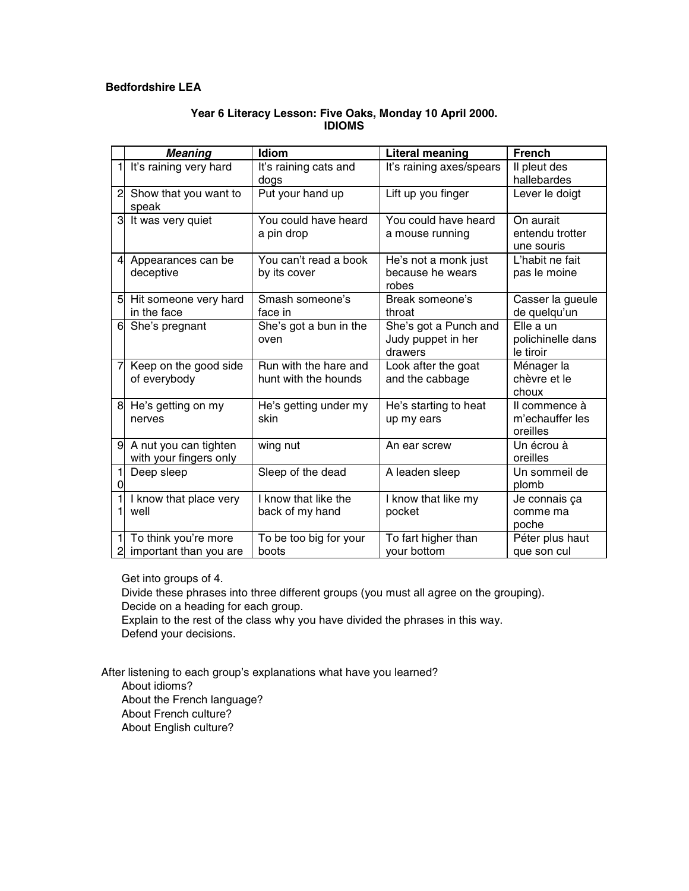**Bedfordshire LEA**

**Year 6 Literacy Lesson: Five Oaks, Monday 10 April 2000.**
**IDIOMS**

| | ***Meaning*** | **Idiom** | **Literal meaning** | **French** |
|---|---|---|---|---|
| 1 | It's raining very hard | It's raining cats and dogs | It's raining axes/spears | Il pleut des hallebardes |
| 2 | Show that you want to speak | Put your hand up | Lift up you finger | Lever le doigt |
| 3 | It was very quiet | You could have heard a pin drop | You could have heard a mouse running | On aurait entendu trotter une souris |
| 4 | Appearances can be deceptive | You can't read a book by its cover | He's not a monk just because he wears robes | L'habit ne fait pas le moine |
| 5 | Hit someone very hard in the face | Smash someone's face in | Break someone's throat | Casser la gueule de quelqu'un |
| 6 | She's pregnant | She's got a bun in the oven | She's got a Punch and Judy puppet in her drawers | Elle a un polichinelle dans le tiroir |
| 7 | Keep on the good side of everybody | Run with the hare and hunt with the hounds | Look after the goat and the cabbage | Ménager la chèvre et le choux |
| 8 | He's getting on my nerves | He's getting under my skin | He's starting to heat up my ears | Il commence à m'echauffer les oreilles |
| 9 | A nut you can tighten with your fingers only | wing nut | An ear screw | Un écrou à oreilles |
| 10 | Deep sleep | Sleep of the dead | A leaden sleep | Un sommeil de plomb |
| 11 | I know that place very well | I know that like the back of my hand | I know that like my pocket | Je connais ça comme ma poche |
| 12 | To think you're more important than you are | To be too big for your boots | To fart higher than your bottom | Péter plus haut que son cul |

Get into groups of 4.
Divide these phrases into three different groups (you must all agree on the grouping).
Decide on a heading for each group.
Explain to the rest of the class why you have divided the phrases in this way.
Defend your decisions.

After listening to each group's explanations what have you learned?
About idioms?
About the French language?
About French culture?
About English culture?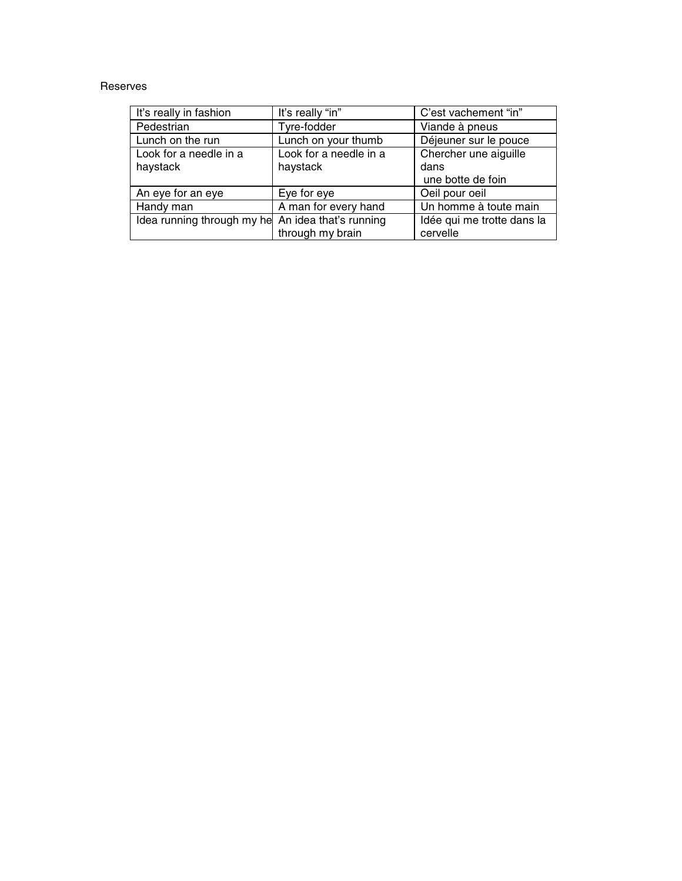Reserves

| It's really in fashion | It's really "in" | C'est vachement "in" |
|---|---|---|
| Pedestrian | Tyre-fodder | Viande à pneus |
| Lunch on the run | Lunch on your thumb | Déjeuner sur le pouce |
| Look for a needle in a haystack | Look for a needle in a haystack | Chercher une aiguille dans une botte de foin |
| An eye for an eye | Eye for eye | Oeil pour oeil |
| Handy man | A man for every hand | Un homme à toute main |
| Idea running through my he | An idea that's running through my brain | Idée qui me trotte dans la cervelle |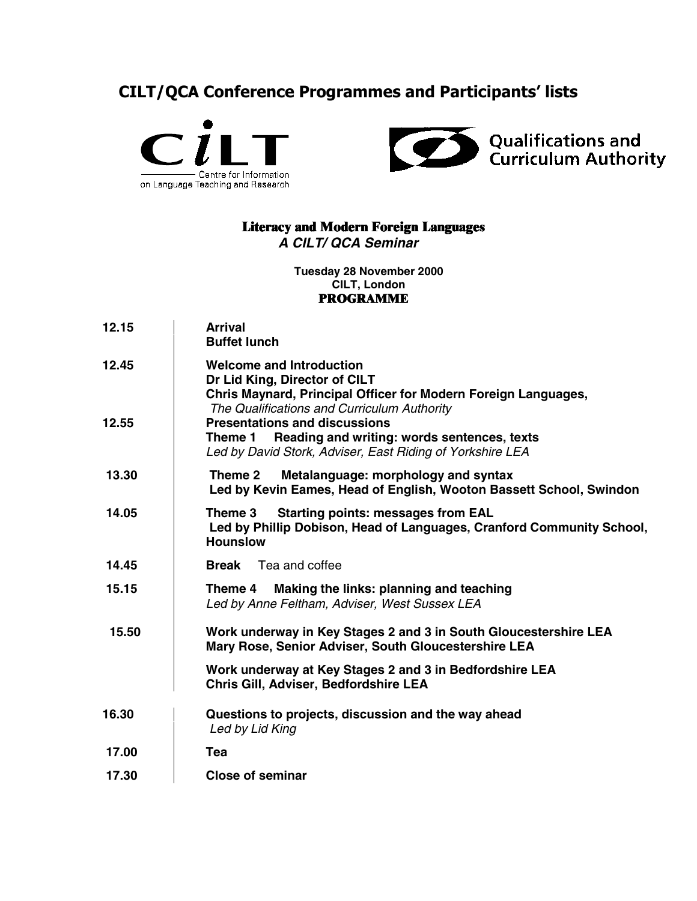# CILT/QCA Conference Programmes and Participants' lists

CILT – Centre for Information on Language Teaching and Research

Qualifications and Curriculum Authority

## Literacy and Modern Foreign Languages

***A CILT/ QCA Seminar***

**Tuesday 28 November 2000**
**CILT, London**
**PROGRAMME**

| | |
|---|---|
| **12.15** | **Arrival**<br>**Buffet lunch** |
| **12.45** | **Welcome and Introduction**<br>**Dr Lid King, Director of CILT**<br>**Chris Maynard, Principal Officer for Modern Foreign Languages,**<br>*The Qualifications and Curriculum Authority* |
| **12.55** | **Presentations and discussions**<br>**Theme 1 Reading and writing: words sentences, texts**<br>*Led by David Stork, Adviser, East Riding of Yorkshire LEA* |
| **13.30** | **Theme 2 Metalanguage: morphology and syntax**<br>**Led by Kevin Eames, Head of English, Wooton Bassett School, Swindon** |
| **14.05** | **Theme 3 Starting points: messages from EAL**<br>**Led by Phillip Dobison, Head of Languages, Cranford Community School, Hounslow** |
| **14.45** | **Break** Tea and coffee |
| **15.15** | **Theme 4 Making the links: planning and teaching**<br>*Led by Anne Feltham, Adviser, West Sussex LEA* |
| **15.50** | **Work underway in Key Stages 2 and 3 in South Gloucestershire LEA**<br>**Mary Rose, Senior Adviser, South Gloucestershire LEA**<br><br>**Work underway at Key Stages 2 and 3 in Bedfordshire LEA**<br>**Chris Gill, Adviser, Bedfordshire LEA** |
| **16.30** | **Questions to projects, discussion and the way ahead**<br>*Led by Lid King* |
| **17.00** | **Tea** |
| **17.30** | **Close of seminar** |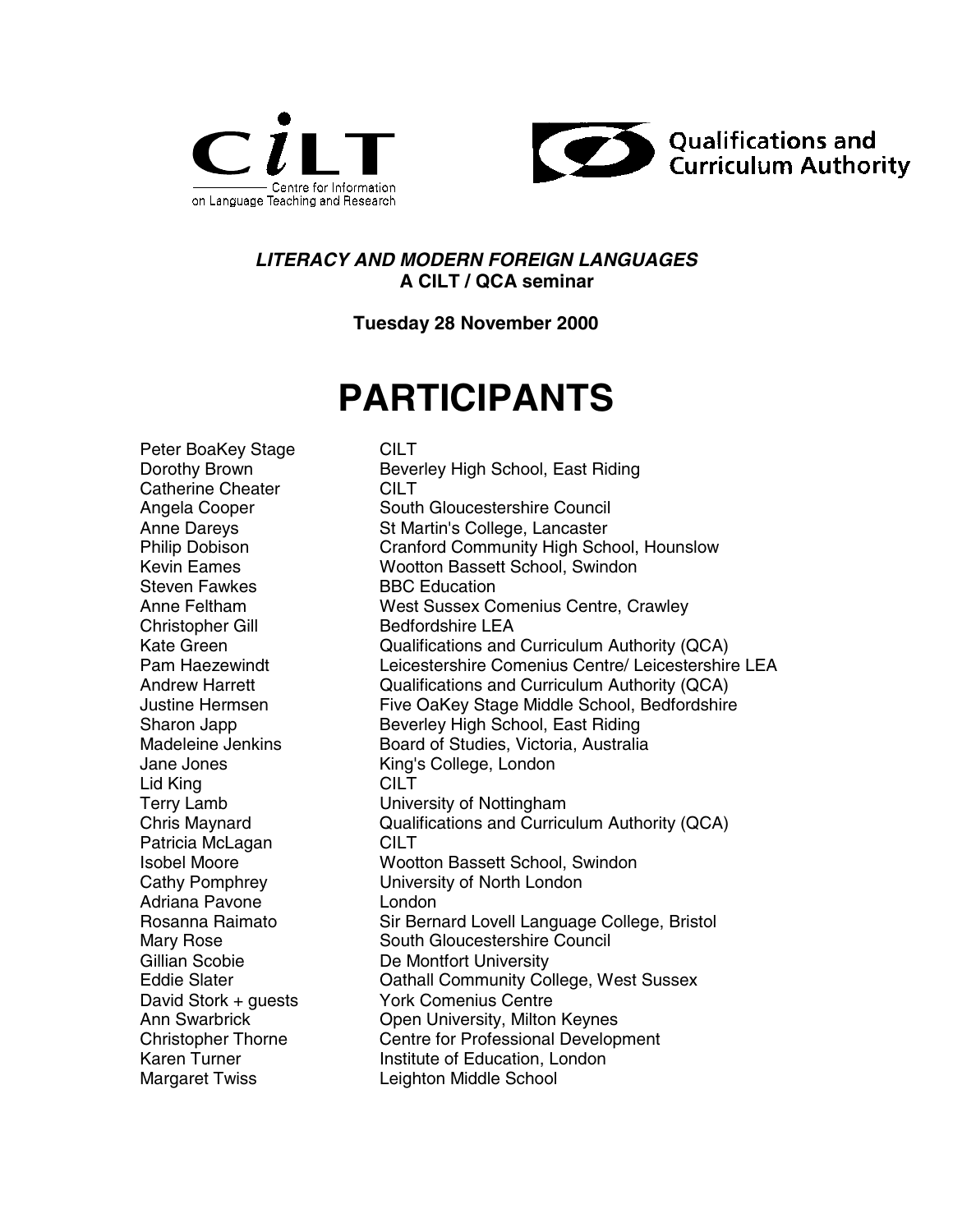Centre for Information on Language Teaching and Research

Qualifications and Curriculum Authority

***LITERACY AND MODERN FOREIGN LANGUAGES***
**A CILT / QCA seminar**

**Tuesday 28 November 2000**

# PARTICIPANTS

| | |
|---|---|
| Peter BoaKey Stage | CILT |
| Dorothy Brown | Beverley High School, East Riding |
| Catherine Cheater | CILT |
| Angela Cooper | South Gloucestershire Council |
| Anne Dareys | St Martin's College, Lancaster |
| Philip Dobison | Cranford Community High School, Hounslow |
| Kevin Eames | Wootton Bassett School, Swindon |
| Steven Fawkes | BBC Education |
| Anne Feltham | West Sussex Comenius Centre, Crawley |
| Christopher Gill | Bedfordshire LEA |
| Kate Green | Qualifications and Curriculum Authority (QCA) |
| Pam Haezewindt | Leicestershire Comenius Centre/ Leicestershire LEA |
| Andrew Harrett | Qualifications and Curriculum Authority (QCA) |
| Justine Hermsen | Five OaKey Stage Middle School, Bedfordshire |
| Sharon Japp | Beverley High School, East Riding |
| Madeleine Jenkins | Board of Studies, Victoria, Australia |
| Jane Jones | King's College, London |
| Lid King | CILT |
| Terry Lamb | University of Nottingham |
| Chris Maynard | Qualifications and Curriculum Authority (QCA) |
| Patricia McLagan | CILT |
| Isobel Moore | Wootton Bassett School, Swindon |
| Cathy Pomphrey | University of North London |
| Adriana Pavone | London |
| Rosanna Raimato | Sir Bernard Lovell Language College, Bristol |
| Mary Rose | South Gloucestershire Council |
| Gillian Scobie | De Montfort University |
| Eddie Slater | Oathall Community College, West Sussex |
| David Stork + guests | York Comenius Centre |
| Ann Swarbrick | Open University, Milton Keynes |
| Christopher Thorne | Centre for Professional Development |
| Karen Turner | Institute of Education, London |
| Margaret Twiss | Leighton Middle School |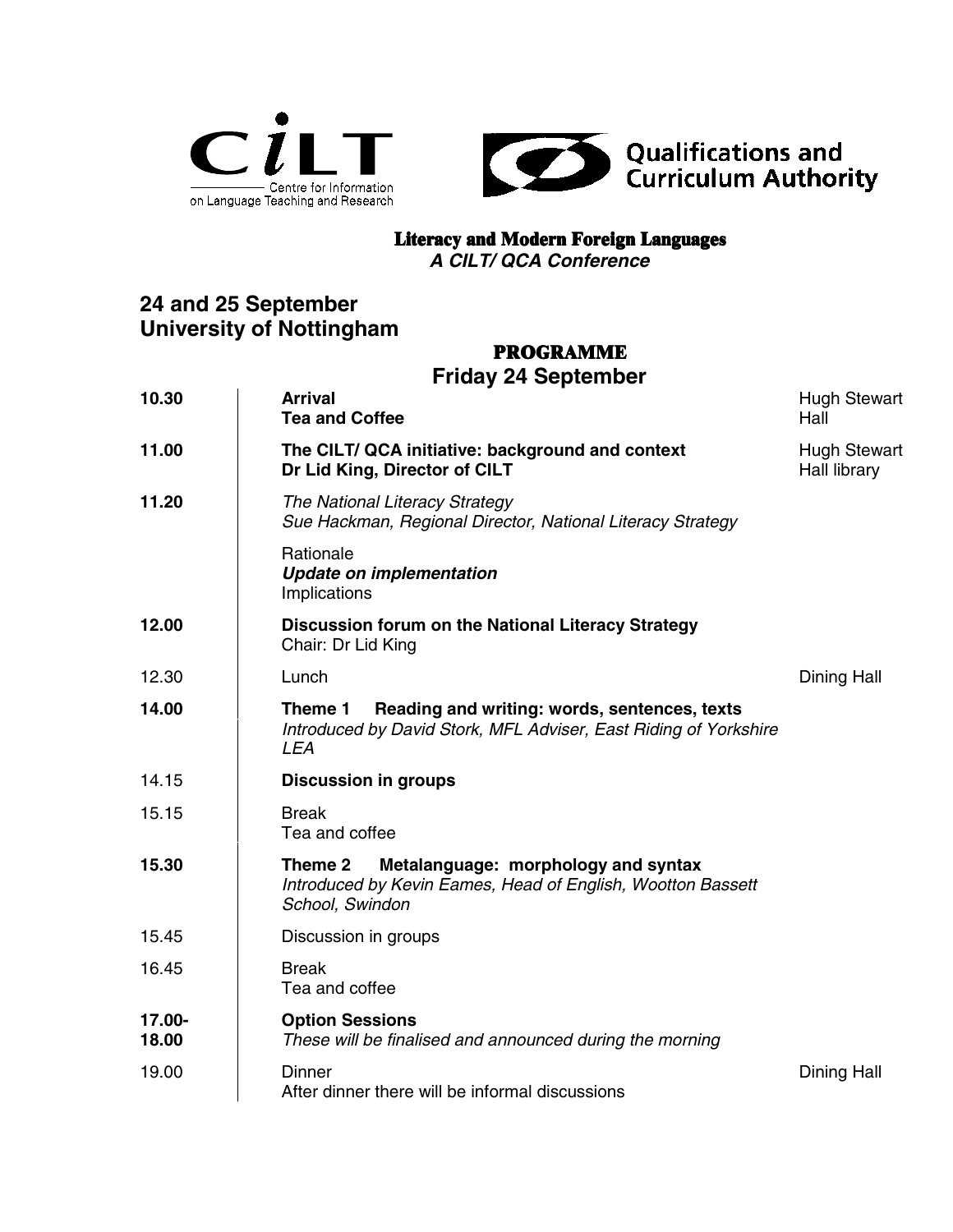CILT — Centre for Information on Language Teaching and Research

Qualifications and Curriculum Authority

**Literacy and Modern Foreign Languages**
***A CILT/ QCA Conference***

## 24 and 25 September
## University of Nottingham

### PROGRAMME
### Friday 24 September

| | | |
|---|---|---|
| **10.30** | **Arrival**<br>**Tea and Coffee** | Hugh Stewart Hall |
| **11.00** | **The CILT/ QCA initiative: background and context**<br>**Dr Lid King, Director of CILT** | Hugh Stewart Hall library |
| **11.20** | *The National Literacy Strategy*<br>*Sue Hackman, Regional Director, National Literacy Strategy*<br><br>Rationale<br>***Update on implementation***<br>Implications | |
| **12.00** | **Discussion forum on the National Literacy Strategy**<br>Chair: Dr Lid King | |
| 12.30 | Lunch | Dining Hall |
| **14.00** | **Theme 1 Reading and writing: words, sentences, texts**<br>*Introduced by David Stork, MFL Adviser, East Riding of Yorkshire LEA* | |
| 14.15 | **Discussion in groups** | |
| 15.15 | Break<br>Tea and coffee | |
| **15.30** | **Theme 2 Metalanguage: morphology and syntax**<br>*Introduced by Kevin Eames, Head of English, Wootton Bassett School, Swindon* | |
| 15.45 | Discussion in groups | |
| 16.45 | Break<br>Tea and coffee | |
| **17.00-18.00** | **Option Sessions**<br>*These will be finalised and announced during the morning* | |
| 19.00 | Dinner<br>After dinner there will be informal discussions | Dining Hall |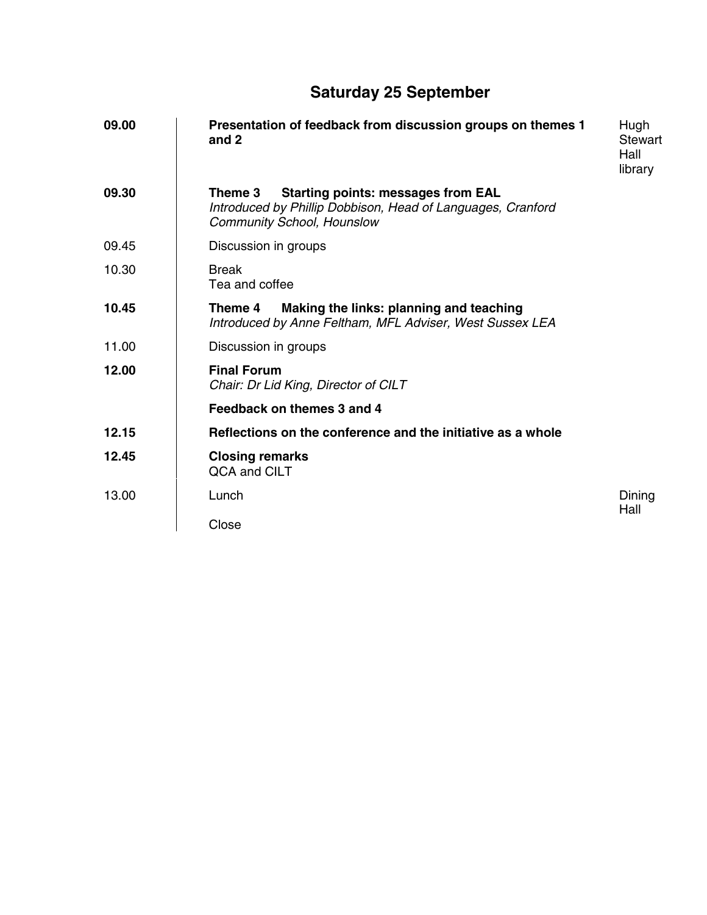## Saturday 25 September

| | | |
|---|---|---|
| **09.00** | **Presentation of feedback from discussion groups on themes 1 and 2** | Hugh Stewart Hall library |
| **09.30** | **Theme 3 Starting points: messages from EAL**<br>*Introduced by Phillip Dobbison, Head of Languages, Cranford Community School, Hounslow* | |
| 09.45 | Discussion in groups | |
| 10.30 | Break<br>Tea and coffee | |
| **10.45** | **Theme 4 Making the links: planning and teaching**<br>*Introduced by Anne Feltham, MFL Adviser, West Sussex LEA* | |
| 11.00 | Discussion in groups | |
| **12.00** | **Final Forum**<br>*Chair: Dr Lid King, Director of CILT* | |
| | **Feedback on themes 3 and 4** | |
| **12.15** | **Reflections on the conference and the initiative as a whole** | |
| **12.45** | **Closing remarks**<br>QCA and CILT | |
| 13.00 | Lunch | Dining Hall |
| | Close | |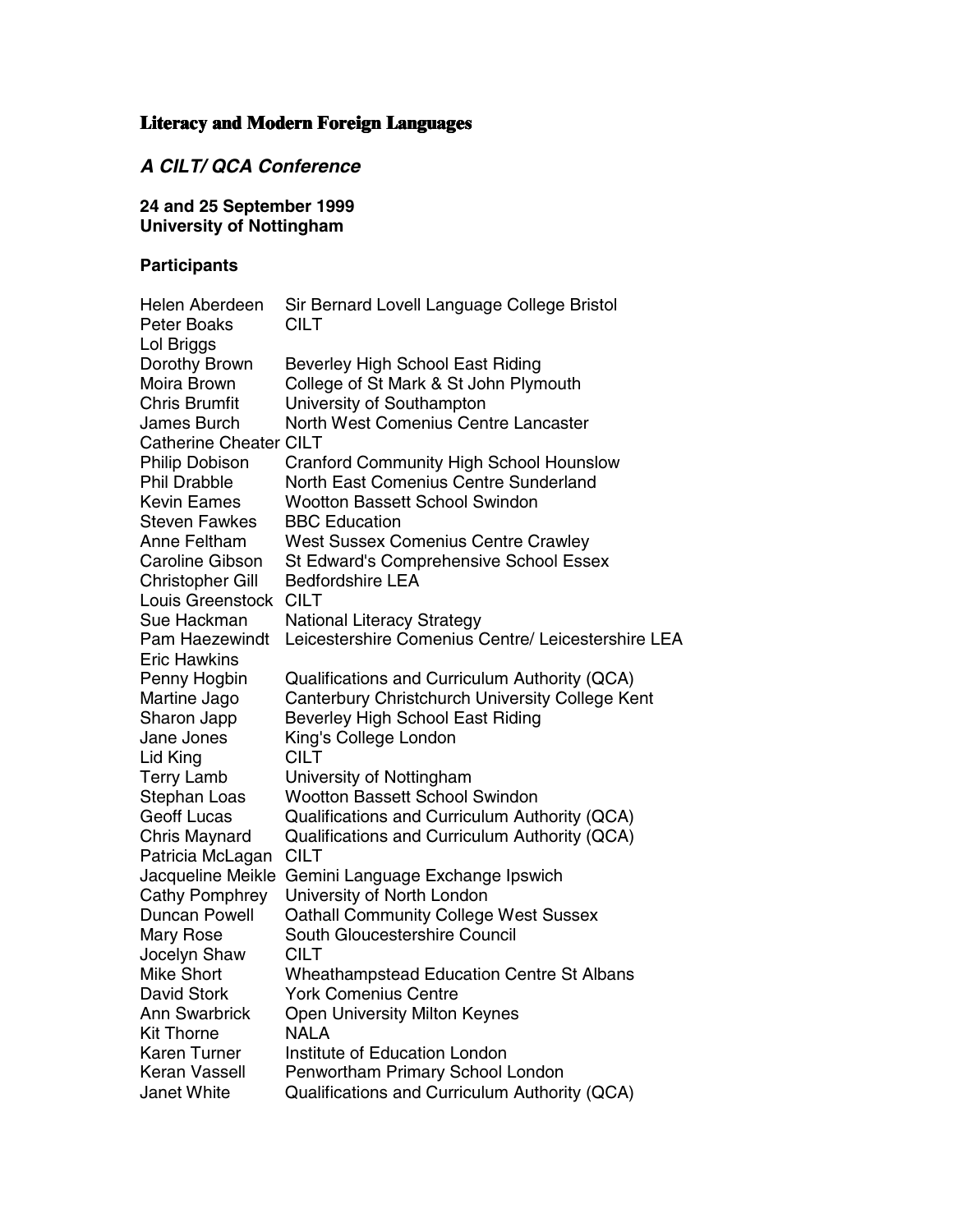# Literacy and Modern Foreign Languages

## *A CILT/ QCA Conference*

**24 and 25 September 1999**
**University of Nottingham**

### Participants

| | |
|---|---|
| Helen Aberdeen | Sir Bernard Lovell Language College Bristol |
| Peter Boaks | CILT |
| Lol Briggs | |
| Dorothy Brown | Beverley High School East Riding |
| Moira Brown | College of St Mark & St John Plymouth |
| Chris Brumfit | University of Southampton |
| James Burch | North West Comenius Centre Lancaster |
| Catherine Cheater | CILT |
| Philip Dobison | Cranford Community High School Hounslow |
| Phil Drabble | North East Comenius Centre Sunderland |
| Kevin Eames | Wootton Bassett School Swindon |
| Steven Fawkes | BBC Education |
| Anne Feltham | West Sussex Comenius Centre Crawley |
| Caroline Gibson | St Edward's Comprehensive School Essex |
| Christopher Gill | Bedfordshire LEA |
| Louis Greenstock | CILT |
| Sue Hackman | National Literacy Strategy |
| Pam Haezewindt | Leicestershire Comenius Centre/ Leicestershire LEA |
| Eric Hawkins | |
| Penny Hogbin | Qualifications and Curriculum Authority (QCA) |
| Martine Jago | Canterbury Christchurch University College Kent |
| Sharon Japp | Beverley High School East Riding |
| Jane Jones | King's College London |
| Lid King | CILT |
| Terry Lamb | University of Nottingham |
| Stephan Loas | Wootton Bassett School Swindon |
| Geoff Lucas | Qualifications and Curriculum Authority (QCA) |
| Chris Maynard | Qualifications and Curriculum Authority (QCA) |
| Patricia McLagan | CILT |
| Jacqueline Meikle | Gemini Language Exchange Ipswich |
| Cathy Pomphrey | University of North London |
| Duncan Powell | Oathall Community College West Sussex |
| Mary Rose | South Gloucestershire Council |
| Jocelyn Shaw | CILT |
| Mike Short | Wheathampstead Education Centre St Albans |
| David Stork | York Comenius Centre |
| Ann Swarbrick | Open University Milton Keynes |
| Kit Thorne | NALA |
| Karen Turner | Institute of Education London |
| Keran Vassell | Penwortham Primary School London |
| Janet White | Qualifications and Curriculum Authority (QCA) |